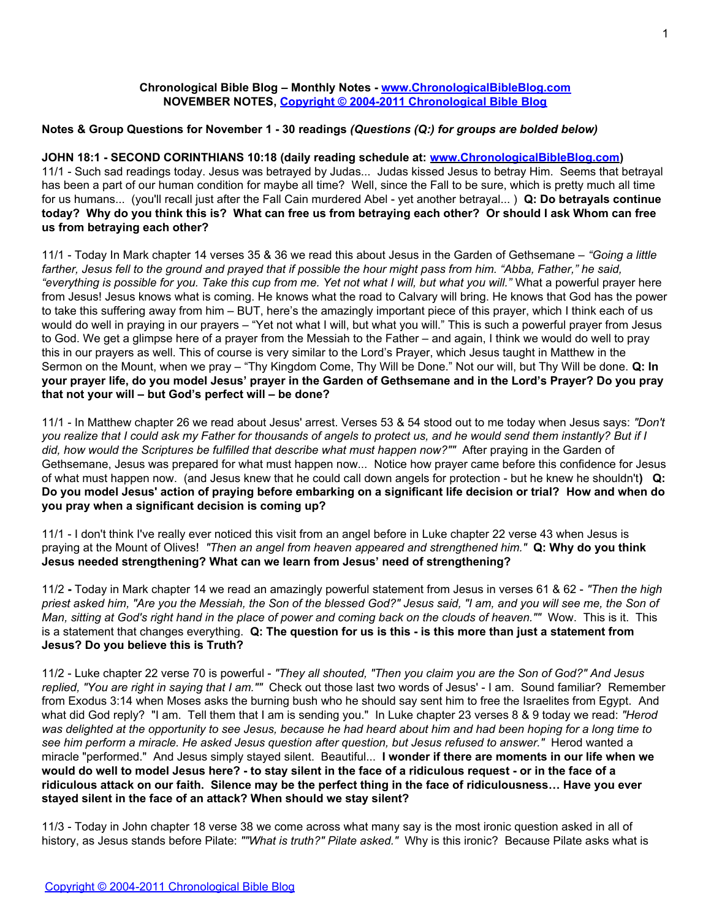**Chronological Bible Blog – Monthly Notes - [www.ChronologicalBibleBlog.com](http://www.ChronologicalBibleBlog.com)**
**NOVEMBER NOTES, [Copyright © 2004-2011 Chronological Bible Blog](http://www.ChronologicalBibleBlog.com)**

**Notes & Group Questions for November 1 - 30 readings** ***(Questions (Q:) for groups are bolded below)***

**JOHN 18:1 - SECOND CORINTHIANS 10:18 (daily reading schedule at: [www.ChronologicalBibleBlog.com](http://www.ChronologicalBibleBlog.com))**
11/1 - Such sad readings today. Jesus was betrayed by Judas... Judas kissed Jesus to betray Him. Seems that betrayal has been a part of our human condition for maybe all time? Well, since the Fall to be sure, which is pretty much all time for us humans... (you'll recall just after the Fall Cain murdered Abel - yet another betrayal... ) **Q: Do betrayals continue today? Why do you think this is? What can free us from betraying each other? Or should I ask Whom can free us from betraying each other?**

11/1 - Today In Mark chapter 14 verses 35 & 36 we read this about Jesus in the Garden of Gethsemane – *"Going a little farther, Jesus fell to the ground and prayed that if possible the hour might pass from him. "Abba, Father," he said, "everything is possible for you. Take this cup from me. Yet not what I will, but what you will."* What a powerful prayer here from Jesus! Jesus knows what is coming. He knows what the road to Calvary will bring. He knows that God has the power to take this suffering away from him – BUT, here's the amazingly important piece of this prayer, which I think each of us would do well in praying in our prayers – "Yet not what I will, but what you will." This is such a powerful prayer from Jesus to God. We get a glimpse here of a prayer from the Messiah to the Father – and again, I think we would do well to pray this in our prayers as well. This of course is very similar to the Lord's Prayer, which Jesus taught in Matthew in the Sermon on the Mount, when we pray – "Thy Kingdom Come, Thy Will be Done." Not our will, but Thy Will be done. **Q: In your prayer life, do you model Jesus' prayer in the Garden of Gethsemane and in the Lord's Prayer? Do you pray that not your will – but God's perfect will – be done?**

11/1 - In Matthew chapter 26 we read about Jesus' arrest. Verses 53 & 54 stood out to me today when Jesus says: *"Don't you realize that I could ask my Father for thousands of angels to protect us, and he would send them instantly? But if I did, how would the Scriptures be fulfilled that describe what must happen now?""* After praying in the Garden of Gethsemane, Jesus was prepared for what must happen now... Notice how prayer came before this confidence for Jesus of what must happen now. (and Jesus knew that he could call down angels for protection - but he knew he shouldn't**) Q: Do you model Jesus' action of praying before embarking on a significant life decision or trial? How and when do you pray when a significant decision is coming up?**

11/1 - I don't think I've really ever noticed this visit from an angel before in Luke chapter 22 verse 43 when Jesus is praying at the Mount of Olives! *"Then an angel from heaven appeared and strengthened him."* **Q: Why do you think Jesus needed strengthening? What can we learn from Jesus' need of strengthening?**

11/2 **-** Today in Mark chapter 14 we read an amazingly powerful statement from Jesus in verses 61 & 62 - *"Then the high priest asked him, "Are you the Messiah, the Son of the blessed God?" Jesus said, "I am, and you will see me, the Son of Man, sitting at God's right hand in the place of power and coming back on the clouds of heaven.""* Wow. This is it. This is a statement that changes everything. **Q: The question for us is this - is this more than just a statement from Jesus? Do you believe this is Truth?**

11/2 - Luke chapter 22 verse 70 is powerful - *"They all shouted, "Then you claim you are the Son of God?" And Jesus replied, "You are right in saying that I am.""* Check out those last two words of Jesus' - I am. Sound familiar? Remember from Exodus 3:14 when Moses asks the burning bush who he should say sent him to free the Israelites from Egypt. And what did God reply? "I am. Tell them that I am is sending you." In Luke chapter 23 verses 8 & 9 today we read: *"Herod was delighted at the opportunity to see Jesus, because he had heard about him and had been hoping for a long time to see him perform a miracle. He asked Jesus question after question, but Jesus refused to answer."* Herod wanted a miracle "performed." And Jesus simply stayed silent. Beautiful... **I wonder if there are moments in our life when we would do well to model Jesus here? - to stay silent in the face of a ridiculous request - or in the face of a ridiculous attack on our faith. Silence may be the perfect thing in the face of ridiculousness… Have you ever stayed silent in the face of an attack? When should we stay silent?**

11/3 - Today in John chapter 18 verse 38 we come across what many say is the most ironic question asked in all of history, as Jesus stands before Pilate: *""What is truth?" Pilate asked."* Why is this ironic? Because Pilate asks what is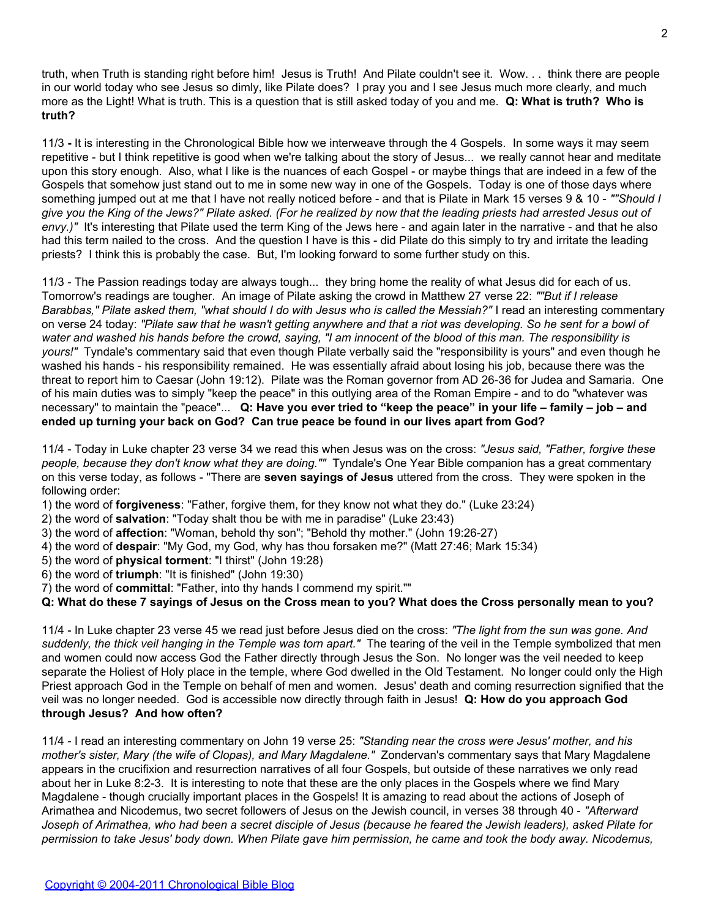truth, when Truth is standing right before him! Jesus is Truth! And Pilate couldn't see it. Wow. . . think there are people in our world today who see Jesus so dimly, like Pilate does? I pray you and I see Jesus much more clearly, and much more as the Light! What is truth. This is a question that is still asked today of you and me. **Q: What is truth? Who is truth?**

11/3 **-** It is interesting in the Chronological Bible how we interweave through the 4 Gospels. In some ways it may seem repetitive - but I think repetitive is good when we're talking about the story of Jesus... we really cannot hear and meditate upon this story enough. Also, what I like is the nuances of each Gospel - or maybe things that are indeed in a few of the Gospels that somehow just stand out to me in some new way in one of the Gospels. Today is one of those days where something jumped out at me that I have not really noticed before - and that is Pilate in Mark 15 verses 9 & 10 - *""Should I give you the King of the Jews?" Pilate asked. (For he realized by now that the leading priests had arrested Jesus out of envy.)"* It's interesting that Pilate used the term King of the Jews here - and again later in the narrative - and that he also had this term nailed to the cross. And the question I have is this - did Pilate do this simply to try and irritate the leading priests? I think this is probably the case. But, I'm looking forward to some further study on this.

11/3 - The Passion readings today are always tough... they bring home the reality of what Jesus did for each of us. Tomorrow's readings are tougher. An image of Pilate asking the crowd in Matthew 27 verse 22: *""But if I release Barabbas," Pilate asked them, "what should I do with Jesus who is called the Messiah?"* I read an interesting commentary on verse 24 today: *"Pilate saw that he wasn't getting anywhere and that a riot was developing. So he sent for a bowl of water and washed his hands before the crowd, saying, "I am innocent of the blood of this man. The responsibility is yours!"* Tyndale's commentary said that even though Pilate verbally said the "responsibility is yours" and even though he washed his hands - his responsibility remained. He was essentially afraid about losing his job, because there was the threat to report him to Caesar (John 19:12). Pilate was the Roman governor from AD 26-36 for Judea and Samaria. One of his main duties was to simply "keep the peace" in this outlying area of the Roman Empire - and to do "whatever was necessary" to maintain the "peace"... **Q: Have you ever tried to "keep the peace" in your life – family – job – and ended up turning your back on God? Can true peace be found in our lives apart from God?**

11/4 - Today in Luke chapter 23 verse 34 we read this when Jesus was on the cross: *"Jesus said, "Father, forgive these people, because they don't know what they are doing.""* Tyndale's One Year Bible companion has a great commentary on this verse today, as follows - "There are **seven sayings of Jesus** uttered from the cross. They were spoken in the following order:

1) the word of **forgiveness**: "Father, forgive them, for they know not what they do." (Luke 23:24)
2) the word of **salvation**: "Today shalt thou be with me in paradise" (Luke 23:43)
3) the word of **affection**: "Woman, behold thy son"; "Behold thy mother." (John 19:26-27)
4) the word of **despair**: "My God, my God, why has thou forsaken me?" (Matt 27:46; Mark 15:34)
5) the word of **physical torment**: "I thirst" (John 19:28)
6) the word of **triumph**: "It is finished" (John 19:30)
7) the word of **committal**: "Father, into thy hands I commend my spirit.""

**Q: What do these 7 sayings of Jesus on the Cross mean to you? What does the Cross personally mean to you?**

11/4 - In Luke chapter 23 verse 45 we read just before Jesus died on the cross: *"The light from the sun was gone. And suddenly, the thick veil hanging in the Temple was torn apart."* The tearing of the veil in the Temple symbolized that men and women could now access God the Father directly through Jesus the Son. No longer was the veil needed to keep separate the Holiest of Holy place in the temple, where God dwelled in the Old Testament. No longer could only the High Priest approach God in the Temple on behalf of men and women. Jesus' death and coming resurrection signified that the veil was no longer needed. God is accessible now directly through faith in Jesus! **Q: How do you approach God through Jesus? And how often?**

11/4 - I read an interesting commentary on John 19 verse 25: *"Standing near the cross were Jesus' mother, and his mother's sister, Mary (the wife of Clopas), and Mary Magdalene."* Zondervan's commentary says that Mary Magdalene appears in the crucifixion and resurrection narratives of all four Gospels, but outside of these narratives we only read about her in Luke 8:2-3. It is interesting to note that these are the only places in the Gospels where we find Mary Magdalene - though crucially important places in the Gospels! It is amazing to read about the actions of Joseph of Arimathea and Nicodemus, two secret followers of Jesus on the Jewish council, in verses 38 through 40 - *"Afterward Joseph of Arimathea, who had been a secret disciple of Jesus (because he feared the Jewish leaders), asked Pilate for permission to take Jesus' body down. When Pilate gave him permission, he came and took the body away. Nicodemus,*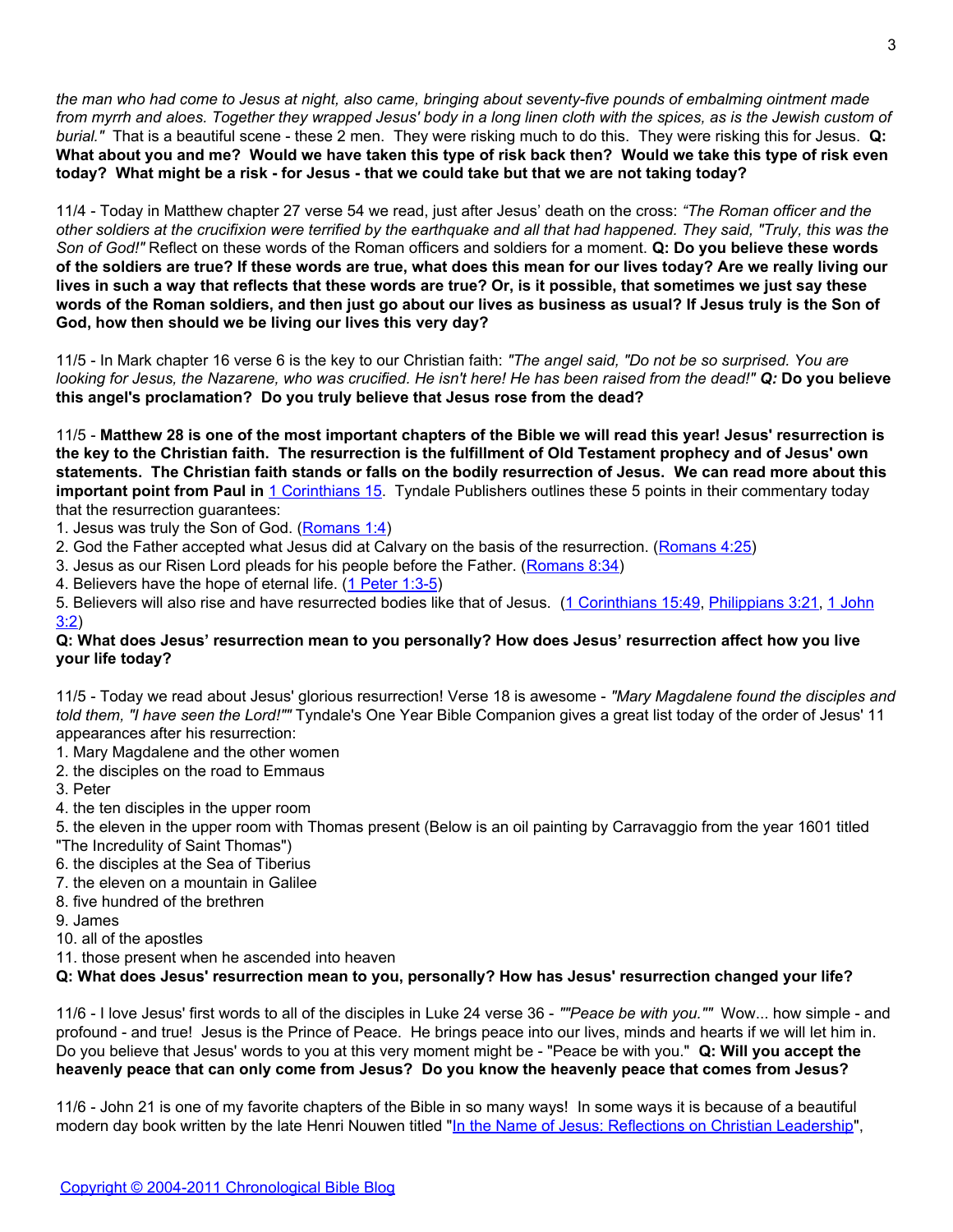*the man who had come to Jesus at night, also came, bringing about seventy-five pounds of embalming ointment made from myrrh and aloes. Together they wrapped Jesus' body in a long linen cloth with the spices, as is the Jewish custom of burial."* That is a beautiful scene - these 2 men. They were risking much to do this. They were risking this for Jesus. **Q: What about you and me? Would we have taken this type of risk back then? Would we take this type of risk even today? What might be a risk - for Jesus - that we could take but that we are not taking today?**

11/4 - Today in Matthew chapter 27 verse 54 we read, just after Jesus' death on the cross: *"The Roman officer and the other soldiers at the crucifixion were terrified by the earthquake and all that had happened. They said, "Truly, this was the Son of God!"* Reflect on these words of the Roman officers and soldiers for a moment. **Q: Do you believe these words of the soldiers are true? If these words are true, what does this mean for our lives today? Are we really living our lives in such a way that reflects that these words are true? Or, is it possible, that sometimes we just say these words of the Roman soldiers, and then just go about our lives as business as usual? If Jesus truly is the Son of God, how then should we be living our lives this very day?**

11/5 - In Mark chapter 16 verse 6 is the key to our Christian faith: *"The angel said, "Do not be so surprised. You are looking for Jesus, the Nazarene, who was crucified. He isn't here! He has been raised from the dead!"* ***Q:*** **Do you believe this angel's proclamation? Do you truly believe that Jesus rose from the dead?**

11/5 - **Matthew 28 is one of the most important chapters of the Bible we will read this year! Jesus' resurrection is the key to the Christian faith. The resurrection is the fulfillment of Old Testament prophecy and of Jesus' own statements. The Christian faith stands or falls on the bodily resurrection of Jesus. We can read more about this important point from Paul in** [1 Corinthians 15](). Tyndale Publishers outlines these 5 points in their commentary today that the resurrection guarantees:

1. Jesus was truly the Son of God. ([Romans 1:4]())
2. God the Father accepted what Jesus did at Calvary on the basis of the resurrection. ([Romans 4:25]())
3. Jesus as our Risen Lord pleads for his people before the Father. ([Romans 8:34]())
4. Believers have the hope of eternal life. ([1 Peter 1:3-5]())
5. Believers will also rise and have resurrected bodies like that of Jesus. ([1 Corinthians 15:49](), [Philippians 3:21](), [1 John 3:2]())

**Q: What does Jesus' resurrection mean to you personally? How does Jesus' resurrection affect how you live your life today?**

11/5 - Today we read about Jesus' glorious resurrection! Verse 18 is awesome - *"Mary Magdalene found the disciples and told them, "I have seen the Lord!""* Tyndale's One Year Bible Companion gives a great list today of the order of Jesus' 11 appearances after his resurrection:

1. Mary Magdalene and the other women
2. the disciples on the road to Emmaus
3. Peter
4. the ten disciples in the upper room
5. the eleven in the upper room with Thomas present (Below is an oil painting by Carravaggio from the year 1601 titled "The Incredulity of Saint Thomas")
6. the disciples at the Sea of Tiberius
7. the eleven on a mountain in Galilee
8. five hundred of the brethren
9. James
10. all of the apostles
11. those present when he ascended into heaven

**Q: What does Jesus' resurrection mean to you, personally? How has Jesus' resurrection changed your life?**

11/6 - I love Jesus' first words to all of the disciples in Luke 24 verse 36 - *""Peace be with you.""* Wow... how simple - and profound - and true! Jesus is the Prince of Peace. He brings peace into our lives, minds and hearts if we will let him in. Do you believe that Jesus' words to you at this very moment might be - "Peace be with you." **Q: Will you accept the heavenly peace that can only come from Jesus? Do you know the heavenly peace that comes from Jesus?**

11/6 - John 21 is one of my favorite chapters of the Bible in so many ways! In some ways it is because of a beautiful modern day book written by the late Henri Nouwen titled "[In the Name of Jesus: Reflections on Christian Leadership]()",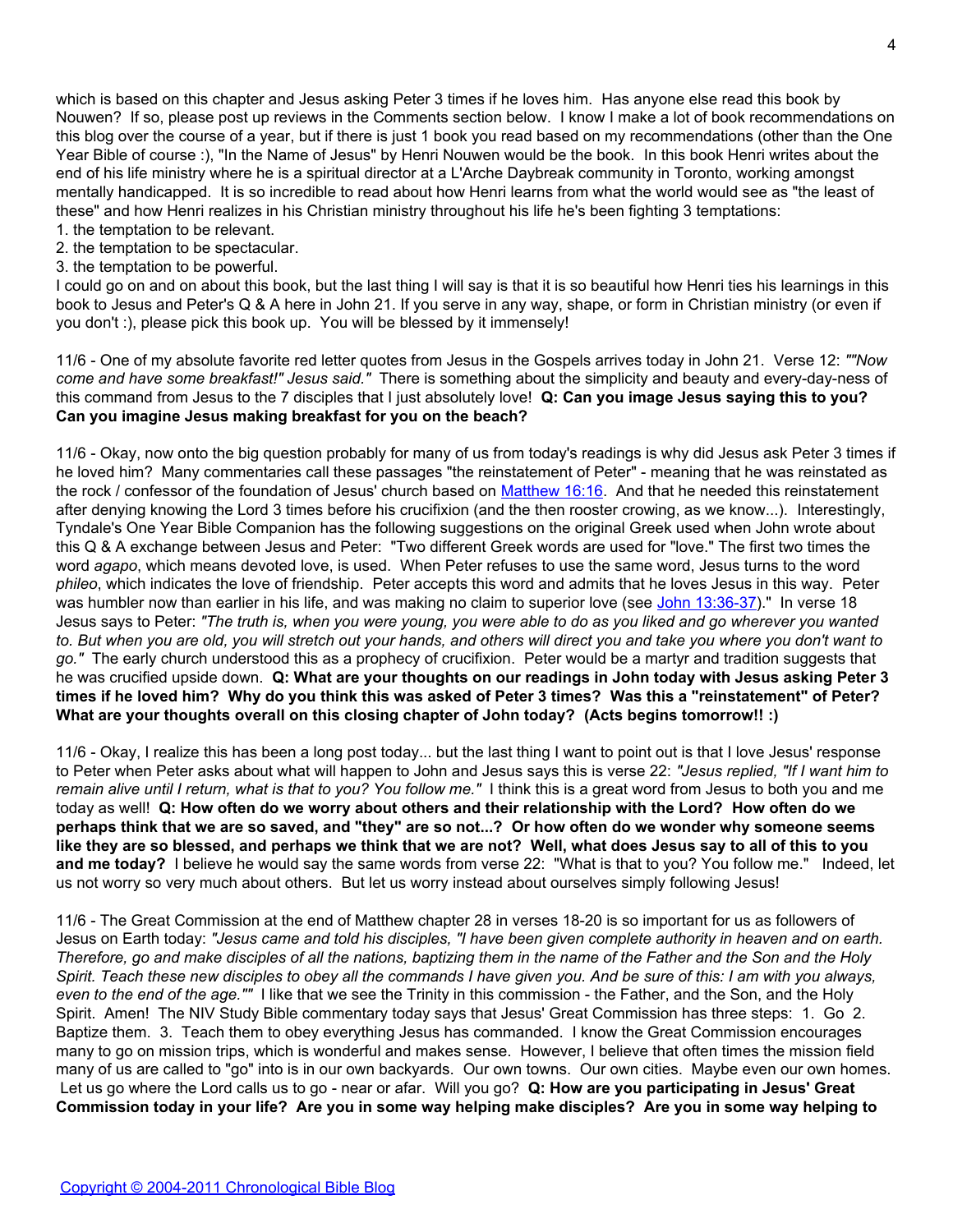which is based on this chapter and Jesus asking Peter 3 times if he loves him. Has anyone else read this book by Nouwen? If so, please post up reviews in the Comments section below. I know I make a lot of book recommendations on this blog over the course of a year, but if there is just 1 book you read based on my recommendations (other than the One Year Bible of course :), "In the Name of Jesus" by Henri Nouwen would be the book. In this book Henri writes about the end of his life ministry where he is a spiritual director at a L'Arche Daybreak community in Toronto, working amongst mentally handicapped. It is so incredible to read about how Henri learns from what the world would see as "the least of these" and how Henri realizes in his Christian ministry throughout his life he's been fighting 3 temptations:
1. the temptation to be relevant.
2. the temptation to be spectacular.
3. the temptation to be powerful.
I could go on and on about this book, but the last thing I will say is that it is so beautiful how Henri ties his learnings in this book to Jesus and Peter's Q & A here in John 21. If you serve in any way, shape, or form in Christian ministry (or even if you don't :), please pick this book up. You will be blessed by it immensely!

11/6 - One of my absolute favorite red letter quotes from Jesus in the Gospels arrives today in John 21. Verse 12: *""Now come and have some breakfast!" Jesus said."* There is something about the simplicity and beauty and every-day-ness of this command from Jesus to the 7 disciples that I just absolutely love! **Q: Can you image Jesus saying this to you? Can you imagine Jesus making breakfast for you on the beach?**

11/6 - Okay, now onto the big question probably for many of us from today's readings is why did Jesus ask Peter 3 times if he loved him? Many commentaries call these passages "the reinstatement of Peter" - meaning that he was reinstated as the rock / confessor of the foundation of Jesus' church based on [Matthew 16:16](). And that he needed this reinstatement after denying knowing the Lord 3 times before his crucifixion (and the then rooster crowing, as we know...). Interestingly, Tyndale's One Year Bible Companion has the following suggestions on the original Greek used when John wrote about this Q & A exchange between Jesus and Peter: "Two different Greek words are used for "love." The first two times the word *agapo*, which means devoted love, is used. When Peter refuses to use the same word, Jesus turns to the word *phileo*, which indicates the love of friendship. Peter accepts this word and admits that he loves Jesus in this way. Peter was humbler now than earlier in his life, and was making no claim to superior love (see [John 13:36-37]())." In verse 18 Jesus says to Peter: *"The truth is, when you were young, you were able to do as you liked and go wherever you wanted to. But when you are old, you will stretch out your hands, and others will direct you and take you where you don't want to go."* The early church understood this as a prophecy of crucifixion. Peter would be a martyr and tradition suggests that he was crucified upside down. **Q: What are your thoughts on our readings in John today with Jesus asking Peter 3 times if he loved him? Why do you think this was asked of Peter 3 times? Was this a "reinstatement" of Peter? What are your thoughts overall on this closing chapter of John today? (Acts begins tomorrow!! :)**

11/6 - Okay, I realize this has been a long post today... but the last thing I want to point out is that I love Jesus' response to Peter when Peter asks about what will happen to John and Jesus says this is verse 22: *"Jesus replied, "If I want him to remain alive until I return, what is that to you? You follow me."* I think this is a great word from Jesus to both you and me today as well! **Q: How often do we worry about others and their relationship with the Lord? How often do we perhaps think that we are so saved, and "they" are so not...? Or how often do we wonder why someone seems like they are so blessed, and perhaps we think that we are not? Well, what does Jesus say to all of this to you and me today?** I believe he would say the same words from verse 22: "What is that to you? You follow me." Indeed, let us not worry so very much about others. But let us worry instead about ourselves simply following Jesus!

11/6 - The Great Commission at the end of Matthew chapter 28 in verses 18-20 is so important for us as followers of Jesus on Earth today: *"Jesus came and told his disciples, "I have been given complete authority in heaven and on earth. Therefore, go and make disciples of all the nations, baptizing them in the name of the Father and the Son and the Holy Spirit. Teach these new disciples to obey all the commands I have given you. And be sure of this: I am with you always, even to the end of the age.""* I like that we see the Trinity in this commission - the Father, and the Son, and the Holy Spirit. Amen! The NIV Study Bible commentary today says that Jesus' Great Commission has three steps: 1. Go 2. Baptize them. 3. Teach them to obey everything Jesus has commanded. I know the Great Commission encourages many to go on mission trips, which is wonderful and makes sense. However, I believe that often times the mission field many of us are called to "go" into is in our own backyards. Our own towns. Our own cities. Maybe even our own homes. Let us go where the Lord calls us to go - near or afar. Will you go? **Q: How are you participating in Jesus' Great Commission today in your life? Are you in some way helping make disciples? Are you in some way helping to**

[Copyright © 2004-2011 Chronological Bible Blog]()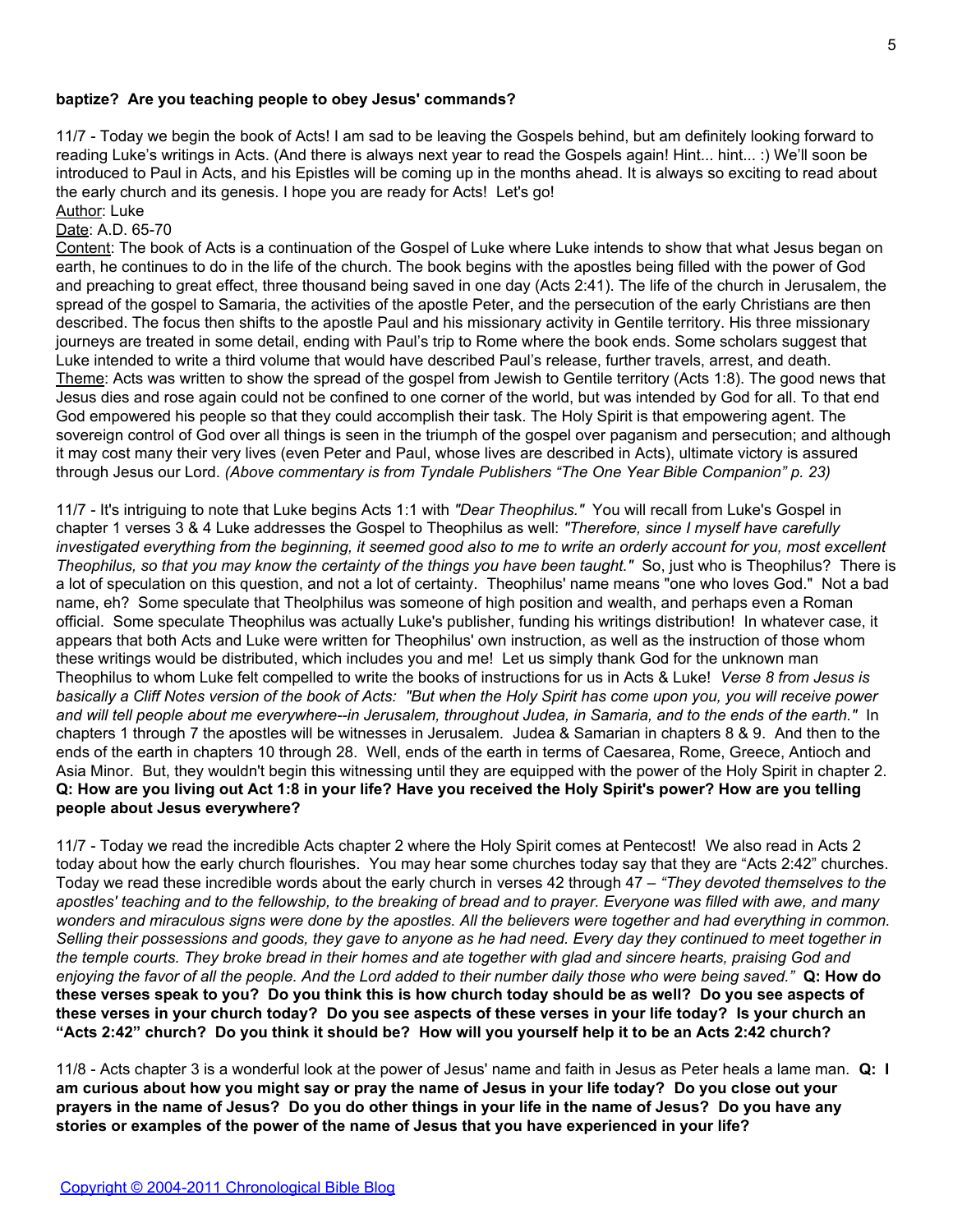**baptize? Are you teaching people to obey Jesus' commands?**

11/7 - Today we begin the book of Acts! I am sad to be leaving the Gospels behind, but am definitely looking forward to reading Luke's writings in Acts. (And there is always next year to read the Gospels again! Hint... hint... :) We'll soon be introduced to Paul in Acts, and his Epistles will be coming up in the months ahead. It is always so exciting to read about the early church and its genesis. I hope you are ready for Acts! Let's go!
Author: Luke
Date: A.D. 65-70
Content: The book of Acts is a continuation of the Gospel of Luke where Luke intends to show that what Jesus began on earth, he continues to do in the life of the church. The book begins with the apostles being filled with the power of God and preaching to great effect, three thousand being saved in one day (Acts 2:41). The life of the church in Jerusalem, the spread of the gospel to Samaria, the activities of the apostle Peter, and the persecution of the early Christians are then described. The focus then shifts to the apostle Paul and his missionary activity in Gentile territory. His three missionary journeys are treated in some detail, ending with Paul's trip to Rome where the book ends. Some scholars suggest that Luke intended to write a third volume that would have described Paul's release, further travels, arrest, and death.
Theme: Acts was written to show the spread of the gospel from Jewish to Gentile territory (Acts 1:8). The good news that Jesus dies and rose again could not be confined to one corner of the world, but was intended by God for all. To that end God empowered his people so that they could accomplish their task. The Holy Spirit is that empowering agent. The sovereign control of God over all things is seen in the triumph of the gospel over paganism and persecution; and although it may cost many their very lives (even Peter and Paul, whose lives are described in Acts), ultimate victory is assured through Jesus our Lord. *(Above commentary is from Tyndale Publishers "The One Year Bible Companion" p. 23)*

11/7 - It's intriguing to note that Luke begins Acts 1:1 with *"Dear Theophilus."* You will recall from Luke's Gospel in chapter 1 verses 3 & 4 Luke addresses the Gospel to Theophilus as well: *"Therefore, since I myself have carefully investigated everything from the beginning, it seemed good also to me to write an orderly account for you, most excellent Theophilus, so that you may know the certainty of the things you have been taught."* So, just who is Theophilus? There is a lot of speculation on this question, and not a lot of certainty. Theophilus' name means "one who loves God." Not a bad name, eh? Some speculate that Theolphilus was someone of high position and wealth, and perhaps even a Roman official. Some speculate Theophilus was actually Luke's publisher, funding his writings distribution! In whatever case, it appears that both Acts and Luke were written for Theophilus' own instruction, as well as the instruction of those whom these writings would be distributed, which includes you and me! Let us simply thank God for the unknown man Theophilus to whom Luke felt compelled to write the books of instructions for us in Acts & Luke! *Verse 8 from Jesus is basically a Cliff Notes version of the book of Acts: "But when the Holy Spirit has come upon you, you will receive power and will tell people about me everywhere--in Jerusalem, throughout Judea, in Samaria, and to the ends of the earth."* In chapters 1 through 7 the apostles will be witnesses in Jerusalem. Judea & Samarian in chapters 8 & 9. And then to the ends of the earth in chapters 10 through 28. Well, ends of the earth in terms of Caesarea, Rome, Greece, Antioch and Asia Minor. But, they wouldn't begin this witnessing until they are equipped with the power of the Holy Spirit in chapter 2. **Q: How are you living out Act 1:8 in your life? Have you received the Holy Spirit's power? How are you telling people about Jesus everywhere?**

11/7 - Today we read the incredible Acts chapter 2 where the Holy Spirit comes at Pentecost! We also read in Acts 2 today about how the early church flourishes. You may hear some churches today say that they are "Acts 2:42" churches. Today we read these incredible words about the early church in verses 42 through 47 – *"They devoted themselves to the apostles' teaching and to the fellowship, to the breaking of bread and to prayer. Everyone was filled with awe, and many wonders and miraculous signs were done by the apostles. All the believers were together and had everything in common. Selling their possessions and goods, they gave to anyone as he had need. Every day they continued to meet together in the temple courts. They broke bread in their homes and ate together with glad and sincere hearts, praising God and enjoying the favor of all the people. And the Lord added to their number daily those who were being saved."* **Q: How do these verses speak to you? Do you think this is how church today should be as well? Do you see aspects of these verses in your church today? Do you see aspects of these verses in your life today? Is your church an "Acts 2:42" church? Do you think it should be? How will you yourself help it to be an Acts 2:42 church?**

11/8 - Acts chapter 3 is a wonderful look at the power of Jesus' name and faith in Jesus as Peter heals a lame man. **Q: I am curious about how you might say or pray the name of Jesus in your life today? Do you close out your prayers in the name of Jesus? Do you do other things in your life in the name of Jesus? Do you have any stories or examples of the power of the name of Jesus that you have experienced in your life?**

Copyright © 2004-2011 Chronological Bible Blog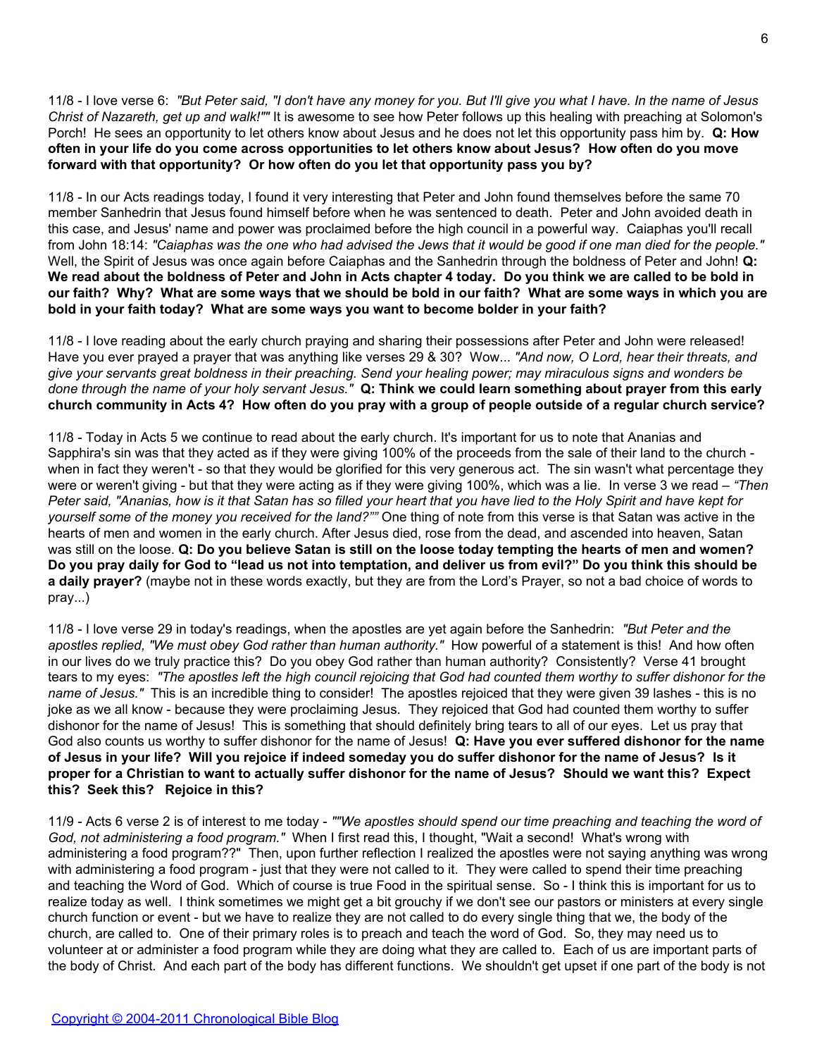11/8 - I love verse 6: *"But Peter said, "I don't have any money for you. But I'll give you what I have. In the name of Jesus Christ of Nazareth, get up and walk!""* It is awesome to see how Peter follows up this healing with preaching at Solomon's Porch! He sees an opportunity to let others know about Jesus and he does not let this opportunity pass him by. **Q: How often in your life do you come across opportunities to let others know about Jesus? How often do you move forward with that opportunity? Or how often do you let that opportunity pass you by?**

11/8 - In our Acts readings today, I found it very interesting that Peter and John found themselves before the same 70 member Sanhedrin that Jesus found himself before when he was sentenced to death. Peter and John avoided death in this case, and Jesus' name and power was proclaimed before the high council in a powerful way. Caiaphas you'll recall from John 18:14: *"Caiaphas was the one who had advised the Jews that it would be good if one man died for the people."* Well, the Spirit of Jesus was once again before Caiaphas and the Sanhedrin through the boldness of Peter and John! **Q: We read about the boldness of Peter and John in Acts chapter 4 today. Do you think we are called to be bold in our faith? Why? What are some ways that we should be bold in our faith? What are some ways in which you are bold in your faith today? What are some ways you want to become bolder in your faith?**

11/8 - I love reading about the early church praying and sharing their possessions after Peter and John were released! Have you ever prayed a prayer that was anything like verses 29 & 30? Wow... *"And now, O Lord, hear their threats, and give your servants great boldness in their preaching. Send your healing power; may miraculous signs and wonders be done through the name of your holy servant Jesus."* **Q: Think we could learn something about prayer from this early church community in Acts 4? How often do you pray with a group of people outside of a regular church service?**

11/8 - Today in Acts 5 we continue to read about the early church. It's important for us to note that Ananias and Sapphira's sin was that they acted as if they were giving 100% of the proceeds from the sale of their land to the church - when in fact they weren't - so that they would be glorified for this very generous act. The sin wasn't what percentage they were or weren't giving - but that they were acting as if they were giving 100%, which was a lie. In verse 3 we read – *"Then Peter said, "Ananias, how is it that Satan has so filled your heart that you have lied to the Holy Spirit and have kept for yourself some of the money you received for the land?""* One thing of note from this verse is that Satan was active in the hearts of men and women in the early church. After Jesus died, rose from the dead, and ascended into heaven, Satan was still on the loose. **Q: Do you believe Satan is still on the loose today tempting the hearts of men and women? Do you pray daily for God to "lead us not into temptation, and deliver us from evil?" Do you think this should be a daily prayer?** (maybe not in these words exactly, but they are from the Lord's Prayer, so not a bad choice of words to pray...)

11/8 - I love verse 29 in today's readings, when the apostles are yet again before the Sanhedrin: *"But Peter and the apostles replied, "We must obey God rather than human authority."* How powerful of a statement is this! And how often in our lives do we truly practice this? Do you obey God rather than human authority? Consistently? Verse 41 brought tears to my eyes: *"The apostles left the high council rejoicing that God had counted them worthy to suffer dishonor for the name of Jesus."* This is an incredible thing to consider! The apostles rejoiced that they were given 39 lashes - this is no joke as we all know - because they were proclaiming Jesus. They rejoiced that God had counted them worthy to suffer dishonor for the name of Jesus! This is something that should definitely bring tears to all of our eyes. Let us pray that God also counts us worthy to suffer dishonor for the name of Jesus! **Q: Have you ever suffered dishonor for the name of Jesus in your life? Will you rejoice if indeed someday you do suffer dishonor for the name of Jesus? Is it proper for a Christian to want to actually suffer dishonor for the name of Jesus? Should we want this? Expect this? Seek this? Rejoice in this?**

11/9 - Acts 6 verse 2 is of interest to me today - *""We apostles should spend our time preaching and teaching the word of God, not administering a food program."* When I first read this, I thought, "Wait a second! What's wrong with administering a food program??" Then, upon further reflection I realized the apostles were not saying anything was wrong with administering a food program - just that they were not called to it. They were called to spend their time preaching and teaching the Word of God. Which of course is true Food in the spiritual sense. So - I think this is important for us to realize today as well. I think sometimes we might get a bit grouchy if we don't see our pastors or ministers at every single church function or event - but we have to realize they are not called to do every single thing that we, the body of the church, are called to. One of their primary roles is to preach and teach the word of God. So, they may need us to volunteer at or administer a food program while they are doing what they are called to. Each of us are important parts of the body of Christ. And each part of the body has different functions. We shouldn't get upset if one part of the body is not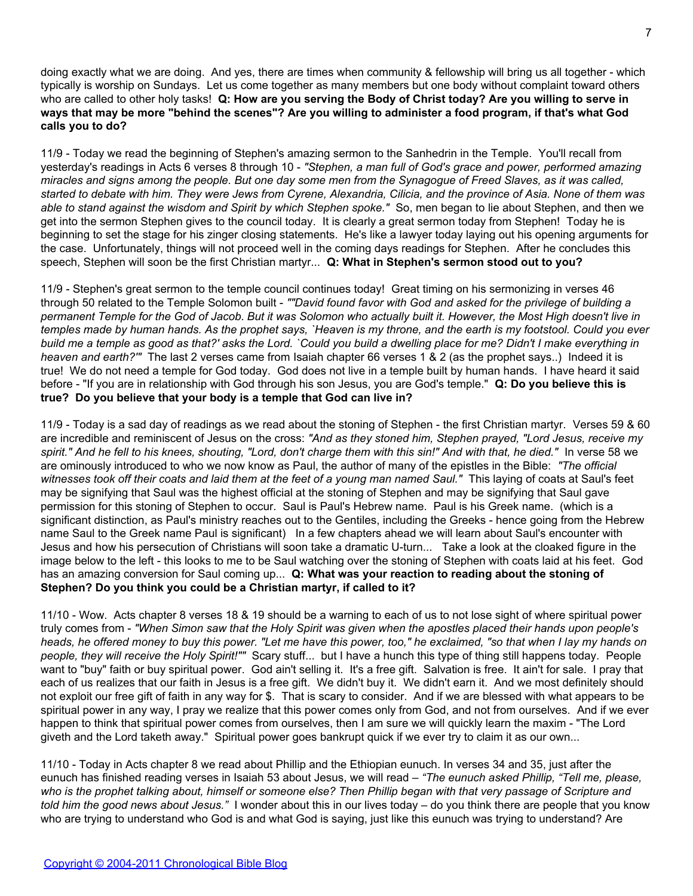doing exactly what we are doing. And yes, there are times when community & fellowship will bring us all together - which typically is worship on Sundays. Let us come together as many members but one body without complaint toward others who are called to other holy tasks! **Q: How are you serving the Body of Christ today? Are you willing to serve in ways that may be more "behind the scenes"? Are you willing to administer a food program, if that's what God calls you to do?**

11/9 - Today we read the beginning of Stephen's amazing sermon to the Sanhedrin in the Temple. You'll recall from yesterday's readings in Acts 6 verses 8 through 10 - *"Stephen, a man full of God's grace and power, performed amazing miracles and signs among the people. But one day some men from the Synagogue of Freed Slaves, as it was called, started to debate with him. They were Jews from Cyrene, Alexandria, Cilicia, and the province of Asia. None of them was able to stand against the wisdom and Spirit by which Stephen spoke."* So, men began to lie about Stephen, and then we get into the sermon Stephen gives to the council today. It is clearly a great sermon today from Stephen! Today he is beginning to set the stage for his zinger closing statements. He's like a lawyer today laying out his opening arguments for the case. Unfortunately, things will not proceed well in the coming days readings for Stephen. After he concludes this speech, Stephen will soon be the first Christian martyr... **Q: What in Stephen's sermon stood out to you?**

11/9 - Stephen's great sermon to the temple council continues today! Great timing on his sermonizing in verses 46 through 50 related to the Temple Solomon built - *""David found favor with God and asked for the privilege of building a permanent Temple for the God of Jacob. But it was Solomon who actually built it. However, the Most High doesn't live in temples made by human hands. As the prophet says, `Heaven is my throne, and the earth is my footstool. Could you ever build me a temple as good as that?' asks the Lord. `Could you build a dwelling place for me? Didn't I make everything in heaven and earth?'"* The last 2 verses came from Isaiah chapter 66 verses 1 & 2 (as the prophet says..) Indeed it is true! We do not need a temple for God today. God does not live in a temple built by human hands. I have heard it said before - "If you are in relationship with God through his son Jesus, you are God's temple." **Q: Do you believe this is true? Do you believe that your body is a temple that God can live in?**

11/9 - Today is a sad day of readings as we read about the stoning of Stephen - the first Christian martyr. Verses 59 & 60 are incredible and reminiscent of Jesus on the cross: *"And as they stoned him, Stephen prayed, "Lord Jesus, receive my spirit." And he fell to his knees, shouting, "Lord, don't charge them with this sin!" And with that, he died."* In verse 58 we are ominously introduced to who we now know as Paul, the author of many of the epistles in the Bible: *"The official witnesses took off their coats and laid them at the feet of a young man named Saul."* This laying of coats at Saul's feet may be signifying that Saul was the highest official at the stoning of Stephen and may be signifying that Saul gave permission for this stoning of Stephen to occur. Saul is Paul's Hebrew name. Paul is his Greek name. (which is a significant distinction, as Paul's ministry reaches out to the Gentiles, including the Greeks - hence going from the Hebrew name Saul to the Greek name Paul is significant) In a few chapters ahead we will learn about Saul's encounter with Jesus and how his persecution of Christians will soon take a dramatic U-turn... Take a look at the cloaked figure in the image below to the left - this looks to me to be Saul watching over the stoning of Stephen with coats laid at his feet. God has an amazing conversion for Saul coming up... **Q: What was your reaction to reading about the stoning of Stephen? Do you think you could be a Christian martyr, if called to it?**

11/10 - Wow. Acts chapter 8 verses 18 & 19 should be a warning to each of us to not lose sight of where spiritual power truly comes from - *"When Simon saw that the Holy Spirit was given when the apostles placed their hands upon people's heads, he offered money to buy this power. "Let me have this power, too," he exclaimed, "so that when I lay my hands on people, they will receive the Holy Spirit!""* Scary stuff... but I have a hunch this type of thing still happens today. People want to "buy" faith or buy spiritual power. God ain't selling it. It's a free gift. Salvation is free. It ain't for sale. I pray that each of us realizes that our faith in Jesus is a free gift. We didn't buy it. We didn't earn it. And we most definitely should not exploit our free gift of faith in any way for $. That is scary to consider. And if we are blessed with what appears to be spiritual power in any way, I pray we realize that this power comes only from God, and not from ourselves. And if we ever happen to think that spiritual power comes from ourselves, then I am sure we will quickly learn the maxim - "The Lord giveth and the Lord taketh away." Spiritual power goes bankrupt quick if we ever try to claim it as our own...

11/10 - Today in Acts chapter 8 we read about Phillip and the Ethiopian eunuch. In verses 34 and 35, just after the eunuch has finished reading verses in Isaiah 53 about Jesus, we will read – *"The eunuch asked Phillip, "Tell me, please, who is the prophet talking about, himself or someone else? Then Phillip began with that very passage of Scripture and told him the good news about Jesus."* I wonder about this in our lives today – do you think there are people that you know who are trying to understand who God is and what God is saying, just like this eunuch was trying to understand? Are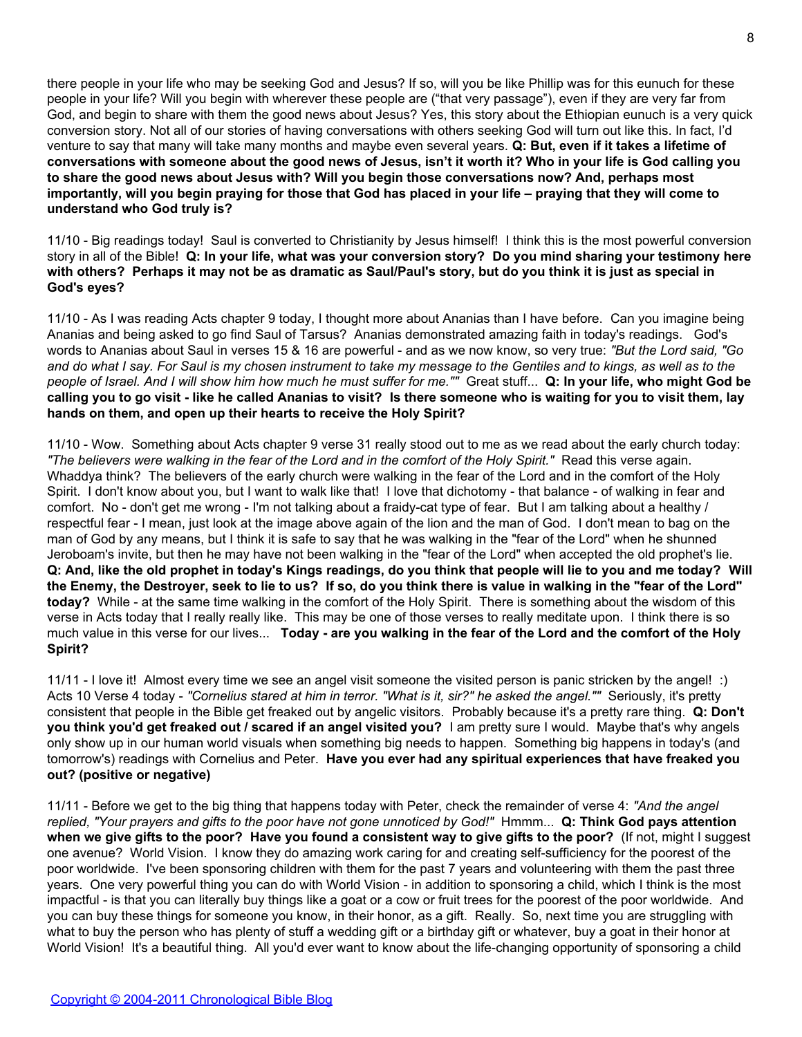there people in your life who may be seeking God and Jesus? If so, will you be like Phillip was for this eunuch for these people in your life? Will you begin with wherever these people are ("that very passage"), even if they are very far from God, and begin to share with them the good news about Jesus? Yes, this story about the Ethiopian eunuch is a very quick conversion story. Not all of our stories of having conversations with others seeking God will turn out like this. In fact, I'd venture to say that many will take many months and maybe even several years. **Q: But, even if it takes a lifetime of conversations with someone about the good news of Jesus, isn't it worth it? Who in your life is God calling you to share the good news about Jesus with? Will you begin those conversations now? And, perhaps most importantly, will you begin praying for those that God has placed in your life – praying that they will come to understand who God truly is?**

11/10 - Big readings today! Saul is converted to Christianity by Jesus himself! I think this is the most powerful conversion story in all of the Bible! **Q: In your life, what was your conversion story? Do you mind sharing your testimony here with others? Perhaps it may not be as dramatic as Saul/Paul's story, but do you think it is just as special in God's eyes?**

11/10 - As I was reading Acts chapter 9 today, I thought more about Ananias than I have before. Can you imagine being Ananias and being asked to go find Saul of Tarsus? Ananias demonstrated amazing faith in today's readings. God's words to Ananias about Saul in verses 15 & 16 are powerful - and as we now know, so very true: *"But the Lord said, "Go and do what I say. For Saul is my chosen instrument to take my message to the Gentiles and to kings, as well as to the people of Israel. And I will show him how much he must suffer for me.""* Great stuff... **Q: In your life, who might God be calling you to go visit - like he called Ananias to visit? Is there someone who is waiting for you to visit them, lay hands on them, and open up their hearts to receive the Holy Spirit?**

11/10 - Wow. Something about Acts chapter 9 verse 31 really stood out to me as we read about the early church today: *"The believers were walking in the fear of the Lord and in the comfort of the Holy Spirit."* Read this verse again. Whaddya think? The believers of the early church were walking in the fear of the Lord and in the comfort of the Holy Spirit. I don't know about you, but I want to walk like that! I love that dichotomy - that balance - of walking in fear and comfort. No - don't get me wrong - I'm not talking about a fraidy-cat type of fear. But I am talking about a healthy / respectful fear - I mean, just look at the image above again of the lion and the man of God. I don't mean to bag on the man of God by any means, but I think it is safe to say that he was walking in the "fear of the Lord" when he shunned Jeroboam's invite, but then he may have not been walking in the "fear of the Lord" when accepted the old prophet's lie. **Q: And, like the old prophet in today's Kings readings, do you think that people will lie to you and me today? Will the Enemy, the Destroyer, seek to lie to us? If so, do you think there is value in walking in the "fear of the Lord" today?** While - at the same time walking in the comfort of the Holy Spirit. There is something about the wisdom of this verse in Acts today that I really really like. This may be one of those verses to really meditate upon. I think there is so much value in this verse for our lives... **Today - are you walking in the fear of the Lord and the comfort of the Holy Spirit?**

11/11 - I love it! Almost every time we see an angel visit someone the visited person is panic stricken by the angel! :) Acts 10 Verse 4 today - *"Cornelius stared at him in terror. "What is it, sir?" he asked the angel.""* Seriously, it's pretty consistent that people in the Bible get freaked out by angelic visitors. Probably because it's a pretty rare thing. **Q: Don't you think you'd get freaked out / scared if an angel visited you?** I am pretty sure I would. Maybe that's why angels only show up in our human world visuals when something big needs to happen. Something big happens in today's (and tomorrow's) readings with Cornelius and Peter. **Have you ever had any spiritual experiences that have freaked you out? (positive or negative)**

11/11 - Before we get to the big thing that happens today with Peter, check the remainder of verse 4: *"And the angel replied, "Your prayers and gifts to the poor have not gone unnoticed by God!"* Hmmm... **Q: Think God pays attention when we give gifts to the poor? Have you found a consistent way to give gifts to the poor?** (If not, might I suggest one avenue? World Vision. I know they do amazing work caring for and creating self-sufficiency for the poorest of the poor worldwide. I've been sponsoring children with them for the past 7 years and volunteering with them the past three years. One very powerful thing you can do with World Vision - in addition to sponsoring a child, which I think is the most impactful - is that you can literally buy things like a goat or a cow or fruit trees for the poorest of the poor worldwide. And you can buy these things for someone you know, in their honor, as a gift. Really. So, next time you are struggling with what to buy the person who has plenty of stuff a wedding gift or a birthday gift or whatever, buy a goat in their honor at World Vision! It's a beautiful thing. All you'd ever want to know about the life-changing opportunity of sponsoring a child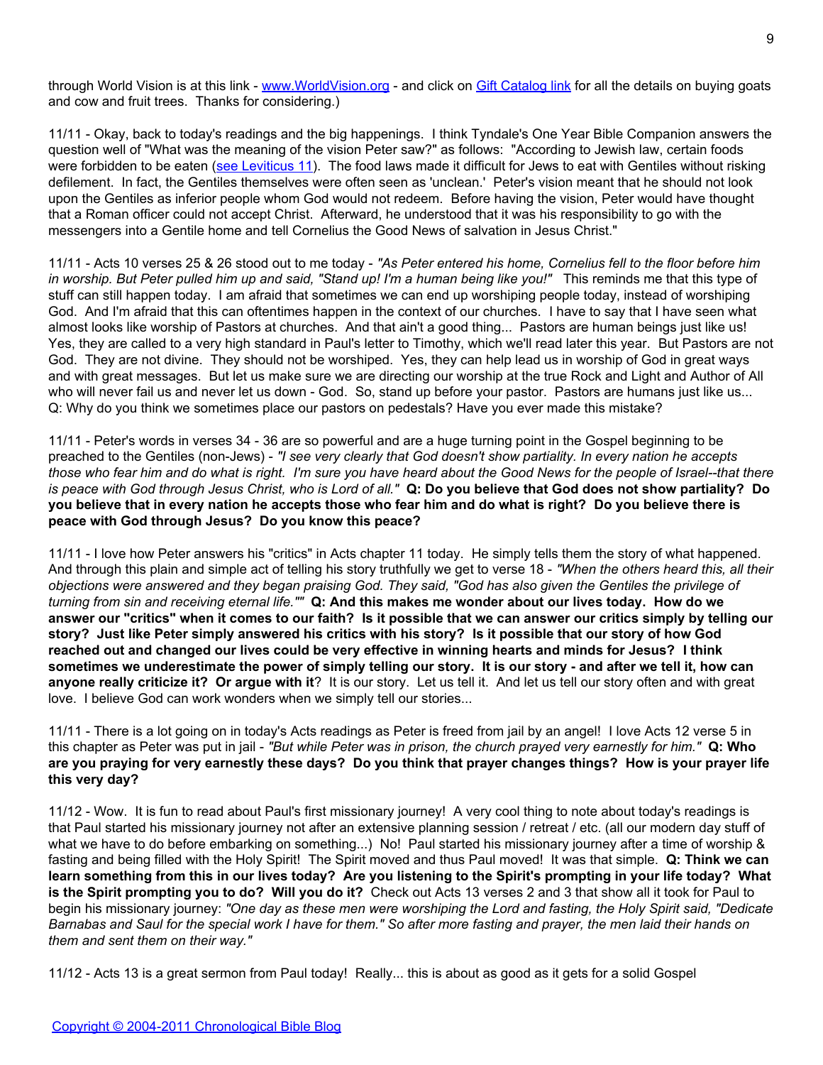through World Vision is at this link - [www.WorldVision.org](http://www.WorldVision.org) - and click on [Gift Catalog link](#) for all the details on buying goats and cow and fruit trees. Thanks for considering.)

11/11 - Okay, back to today's readings and the big happenings. I think Tyndale's One Year Bible Companion answers the question well of "What was the meaning of the vision Peter saw?" as follows: "According to Jewish law, certain foods were forbidden to be eaten ([see Leviticus 11](#)). The food laws made it difficult for Jews to eat with Gentiles without risking defilement. In fact, the Gentiles themselves were often seen as 'unclean.' Peter's vision meant that he should not look upon the Gentiles as inferior people whom God would not redeem. Before having the vision, Peter would have thought that a Roman officer could not accept Christ. Afterward, he understood that it was his responsibility to go with the messengers into a Gentile home and tell Cornelius the Good News of salvation in Jesus Christ."

11/11 - Acts 10 verses 25 & 26 stood out to me today - *"As Peter entered his home, Cornelius fell to the floor before him in worship. But Peter pulled him up and said, "Stand up! I'm a human being like you!"* This reminds me that this type of stuff can still happen today. I am afraid that sometimes we can end up worshiping people today, instead of worshiping God. And I'm afraid that this can oftentimes happen in the context of our churches. I have to say that I have seen what almost looks like worship of Pastors at churches. And that ain't a good thing... Pastors are human beings just like us! Yes, they are called to a very high standard in Paul's letter to Timothy, which we'll read later this year. But Pastors are not God. They are not divine. They should not be worshiped. Yes, they can help lead us in worship of God in great ways and with great messages. But let us make sure we are directing our worship at the true Rock and Light and Author of All who will never fail us and never let us down - God. So, stand up before your pastor. Pastors are humans just like us... Q: Why do you think we sometimes place our pastors on pedestals? Have you ever made this mistake?

11/11 - Peter's words in verses 34 - 36 are so powerful and are a huge turning point in the Gospel beginning to be preached to the Gentiles (non-Jews) - *"I see very clearly that God doesn't show partiality. In every nation he accepts those who fear him and do what is right. I'm sure you have heard about the Good News for the people of Israel--that there is peace with God through Jesus Christ, who is Lord of all."* **Q: Do you believe that God does not show partiality? Do you believe that in every nation he accepts those who fear him and do what is right? Do you believe there is peace with God through Jesus? Do you know this peace?**

11/11 - I love how Peter answers his "critics" in Acts chapter 11 today. He simply tells them the story of what happened. And through this plain and simple act of telling his story truthfully we get to verse 18 - *"When the others heard this, all their objections were answered and they began praising God. They said, "God has also given the Gentiles the privilege of turning from sin and receiving eternal life.""* **Q: And this makes me wonder about our lives today. How do we answer our "critics" when it comes to our faith? Is it possible that we can answer our critics simply by telling our story? Just like Peter simply answered his critics with his story? Is it possible that our story of how God reached out and changed our lives could be very effective in winning hearts and minds for Jesus? I think sometimes we underestimate the power of simply telling our story. It is our story - and after we tell it, how can anyone really criticize it? Or argue with it**? It is our story. Let us tell it. And let us tell our story often and with great love. I believe God can work wonders when we simply tell our stories...

11/11 - There is a lot going on in today's Acts readings as Peter is freed from jail by an angel! I love Acts 12 verse 5 in this chapter as Peter was put in jail - *"But while Peter was in prison, the church prayed very earnestly for him."* **Q: Who are you praying for very earnestly these days? Do you think that prayer changes things? How is your prayer life this very day?**

11/12 - Wow. It is fun to read about Paul's first missionary journey! A very cool thing to note about today's readings is that Paul started his missionary journey not after an extensive planning session / retreat / etc. (all our modern day stuff of what we have to do before embarking on something...) No! Paul started his missionary journey after a time of worship & fasting and being filled with the Holy Spirit! The Spirit moved and thus Paul moved! It was that simple. **Q: Think we can learn something from this in our lives today? Are you listening to the Spirit's prompting in your life today? What is the Spirit prompting you to do? Will you do it?** Check out Acts 13 verses 2 and 3 that show all it took for Paul to begin his missionary journey: *"One day as these men were worshiping the Lord and fasting, the Holy Spirit said, "Dedicate Barnabas and Saul for the special work I have for them." So after more fasting and prayer, the men laid their hands on them and sent them on their way."*

11/12 - Acts 13 is a great sermon from Paul today! Really... this is about as good as it gets for a solid Gospel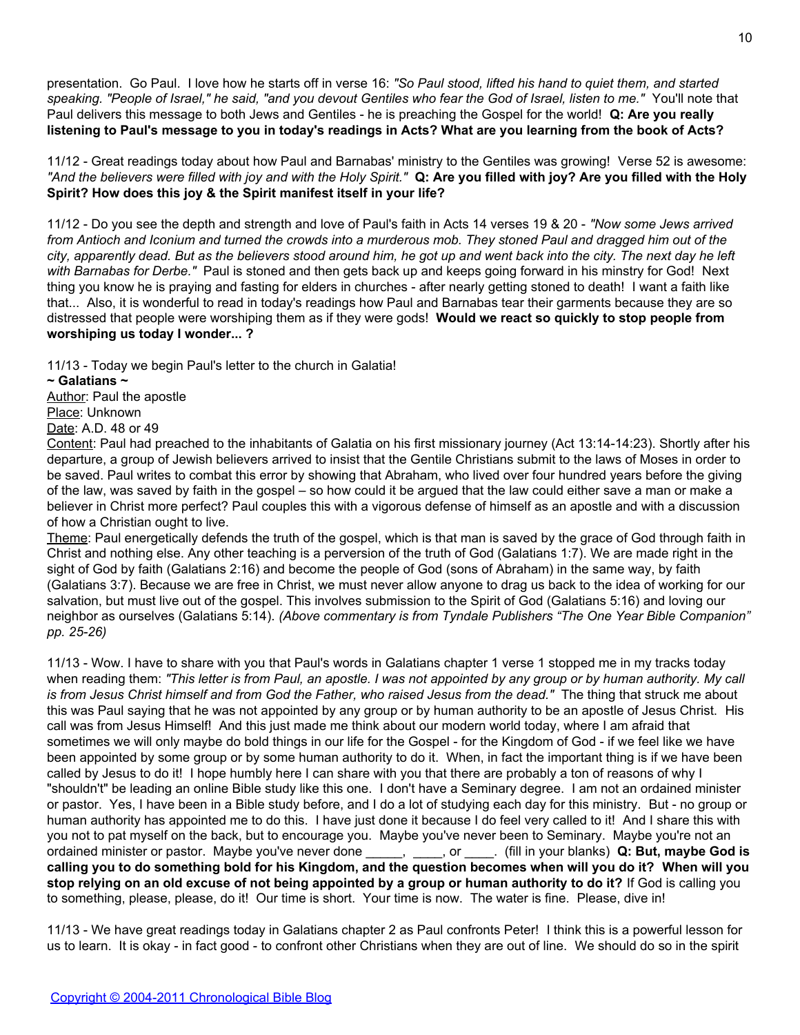presentation. Go Paul. I love how he starts off in verse 16: *"So Paul stood, lifted his hand to quiet them, and started speaking. "People of Israel," he said, "and you devout Gentiles who fear the God of Israel, listen to me."* You'll note that Paul delivers this message to both Jews and Gentiles - he is preaching the Gospel for the world! **Q: Are you really listening to Paul's message to you in today's readings in Acts? What are you learning from the book of Acts?**

11/12 - Great readings today about how Paul and Barnabas' ministry to the Gentiles was growing! Verse 52 is awesome: *"And the believers were filled with joy and with the Holy Spirit."* **Q: Are you filled with joy? Are you filled with the Holy Spirit? How does this joy & the Spirit manifest itself in your life?**

11/12 - Do you see the depth and strength and love of Paul's faith in Acts 14 verses 19 & 20 - *"Now some Jews arrived from Antioch and Iconium and turned the crowds into a murderous mob. They stoned Paul and dragged him out of the city, apparently dead. But as the believers stood around him, he got up and went back into the city. The next day he left with Barnabas for Derbe."* Paul is stoned and then gets back up and keeps going forward in his minstry for God! Next thing you know he is praying and fasting for elders in churches - after nearly getting stoned to death! I want a faith like that... Also, it is wonderful to read in today's readings how Paul and Barnabas tear their garments because they are so distressed that people were worshiping them as if they were gods! **Would we react so quickly to stop people from worshiping us today I wonder... ?**

11/13 - Today we begin Paul's letter to the church in Galatia!

**~ Galatians ~**

Author: Paul the apostle

Place: Unknown

Date: A.D. 48 or 49

Content: Paul had preached to the inhabitants of Galatia on his first missionary journey (Act 13:14-14:23). Shortly after his departure, a group of Jewish believers arrived to insist that the Gentile Christians submit to the laws of Moses in order to be saved. Paul writes to combat this error by showing that Abraham, who lived over four hundred years before the giving of the law, was saved by faith in the gospel – so how could it be argued that the law could either save a man or make a believer in Christ more perfect? Paul couples this with a vigorous defense of himself as an apostle and with a discussion of how a Christian ought to live.

Theme: Paul energetically defends the truth of the gospel, which is that man is saved by the grace of God through faith in Christ and nothing else. Any other teaching is a perversion of the truth of God (Galatians 1:7). We are made right in the sight of God by faith (Galatians 2:16) and become the people of God (sons of Abraham) in the same way, by faith (Galatians 3:7). Because we are free in Christ, we must never allow anyone to drag us back to the idea of working for our salvation, but must live out of the gospel. This involves submission to the Spirit of God (Galatians 5:16) and loving our neighbor as ourselves (Galatians 5:14). *(Above commentary is from Tyndale Publishers "The One Year Bible Companion" pp. 25-26)*

11/13 - Wow. I have to share with you that Paul's words in Galatians chapter 1 verse 1 stopped me in my tracks today when reading them: *"This letter is from Paul, an apostle. I was not appointed by any group or by human authority. My call is from Jesus Christ himself and from God the Father, who raised Jesus from the dead."* The thing that struck me about this was Paul saying that he was not appointed by any group or by human authority to be an apostle of Jesus Christ. His call was from Jesus Himself! And this just made me think about our modern world today, where I am afraid that sometimes we will only maybe do bold things in our life for the Gospel - for the Kingdom of God - if we feel like we have been appointed by some group or by some human authority to do it. When, in fact the important thing is if we have been called by Jesus to do it! I hope humbly here I can share with you that there are probably a ton of reasons of why I "shouldn't" be leading an online Bible study like this one. I don't have a Seminary degree. I am not an ordained minister or pastor. Yes, I have been in a Bible study before, and I do a lot of studying each day for this ministry. But - no group or human authority has appointed me to do this. I have just done it because I do feel very called to it! And I share this with you not to pat myself on the back, but to encourage you. Maybe you've never been to Seminary. Maybe you're not an ordained minister or pastor. Maybe you've never done _____, ____, or ____. (fill in your blanks) **Q: But, maybe God is calling you to do something bold for his Kingdom, and the question becomes when will you do it? When will you stop relying on an old excuse of not being appointed by a group or human authority to do it?** If God is calling you to something, please, please, do it! Our time is short. Your time is now. The water is fine. Please, dive in!

11/13 - We have great readings today in Galatians chapter 2 as Paul confronts Peter! I think this is a powerful lesson for us to learn. It is okay - in fact good - to confront other Christians when they are out of line. We should do so in the spirit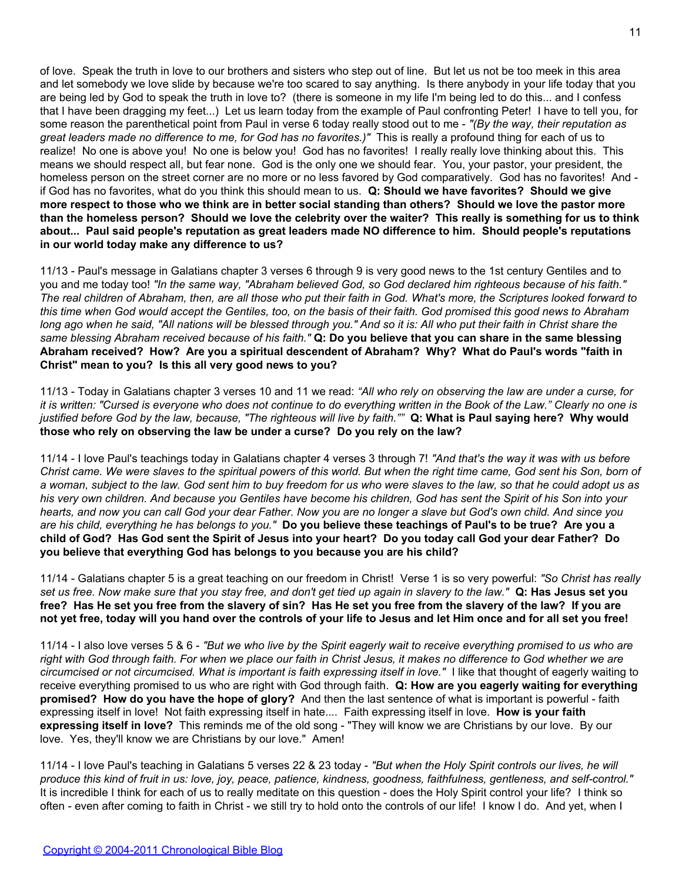of love. Speak the truth in love to our brothers and sisters who step out of line. But let us not be too meek in this area and let somebody we love slide by because we're too scared to say anything. Is there anybody in your life today that you are being led by God to speak the truth in love to? (there is someone in my life I'm being led to do this... and I confess that I have been dragging my feet...) Let us learn today from the example of Paul confronting Peter! I have to tell you, for some reason the parenthetical point from Paul in verse 6 today really stood out to me - *"(By the way, their reputation as great leaders made no difference to me, for God has no favorites.)"* This is really a profound thing for each of us to realize! No one is above you! No one is below you! God has no favorites! I really really love thinking about this. This means we should respect all, but fear none. God is the only one we should fear. You, your pastor, your president, the homeless person on the street corner are no more or no less favored by God comparatively. God has no favorites! And - if God has no favorites, what do you think this should mean to us. **Q: Should we have favorites? Should we give more respect to those who we think are in better social standing than others? Should we love the pastor more than the homeless person? Should we love the celebrity over the waiter? This really is something for us to think about... Paul said people's reputation as great leaders made NO difference to him. Should people's reputations in our world today make any difference to us?**

11/13 - Paul's message in Galatians chapter 3 verses 6 through 9 is very good news to the 1st century Gentiles and to you and me today too! *"In the same way, "Abraham believed God, so God declared him righteous because of his faith." The real children of Abraham, then, are all those who put their faith in God. What's more, the Scriptures looked forward to this time when God would accept the Gentiles, too, on the basis of their faith. God promised this good news to Abraham long ago when he said, "All nations will be blessed through you." And so it is: All who put their faith in Christ share the same blessing Abraham received because of his faith."* **Q: Do you believe that you can share in the same blessing Abraham received? How? Are you a spiritual descendent of Abraham? Why? What do Paul's words "faith in Christ" mean to you? Is this all very good news to you?**

11/13 - Today in Galatians chapter 3 verses 10 and 11 we read: *"All who rely on observing the law are under a curse, for it is written: "Cursed is everyone who does not continue to do everything written in the Book of the Law." Clearly no one is justified before God by the law, because, "The righteous will live by faith.""* **Q: What is Paul saying here? Why would those who rely on observing the law be under a curse? Do you rely on the law?**

11/14 - I love Paul's teachings today in Galatians chapter 4 verses 3 through 7! *"And that's the way it was with us before Christ came. We were slaves to the spiritual powers of this world. But when the right time came, God sent his Son, born of a woman, subject to the law. God sent him to buy freedom for us who were slaves to the law, so that he could adopt us as his very own children. And because you Gentiles have become his children, God has sent the Spirit of his Son into your hearts, and now you can call God your dear Father. Now you are no longer a slave but God's own child. And since you are his child, everything he has belongs to you."* **Do you believe these teachings of Paul's to be true? Are you a child of God? Has God sent the Spirit of Jesus into your heart? Do you today call God your dear Father? Do you believe that everything God has belongs to you because you are his child?**

11/14 - Galatians chapter 5 is a great teaching on our freedom in Christ! Verse 1 is so very powerful: *"So Christ has really set us free. Now make sure that you stay free, and don't get tied up again in slavery to the law."* **Q: Has Jesus set you free? Has He set you free from the slavery of sin? Has He set you free from the slavery of the law? If you are not yet free, today will you hand over the controls of your life to Jesus and let Him once and for all set you free!**

11/14 - I also love verses 5 & 6 - *"But we who live by the Spirit eagerly wait to receive everything promised to us who are right with God through faith. For when we place our faith in Christ Jesus, it makes no difference to God whether we are circumcised or not circumcised. What is important is faith expressing itself in love."* I like that thought of eagerly waiting to receive everything promised to us who are right with God through faith. **Q: How are you eagerly waiting for everything promised? How do you have the hope of glory?** And then the last sentence of what is important is powerful - faith expressing itself in love! Not faith expressing itself in hate.... Faith expressing itself in love. **How is your faith expressing itself in love?** This reminds me of the old song - "They will know we are Christians by our love. By our love. Yes, they'll know we are Christians by our love." Amen!

11/14 - I love Paul's teaching in Galatians 5 verses 22 & 23 today - *"But when the Holy Spirit controls our lives, he will produce this kind of fruit in us: love, joy, peace, patience, kindness, goodness, faithfulness, gentleness, and self-control."* It is incredible I think for each of us to really meditate on this question - does the Holy Spirit control your life? I think so often - even after coming to faith in Christ - we still try to hold onto the controls of our life! I know I do. And yet, when I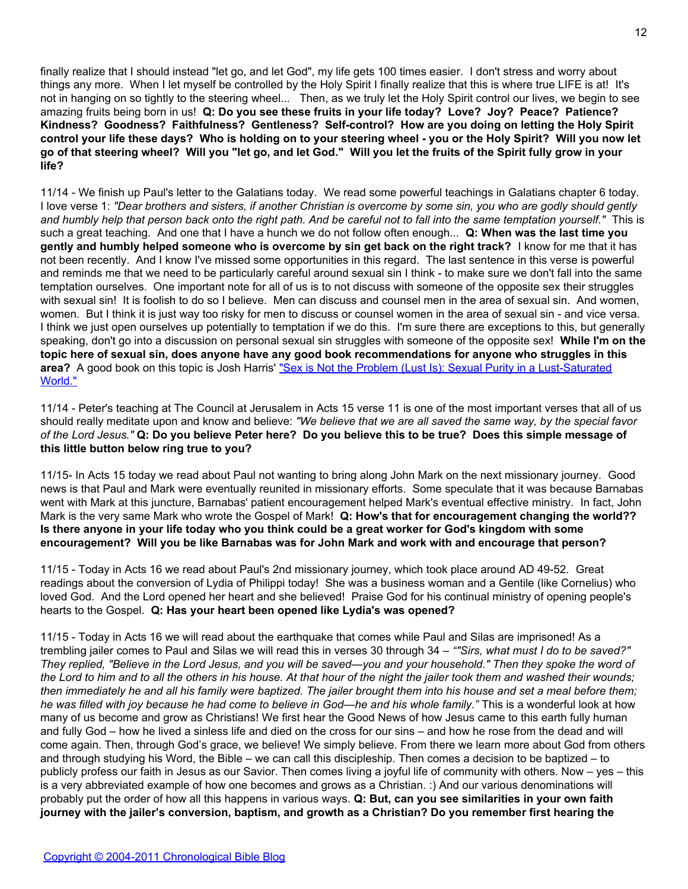finally realize that I should instead "let go, and let God", my life gets 100 times easier. I don't stress and worry about things any more. When I let myself be controlled by the Holy Spirit I finally realize that this is where true LIFE is at! It's not in hanging on so tightly to the steering wheel... Then, as we truly let the Holy Spirit control our lives, we begin to see amazing fruits being born in us! **Q: Do you see these fruits in your life today? Love? Joy? Peace? Patience? Kindness? Goodness? Faithfulness? Gentleness? Self-control? How are you doing on letting the Holy Spirit control your life these days? Who is holding on to your steering wheel - you or the Holy Spirit? Will you now let go of that steering wheel? Will you "let go, and let God." Will you let the fruits of the Spirit fully grow in your life?**

11/14 - We finish up Paul's letter to the Galatians today. We read some powerful teachings in Galatians chapter 6 today. I love verse 1: *"Dear brothers and sisters, if another Christian is overcome by some sin, you who are godly should gently and humbly help that person back onto the right path. And be careful not to fall into the same temptation yourself."* This is such a great teaching. And one that I have a hunch we do not follow often enough... **Q: When was the last time you gently and humbly helped someone who is overcome by sin get back on the right track?** I know for me that it has not been recently. And I know I've missed some opportunities in this regard. The last sentence in this verse is powerful and reminds me that we need to be particularly careful around sexual sin I think - to make sure we don't fall into the same temptation ourselves. One important note for all of us is to not discuss with someone of the opposite sex their struggles with sexual sin! It is foolish to do so I believe. Men can discuss and counsel men in the area of sexual sin. And women, women. But I think it is just way too risky for men to discuss or counsel women in the area of sexual sin - and vice versa. I think we just open ourselves up potentially to temptation if we do this. I'm sure there are exceptions to this, but generally speaking, don't go into a discussion on personal sexual sin struggles with someone of the opposite sex! **While I'm on the topic here of sexual sin, does anyone have any good book recommendations for anyone who struggles in this area?** A good book on this topic is Josh Harris' "Sex is Not the Problem (Lust Is): Sexual Purity in a Lust-Saturated World."

11/14 - Peter's teaching at The Council at Jerusalem in Acts 15 verse 11 is one of the most important verses that all of us should really meditate upon and know and believe: *"We believe that we are all saved the same way, by the special favor of the Lord Jesus."* **Q: Do you believe Peter here? Do you believe this to be true? Does this simple message of this little button below ring true to you?**

11/15- In Acts 15 today we read about Paul not wanting to bring along John Mark on the next missionary journey. Good news is that Paul and Mark were eventually reunited in missionary efforts. Some speculate that it was because Barnabas went with Mark at this juncture, Barnabas' patient encouragement helped Mark's eventual effective ministry. In fact, John Mark is the very same Mark who wrote the Gospel of Mark! **Q: How's that for encouragement changing the world?? Is there anyone in your life today who you think could be a great worker for God's kingdom with some encouragement? Will you be like Barnabas was for John Mark and work with and encourage that person?**

11/15 - Today in Acts 16 we read about Paul's 2nd missionary journey, which took place around AD 49-52. Great readings about the conversion of Lydia of Philippi today! She was a business woman and a Gentile (like Cornelius) who loved God. And the Lord opened her heart and she believed! Praise God for his continual ministry of opening people's hearts to the Gospel. **Q: Has your heart been opened like Lydia's was opened?**

11/15 - Today in Acts 16 we will read about the earthquake that comes while Paul and Silas are imprisoned! As a trembling jailer comes to Paul and Silas we will read this in verses 30 through 34 – *“"Sirs, what must I do to be saved?" They replied, "Believe in the Lord Jesus, and you will be saved—you and your household." Then they spoke the word of the Lord to him and to all the others in his house. At that hour of the night the jailer took them and washed their wounds; then immediately he and all his family were baptized. The jailer brought them into his house and set a meal before them; he was filled with joy because he had come to believe in God—he and his whole family.”* This is a wonderful look at how many of us become and grow as Christians! We first hear the Good News of how Jesus came to this earth fully human and fully God – how he lived a sinless life and died on the cross for our sins – and how he rose from the dead and will come again. Then, through God’s grace, we believe! We simply believe. From there we learn more about God from others and through studying his Word, the Bible – we can call this discipleship. Then comes a decision to be baptized – to publicly profess our faith in Jesus as our Savior. Then comes living a joyful life of community with others. Now – yes – this is a very abbreviated example of how one becomes and grows as a Christian. :) And our various denominations will probably put the order of how all this happens in various ways. **Q: But, can you see similarities in your own faith journey with the jailer’s conversion, baptism, and growth as a Christian? Do you remember first hearing the**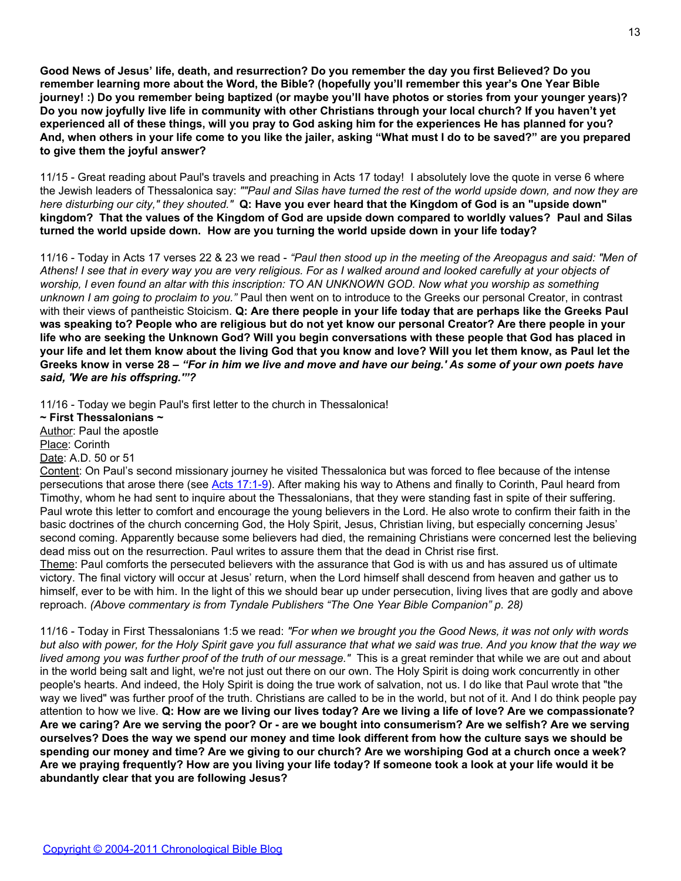**Good News of Jesus' life, death, and resurrection? Do you remember the day you first Believed? Do you remember learning more about the Word, the Bible? (hopefully you'll remember this year's One Year Bible journey! :) Do you remember being baptized (or maybe you'll have photos or stories from your younger years)? Do you now joyfully live life in community with other Christians through your local church? If you haven't yet experienced all of these things, will you pray to God asking him for the experiences He has planned for you? And, when others in your life come to you like the jailer, asking "What must I do to be saved?" are you prepared to give them the joyful answer?**

11/15 - Great reading about Paul's travels and preaching in Acts 17 today! I absolutely love the quote in verse 6 where the Jewish leaders of Thessalonica say: *""Paul and Silas have turned the rest of the world upside down, and now they are here disturbing our city," they shouted."* **Q: Have you ever heard that the Kingdom of God is an "upside down" kingdom? That the values of the Kingdom of God are upside down compared to worldly values? Paul and Silas turned the world upside down. How are you turning the world upside down in your life today?**

11/16 - Today in Acts 17 verses 22 & 23 we read - *"Paul then stood up in the meeting of the Areopagus and said: "Men of Athens! I see that in every way you are very religious. For as I walked around and looked carefully at your objects of worship, I even found an altar with this inscription: TO AN UNKNOWN GOD. Now what you worship as something unknown I am going to proclaim to you."* Paul then went on to introduce to the Greeks our personal Creator, in contrast with their views of pantheistic Stoicism. **Q: Are there people in your life today that are perhaps like the Greeks Paul was speaking to? People who are religious but do not yet know our personal Creator? Are there people in your life who are seeking the Unknown God? Will you begin conversations with these people that God has placed in your life and let them know about the living God that you know and love? Will you let them know, as Paul let the Greeks know in verse 28 – *"For in him we live and move and have our being.' As some of your own poets have said, 'We are his offspring.'"*?**

11/16 - Today we begin Paul's first letter to the church in Thessalonica!

**~ First Thessalonians ~**

Author: Paul the apostle

Place: Corinth

Date: A.D. 50 or 51

Content: On Paul's second missionary journey he visited Thessalonica but was forced to flee because of the intense persecutions that arose there (see Acts 17:1-9). After making his way to Athens and finally to Corinth, Paul heard from Timothy, whom he had sent to inquire about the Thessalonians, that they were standing fast in spite of their suffering. Paul wrote this letter to comfort and encourage the young believers in the Lord. He also wrote to confirm their faith in the basic doctrines of the church concerning God, the Holy Spirit, Jesus, Christian living, but especially concerning Jesus' second coming. Apparently because some believers had died, the remaining Christians were concerned lest the believing dead miss out on the resurrection. Paul writes to assure them that the dead in Christ rise first.

Theme: Paul comforts the persecuted believers with the assurance that God is with us and has assured us of ultimate victory. The final victory will occur at Jesus' return, when the Lord himself shall descend from heaven and gather us to himself, ever to be with him. In the light of this we should bear up under persecution, living lives that are godly and above reproach. *(Above commentary is from Tyndale Publishers "The One Year Bible Companion" p. 28)*

11/16 - Today in First Thessalonians 1:5 we read: *"For when we brought you the Good News, it was not only with words but also with power, for the Holy Spirit gave you full assurance that what we said was true. And you know that the way we lived among you was further proof of the truth of our message."* This is a great reminder that while we are out and about in the world being salt and light, we're not just out there on our own. The Holy Spirit is doing work concurrently in other people's hearts. And indeed, the Holy Spirit is doing the true work of salvation, not us. I do like that Paul wrote that "the way we lived" was further proof of the truth. Christians are called to be in the world, but not of it. And I do think people pay attention to how we live. **Q: How are we living our lives today? Are we living a life of love? Are we compassionate? Are we caring? Are we serving the poor? Or - are we bought into consumerism? Are we selfish? Are we serving ourselves? Does the way we spend our money and time look different from how the culture says we should be spending our money and time? Are we giving to our church? Are we worshiping God at a church once a week? Are we praying frequently? How are you living your life today? If someone took a look at your life would it be abundantly clear that you are following Jesus?**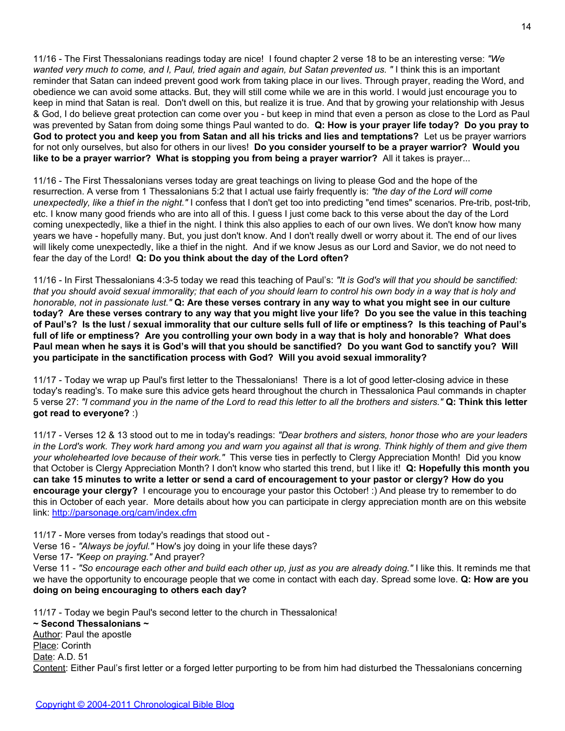11/16 - The First Thessalonians readings today are nice! I found chapter 2 verse 18 to be an interesting verse: *"We wanted very much to come, and I, Paul, tried again and again, but Satan prevented us. "* I think this is an important reminder that Satan can indeed prevent good work from taking place in our lives. Through prayer, reading the Word, and obedience we can avoid some attacks. But, they will still come while we are in this world. I would just encourage you to keep in mind that Satan is real. Don't dwell on this, but realize it is true. And that by growing your relationship with Jesus & God, I do believe great protection can come over you - but keep in mind that even a person as close to the Lord as Paul was prevented by Satan from doing some things Paul wanted to do. **Q: How is your prayer life today? Do you pray to God to protect you and keep you from Satan and all his tricks and lies and temptations?** Let us be prayer warriors for not only ourselves, but also for others in our lives! **Do you consider yourself to be a prayer warrior? Would you like to be a prayer warrior? What is stopping you from being a prayer warrior?** All it takes is prayer...

11/16 - The First Thessalonians verses today are great teachings on living to please God and the hope of the resurrection. A verse from 1 Thessalonians 5:2 that I actual use fairly frequently is: *"the day of the Lord will come unexpectedly, like a thief in the night."* I confess that I don't get too into predicting "end times" scenarios. Pre-trib, post-trib, etc. I know many good friends who are into all of this. I guess I just come back to this verse about the day of the Lord coming unexpectedly, like a thief in the night. I think this also applies to each of our own lives. We don't know how many years we have - hopefully many. But, you just don't know. And I don't really dwell or worry about it. The end of our lives will likely come unexpectedly, like a thief in the night. And if we know Jesus as our Lord and Savior, we do not need to fear the day of the Lord! **Q: Do you think about the day of the Lord often?**

11/16 - In First Thessalonians 4:3-5 today we read this teaching of Paul's: *"It is God's will that you should be sanctified: that you should avoid sexual immorality; that each of you should learn to control his own body in a way that is holy and honorable, not in passionate lust."* **Q: Are these verses contrary in any way to what you might see in our culture today? Are these verses contrary to any way that you might live your life? Do you see the value in this teaching of Paul's? Is the lust / sexual immorality that our culture sells full of life or emptiness? Is this teaching of Paul's full of life or emptiness? Are you controlling your own body in a way that is holy and honorable? What does Paul mean when he says it is God's will that you should be sanctified? Do you want God to sanctify you? Will you participate in the sanctification process with God? Will you avoid sexual immorality?**

11/17 - Today we wrap up Paul's first letter to the Thessalonians! There is a lot of good letter-closing advice in these today's reading's. To make sure this advice gets heard throughout the church in Thessalonica Paul commands in chapter 5 verse 27: *"I command you in the name of the Lord to read this letter to all the brothers and sisters."* **Q: Think this letter got read to everyone?** :)

11/17 - Verses 12 & 13 stood out to me in today's readings: *"Dear brothers and sisters, honor those who are your leaders in the Lord's work. They work hard among you and warn you against all that is wrong. Think highly of them and give them your wholehearted love because of their work."* This verse ties in perfectly to Clergy Appreciation Month! Did you know that October is Clergy Appreciation Month? I don't know who started this trend, but I like it! **Q: Hopefully this month you can take 15 minutes to write a letter or send a card of encouragement to your pastor or clergy? How do you encourage your clergy?** I encourage you to encourage your pastor this October! :) And please try to remember to do this in October of each year. More details about how you can participate in clergy appreciation month are on this website link: [http://parsonage.org/cam/index.cfm](http://parsonage.org/cam/index.cfm)

11/17 - More verses from today's readings that stood out -
Verse 16 - *"Always be joyful."* How's joy doing in your life these days?
Verse 17- *"Keep on praying."* And prayer?
Verse 11 - *"So encourage each other and build each other up, just as you are already doing."* I like this. It reminds me that we have the opportunity to encourage people that we come in contact with each day. Spread some love. **Q: How are you doing on being encouraging to others each day?**

11/17 - Today we begin Paul's second letter to the church in Thessalonica!
**~ Second Thessalonians ~**
Author: Paul the apostle
Place: Corinth
Date: A.D. 51
Content: Either Paul's first letter or a forged letter purporting to be from him had disturbed the Thessalonians concerning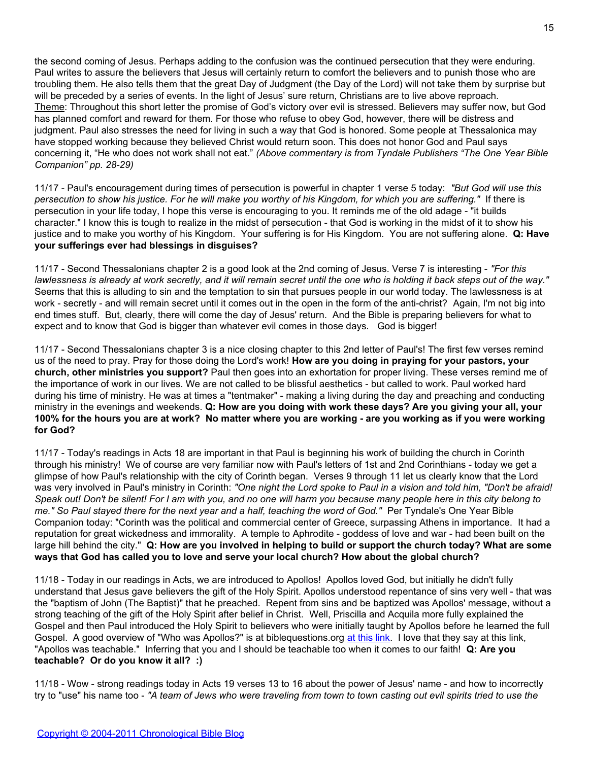the second coming of Jesus. Perhaps adding to the confusion was the continued persecution that they were enduring. Paul writes to assure the believers that Jesus will certainly return to comfort the believers and to punish those who are troubling them. He also tells them that the great Day of Judgment (the Day of the Lord) will not take them by surprise but will be preceded by a series of events. In the light of Jesus' sure return, Christians are to live above reproach. Theme: Throughout this short letter the promise of God's victory over evil is stressed. Believers may suffer now, but God has planned comfort and reward for them. For those who refuse to obey God, however, there will be distress and judgment. Paul also stresses the need for living in such a way that God is honored. Some people at Thessalonica may have stopped working because they believed Christ would return soon. This does not honor God and Paul says concerning it, "He who does not work shall not eat." *(Above commentary is from Tyndale Publishers "The One Year Bible Companion" pp. 28-29)*

11/17 - Paul's encouragement during times of persecution is powerful in chapter 1 verse 5 today: *"But God will use this persecution to show his justice. For he will make you worthy of his Kingdom, for which you are suffering."* If there is persecution in your life today, I hope this verse is encouraging to you. It reminds me of the old adage - "it builds character." I know this is tough to realize in the midst of persecution - that God is working in the midst of it to show his justice and to make you worthy of his Kingdom. Your suffering is for His Kingdom. You are not suffering alone. **Q: Have your sufferings ever had blessings in disguises?**

11/17 - Second Thessalonians chapter 2 is a good look at the 2nd coming of Jesus. Verse 7 is interesting - *"For this lawlessness is already at work secretly, and it will remain secret until the one who is holding it back steps out of the way."* Seems that this is alluding to sin and the temptation to sin that pursues people in our world today. The lawlessness is at work - secretly - and will remain secret until it comes out in the open in the form of the anti-christ? Again, I'm not big into end times stuff. But, clearly, there will come the day of Jesus' return. And the Bible is preparing believers for what to expect and to know that God is bigger than whatever evil comes in those days. God is bigger!

11/17 - Second Thessalonians chapter 3 is a nice closing chapter to this 2nd letter of Paul's! The first few verses remind us of the need to pray. Pray for those doing the Lord's work! **How are you doing in praying for your pastors, your church, other ministries you support?** Paul then goes into an exhortation for proper living. These verses remind me of the importance of work in our lives. We are not called to be blissful aesthetics - but called to work. Paul worked hard during his time of ministry. He was at times a "tentmaker" - making a living during the day and preaching and conducting ministry in the evenings and weekends. **Q: How are you doing with work these days? Are you giving your all, your 100% for the hours you are at work? No matter where you are working - are you working as if you were working for God?**

11/17 - Today's readings in Acts 18 are important in that Paul is beginning his work of building the church in Corinth through his ministry! We of course are very familiar now with Paul's letters of 1st and 2nd Corinthians - today we get a glimpse of how Paul's relationship with the city of Corinth began. Verses 9 through 11 let us clearly know that the Lord was very involved in Paul's ministry in Corinth: *"One night the Lord spoke to Paul in a vision and told him, "Don't be afraid! Speak out! Don't be silent! For I am with you, and no one will harm you because many people here in this city belong to me." So Paul stayed there for the next year and a half, teaching the word of God."* Per Tyndale's One Year Bible Companion today: "Corinth was the political and commercial center of Greece, surpassing Athens in importance. It had a reputation for great wickedness and immorality. A temple to Aphrodite - goddess of love and war - had been built on the large hill behind the city." **Q: How are you involved in helping to build or support the church today? What are some ways that God has called you to love and serve your local church? How about the global church?**

11/18 - Today in our readings in Acts, we are introduced to Apollos! Apollos loved God, but initially he didn't fully understand that Jesus gave believers the gift of the Holy Spirit. Apollos understood repentance of sins very well - that was the "baptism of John (The Baptist)" that he preached. Repent from sins and be baptized was Apollos' message, without a strong teaching of the gift of the Holy Spirit after belief in Christ. Well, Priscilla and Acquila more fully explained the Gospel and then Paul introduced the Holy Spirit to believers who were initially taught by Apollos before he learned the full Gospel. A good overview of "Who was Apollos?" is at biblequestions.org at this link. I love that they say at this link, "Apollos was teachable." Inferring that you and I should be teachable too when it comes to our faith! **Q: Are you teachable? Or do you know it all? :)**

11/18 - Wow - strong readings today in Acts 19 verses 13 to 16 about the power of Jesus' name - and how to incorrectly try to "use" his name too - *"A team of Jews who were traveling from town to town casting out evil spirits tried to use the*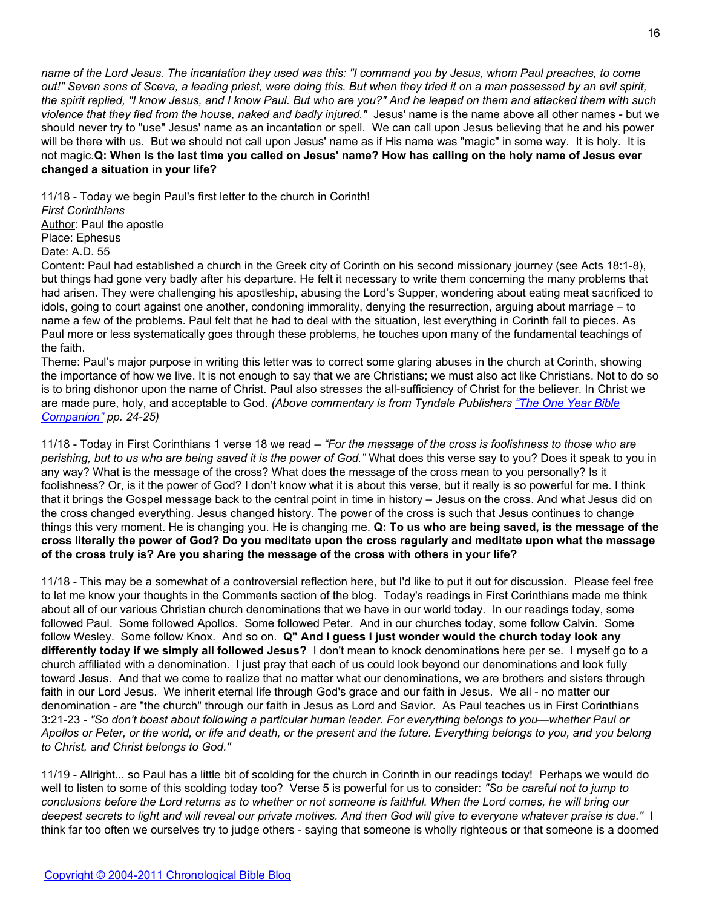*name of the Lord Jesus. The incantation they used was this: "I command you by Jesus, whom Paul preaches, to come out!" Seven sons of Sceva, a leading priest, were doing this. But when they tried it on a man possessed by an evil spirit, the spirit replied, "I know Jesus, and I know Paul. But who are you?" And he leaped on them and attacked them with such violence that they fled from the house, naked and badly injured."* Jesus' name is the name above all other names - but we should never try to "use" Jesus' name as an incantation or spell. We can call upon Jesus believing that he and his power will be there with us. But we should not call upon Jesus' name as if His name was "magic" in some way. It is holy. It is not magic.**Q: When is the last time you called on Jesus' name? How has calling on the holy name of Jesus ever changed a situation in your life?**

11/18 - Today we begin Paul's first letter to the church in Corinth!
*First Corinthians*
Author: Paul the apostle
Place: Ephesus
Date: A.D. 55
Content: Paul had established a church in the Greek city of Corinth on his second missionary journey (see Acts 18:1-8), but things had gone very badly after his departure. He felt it necessary to write them concerning the many problems that had arisen. They were challenging his apostleship, abusing the Lord's Supper, wondering about eating meat sacrificed to idols, going to court against one another, condoning immorality, denying the resurrection, arguing about marriage – to name a few of the problems. Paul felt that he had to deal with the situation, lest everything in Corinth fall to pieces. As Paul more or less systematically goes through these problems, he touches upon many of the fundamental teachings of the faith.
Theme: Paul's major purpose in writing this letter was to correct some glaring abuses in the church at Corinth, showing the importance of how we live. It is not enough to say that we are Christians; we must also act like Christians. Not to do so is to bring dishonor upon the name of Christ. Paul also stresses the all-sufficiency of Christ for the believer. In Christ we are made pure, holy, and acceptable to God. *(Above commentary is from Tyndale Publishers "The One Year Bible Companion" pp. 24-25)*

11/18 - Today in First Corinthians 1 verse 18 we read – *"For the message of the cross is foolishness to those who are perishing, but to us who are being saved it is the power of God."* What does this verse say to you? Does it speak to you in any way? What is the message of the cross? What does the message of the cross mean to you personally? Is it foolishness? Or, is it the power of God? I don't know what it is about this verse, but it really is so powerful for me. I think that it brings the Gospel message back to the central point in time in history – Jesus on the cross. And what Jesus did on the cross changed everything. Jesus changed history. The power of the cross is such that Jesus continues to change things this very moment. He is changing you. He is changing me. **Q: To us who are being saved, is the message of the cross literally the power of God? Do you meditate upon the cross regularly and meditate upon what the message of the cross truly is? Are you sharing the message of the cross with others in your life?**

11/18 - This may be a somewhat of a controversial reflection here, but I'd like to put it out for discussion. Please feel free to let me know your thoughts in the Comments section of the blog. Today's readings in First Corinthians made me think about all of our various Christian church denominations that we have in our world today. In our readings today, some followed Paul. Some followed Apollos. Some followed Peter. And in our churches today, some follow Calvin. Some follow Wesley. Some follow Knox. And so on. **Q" And I guess I just wonder would the church today look any differently today if we simply all followed Jesus?** I don't mean to knock denominations here per se. I myself go to a church affiliated with a denomination. I just pray that each of us could look beyond our denominations and look fully toward Jesus. And that we come to realize that no matter what our denominations, we are brothers and sisters through faith in our Lord Jesus. We inherit eternal life through God's grace and our faith in Jesus. We all - no matter our denomination - are "the church" through our faith in Jesus as Lord and Savior. As Paul teaches us in First Corinthians 3:21-23 - *"So don't boast about following a particular human leader. For everything belongs to you—whether Paul or Apollos or Peter, or the world, or life and death, or the present and the future. Everything belongs to you, and you belong to Christ, and Christ belongs to God."*

11/19 - Allright... so Paul has a little bit of scolding for the church in Corinth in our readings today! Perhaps we would do well to listen to some of this scolding today too? Verse 5 is powerful for us to consider: *"So be careful not to jump to conclusions before the Lord returns as to whether or not someone is faithful. When the Lord comes, he will bring our deepest secrets to light and will reveal our private motives. And then God will give to everyone whatever praise is due."* I think far too often we ourselves try to judge others - saying that someone is wholly righteous or that someone is a doomed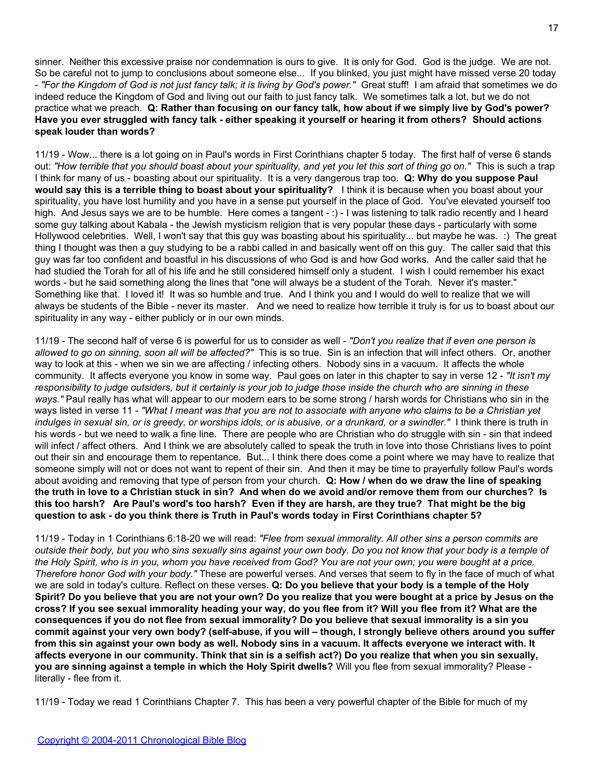sinner. Neither this excessive praise nor condemnation is ours to give. It is only for God. God is the judge. We are not. So be careful not to jump to conclusions about someone else... If you blinked, you just might have missed verse 20 today - *"For the Kingdom of God is not just fancy talk; it is living by God's power."* Great stuff! I am afraid that sometimes we do indeed reduce the Kingdom of God and living out our faith to just fancy talk. We sometimes talk a lot, but we do not practice what we preach. **Q: Rather than focusing on our fancy talk, how about if we simply live by God's power? Have you ever struggled with fancy talk - either speaking it yourself or hearing it from others? Should actions speak louder than words?**

11/19 - Wow... there is a lot going on in Paul's words in First Corinthians chapter 5 today. The first half of verse 6 stands out: *"How terrible that you should boast about your spirituality, and yet you let this sort of thing go on."* This is such a trap I think for many of us - boasting about our spirituality. It is a very dangerous trap too. **Q: Why do you suppose Paul would say this is a terrible thing to boast about your spirituality?** I think it is because when you boast about your spirituality, you have lost humility and you have in a sense put yourself in the place of God. You've elevated yourself too high. And Jesus says we are to be humble. Here comes a tangent - :) - I was listening to talk radio recently and I heard some guy talking about Kabala - the Jewish mysticism religion that is very popular these days - particularly with some Hollywood celebrities. Well, I won't say that this guy was boasting about his spirituality... but maybe he was. :) The great thing I thought was then a guy studying to be a rabbi called in and basically went off on this guy. The caller said that this guy was far too confident and boastful in his discussions of who God is and how God works. And the caller said that he had studied the Torah for all of his life and he still considered himself only a student. I wish I could remember his exact words - but he said something along the lines that "one will always be a student of the Torah. Never it's master." Something like that. I loved it! It was so humble and true. And I think you and I would do well to realize that we will always be students of the Bible - never its master. And we need to realize how terrible it truly is for us to boast about our spirituality in any way - either publicly or in our own minds.

11/19 - The second half of verse 6 is powerful for us to consider as well - *"Don't you realize that if even one person is allowed to go on sinning, soon all will be affected?"* This is so true. Sin is an infection that will infect others. Or, another way to look at this - when we sin we are affecting / infecting others. Nobody sins in a vacuum. It affects the whole community. It affects everyone you know in some way. Paul goes on later in this chapter to say in verse 12 - *"It isn't my responsibility to judge outsiders, but it certainly is your job to judge those inside the church who are sinning in these ways."* Paul really has what will appear to our modern ears to be some strong / harsh words for Christians who sin in the ways listed in verse 11 - *"What I meant was that you are not to associate with anyone who claims to be a Christian yet indulges in sexual sin, or is greedy, or worships idols, or is abusive, or a drunkard, or a swindler."* I think there is truth in his words - but we need to walk a fine line. There are people who are Christian who do struggle with sin - sin that indeed will infect / affect others. And I think we are absolutely called to speak the truth in love into those Christians lives to point out their sin and encourage them to repentance. But... I think there does come a point where we may have to realize that someone simply will not or does not want to repent of their sin. And then it may be time to prayerfully follow Paul's words about avoiding and removing that type of person from your church. **Q: How / when do we draw the line of speaking the truth in love to a Christian stuck in sin? And when do we avoid and/or remove them from our churches? Is this too harsh? Are Paul's word's too harsh? Even if they are harsh, are they true? That might be the big question to ask - do you think there is Truth in Paul's words today in First Corinthians chapter 5?**

11/19 - Today in 1 Corinthians 6:18-20 we will read: *"Flee from sexual immorality. All other sins a person commits are outside their body, but you who sins sexually sins against your own body. Do you not know that your body is a temple of the Holy Spirit, who is in you, whom you have received from God? You are not your own; you were bought at a price. Therefore honor God with your body."* These are powerful verses. And verses that seem to fly in the face of much of what we are sold in today's culture. Reflect on these verses**. Q: Do you believe that your body is a temple of the Holy Spirit? Do you believe that you are not your own? Do you realize that you were bought at a price by Jesus on the cross? If you see sexual immorality heading your way, do you flee from it? Will you flee from it? What are the consequences if you do not flee from sexual immorality? Do you believe that sexual immorality is a sin you commit against your very own body? (self-abuse, if you will – though, I strongly believe others around you suffer from this sin against your own body as well. Nobody sins in a vacuum. It affects everyone we interact with. It affects everyone in our community. Think that sin is a selfish act?) Do you realize that when you sin sexually, you are sinning against a temple in which the Holy Spirit dwells?** Will you flee from sexual immorality? Please - literally - flee from it.

11/19 - Today we read 1 Corinthians Chapter 7. This has been a very powerful chapter of the Bible for much of my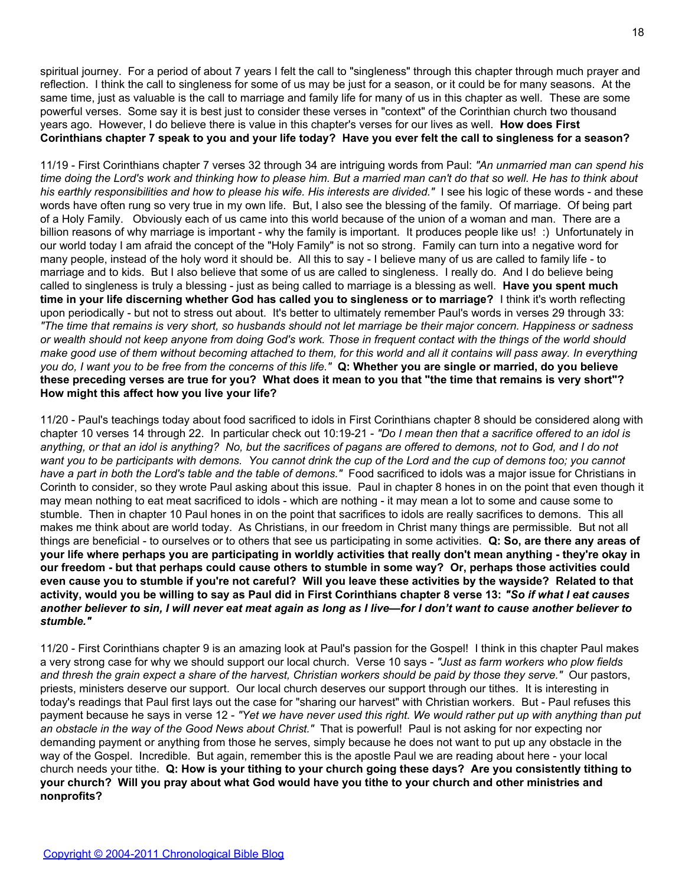spiritual journey. For a period of about 7 years I felt the call to "singleness" through this chapter through much prayer and reflection. I think the call to singleness for some of us may be just for a season, or it could be for many seasons. At the same time, just as valuable is the call to marriage and family life for many of us in this chapter as well. These are some powerful verses. Some say it is best just to consider these verses in "context" of the Corinthian church two thousand years ago. However, I do believe there is value in this chapter's verses for our lives as well. **How does First Corinthians chapter 7 speak to you and your life today? Have you ever felt the call to singleness for a season?**

11/19 - First Corinthians chapter 7 verses 32 through 34 are intriguing words from Paul: *"An unmarried man can spend his time doing the Lord's work and thinking how to please him. But a married man can't do that so well. He has to think about his earthly responsibilities and how to please his wife. His interests are divided."* I see his logic of these words - and these words have often rung so very true in my own life. But, I also see the blessing of the family. Of marriage. Of being part of a Holy Family. Obviously each of us came into this world because of the union of a woman and man. There are a billion reasons of why marriage is important - why the family is important. It produces people like us! :) Unfortunately in our world today I am afraid the concept of the "Holy Family" is not so strong. Family can turn into a negative word for many people, instead of the holy word it should be. All this to say - I believe many of us are called to family life - to marriage and to kids. But I also believe that some of us are called to singleness. I really do. And I do believe being called to singleness is truly a blessing - just as being called to marriage is a blessing as well. **Have you spent much time in your life discerning whether God has called you to singleness or to marriage?** I think it's worth reflecting upon periodically - but not to stress out about. It's better to ultimately remember Paul's words in verses 29 through 33: *"The time that remains is very short, so husbands should not let marriage be their major concern. Happiness or sadness or wealth should not keep anyone from doing God's work. Those in frequent contact with the things of the world should make good use of them without becoming attached to them, for this world and all it contains will pass away. In everything you do, I want you to be free from the concerns of this life."* **Q: Whether you are single or married, do you believe these preceding verses are true for you? What does it mean to you that "the time that remains is very short"? How might this affect how you live your life?**

11/20 - Paul's teachings today about food sacrificed to idols in First Corinthians chapter 8 should be considered along with chapter 10 verses 14 through 22. In particular check out 10:19-21 - *"Do I mean then that a sacrifice offered to an idol is anything, or that an idol is anything? No, but the sacrifices of pagans are offered to demons, not to God, and I do not want you to be participants with demons. You cannot drink the cup of the Lord and the cup of demons too; you cannot have a part in both the Lord's table and the table of demons."* Food sacrificed to idols was a major issue for Christians in Corinth to consider, so they wrote Paul asking about this issue. Paul in chapter 8 hones in on the point that even though it may mean nothing to eat meat sacrificed to idols - which are nothing - it may mean a lot to some and cause some to stumble. Then in chapter 10 Paul hones in on the point that sacrifices to idols are really sacrifices to demons. This all makes me think about are world today. As Christians, in our freedom in Christ many things are permissible. But not all things are beneficial - to ourselves or to others that see us participating in some activities. **Q: So, are there any areas of your life where perhaps you are participating in worldly activities that really don't mean anything - they're okay in our freedom - but that perhaps could cause others to stumble in some way? Or, perhaps those activities could even cause you to stumble if you're not careful? Will you leave these activities by the wayside? Related to that activity, would you be willing to say as Paul did in First Corinthians chapter 8 verse 13: *"So if what I eat causes another believer to sin, I will never eat meat again as long as I live—for I don't want to cause another believer to stumble."***

11/20 - First Corinthians chapter 9 is an amazing look at Paul's passion for the Gospel! I think in this chapter Paul makes a very strong case for why we should support our local church. Verse 10 says - *"Just as farm workers who plow fields and thresh the grain expect a share of the harvest, Christian workers should be paid by those they serve."* Our pastors, priests, ministers deserve our support. Our local church deserves our support through our tithes. It is interesting in today's readings that Paul first lays out the case for "sharing our harvest" with Christian workers. But - Paul refuses this payment because he says in verse 12 - *"Yet we have never used this right. We would rather put up with anything than put an obstacle in the way of the Good News about Christ."* That is powerful! Paul is not asking for nor expecting nor demanding payment or anything from those he serves, simply because he does not want to put up any obstacle in the way of the Gospel. Incredible. But again, remember this is the apostle Paul we are reading about here - your local church needs your tithe. **Q: How is your tithing to your church going these days? Are you consistently tithing to your church? Will you pray about what God would have you tithe to your church and other ministries and nonprofits?**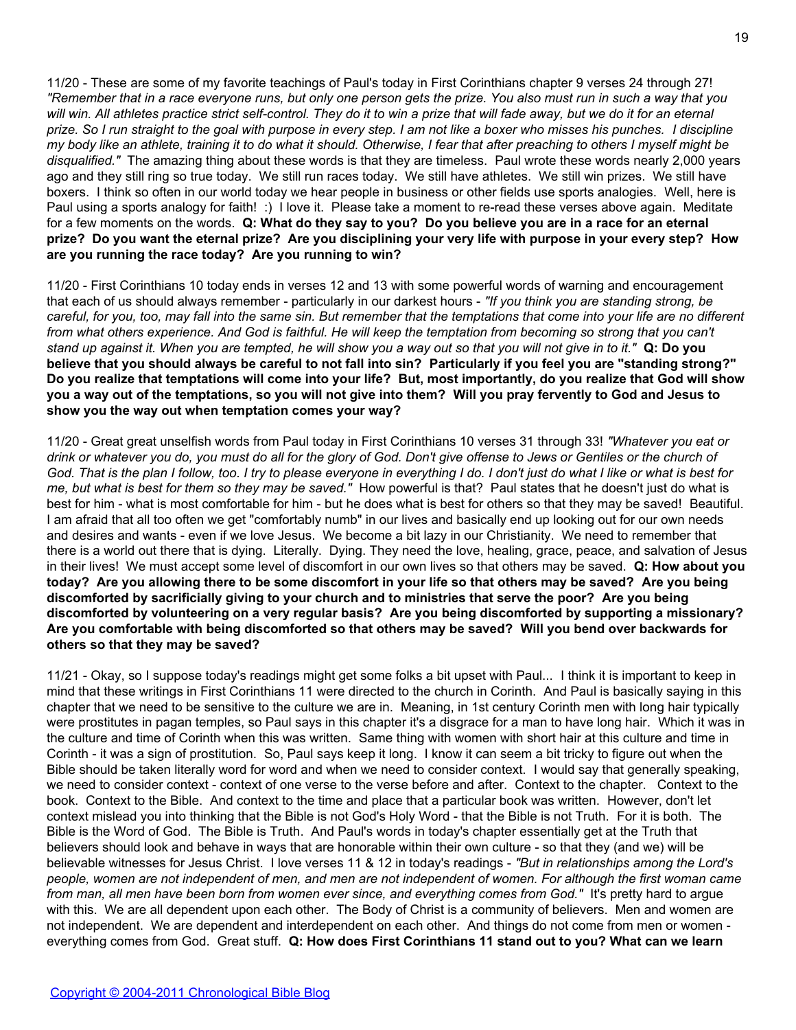11/20 - These are some of my favorite teachings of Paul's today in First Corinthians chapter 9 verses 24 through 27! *"Remember that in a race everyone runs, but only one person gets the prize. You also must run in such a way that you will win. All athletes practice strict self-control. They do it to win a prize that will fade away, but we do it for an eternal prize. So I run straight to the goal with purpose in every step. I am not like a boxer who misses his punches. I discipline my body like an athlete, training it to do what it should. Otherwise, I fear that after preaching to others I myself might be disqualified."* The amazing thing about these words is that they are timeless. Paul wrote these words nearly 2,000 years ago and they still ring so true today. We still run races today. We still have athletes. We still win prizes. We still have boxers. I think so often in our world today we hear people in business or other fields use sports analogies. Well, here is Paul using a sports analogy for faith! :) I love it. Please take a moment to re-read these verses above again. Meditate for a few moments on the words. **Q: What do they say to you? Do you believe you are in a race for an eternal prize? Do you want the eternal prize? Are you disciplining your very life with purpose in your every step? How are you running the race today? Are you running to win?**

11/20 - First Corinthians 10 today ends in verses 12 and 13 with some powerful words of warning and encouragement that each of us should always remember - particularly in our darkest hours - *"If you think you are standing strong, be careful, for you, too, may fall into the same sin. But remember that the temptations that come into your life are no different from what others experience. And God is faithful. He will keep the temptation from becoming so strong that you can't stand up against it. When you are tempted, he will show you a way out so that you will not give in to it."* **Q: Do you believe that you should always be careful to not fall into sin? Particularly if you feel you are "standing strong?" Do you realize that temptations will come into your life? But, most importantly, do you realize that God will show you a way out of the temptations, so you will not give into them? Will you pray fervently to God and Jesus to show you the way out when temptation comes your way?**

11/20 - Great great unselfish words from Paul today in First Corinthians 10 verses 31 through 33! *"Whatever you eat or drink or whatever you do, you must do all for the glory of God. Don't give offense to Jews or Gentiles or the church of God. That is the plan I follow, too. I try to please everyone in everything I do. I don't just do what I like or what is best for me, but what is best for them so they may be saved."* How powerful is that? Paul states that he doesn't just do what is best for him - what is most comfortable for him - but he does what is best for others so that they may be saved! Beautiful. I am afraid that all too often we get "comfortably numb" in our lives and basically end up looking out for our own needs and desires and wants - even if we love Jesus. We become a bit lazy in our Christianity. We need to remember that there is a world out there that is dying. Literally. Dying. They need the love, healing, grace, peace, and salvation of Jesus in their lives! We must accept some level of discomfort in our own lives so that others may be saved. **Q: How about you today? Are you allowing there to be some discomfort in your life so that others may be saved? Are you being discomforted by sacrificially giving to your church and to ministries that serve the poor? Are you being discomforted by volunteering on a very regular basis? Are you being discomforted by supporting a missionary? Are you comfortable with being discomforted so that others may be saved? Will you bend over backwards for others so that they may be saved?**

11/21 - Okay, so I suppose today's readings might get some folks a bit upset with Paul... I think it is important to keep in mind that these writings in First Corinthians 11 were directed to the church in Corinth. And Paul is basically saying in this chapter that we need to be sensitive to the culture we are in. Meaning, in 1st century Corinth men with long hair typically were prostitutes in pagan temples, so Paul says in this chapter it's a disgrace for a man to have long hair. Which it was in the culture and time of Corinth when this was written. Same thing with women with short hair at this culture and time in Corinth - it was a sign of prostitution. So, Paul says keep it long. I know it can seem a bit tricky to figure out when the Bible should be taken literally word for word and when we need to consider context. I would say that generally speaking, we need to consider context - context of one verse to the verse before and after. Context to the chapter. Context to the book. Context to the Bible. And context to the time and place that a particular book was written. However, don't let context mislead you into thinking that the Bible is not God's Holy Word - that the Bible is not Truth. For it is both. The Bible is the Word of God. The Bible is Truth. And Paul's words in today's chapter essentially get at the Truth that believers should look and behave in ways that are honorable within their own culture - so that they (and we) will be believable witnesses for Jesus Christ. I love verses 11 & 12 in today's readings - *"But in relationships among the Lord's people, women are not independent of men, and men are not independent of women. For although the first woman came from man, all men have been born from women ever since, and everything comes from God."* It's pretty hard to argue with this. We are all dependent upon each other. The Body of Christ is a community of believers. Men and women are not independent. We are dependent and interdependent on each other. And things do not come from men or women - everything comes from God. Great stuff. **Q: How does First Corinthians 11 stand out to you? What can we learn**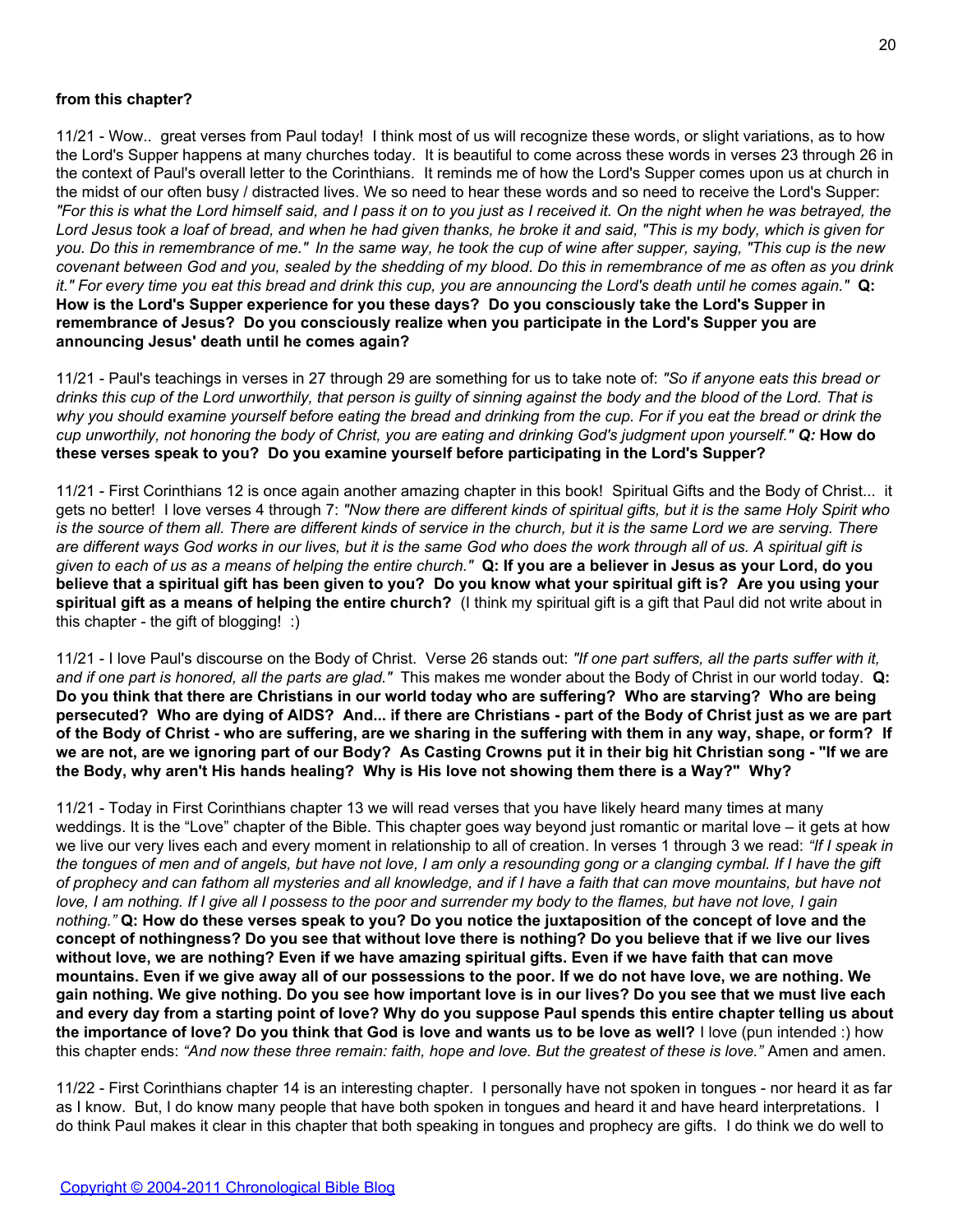**from this chapter?**

11/21 - Wow.. great verses from Paul today! I think most of us will recognize these words, or slight variations, as to how the Lord's Supper happens at many churches today. It is beautiful to come across these words in verses 23 through 26 in the context of Paul's overall letter to the Corinthians. It reminds me of how the Lord's Supper comes upon us at church in the midst of our often busy / distracted lives. We so need to hear these words and so need to receive the Lord's Supper: *"For this is what the Lord himself said, and I pass it on to you just as I received it. On the night when he was betrayed, the Lord Jesus took a loaf of bread, and when he had given thanks, he broke it and said, "This is my body, which is given for you. Do this in remembrance of me." In the same way, he took the cup of wine after supper, saying, "This cup is the new covenant between God and you, sealed by the shedding of my blood. Do this in remembrance of me as often as you drink it." For every time you eat this bread and drink this cup, you are announcing the Lord's death until he comes again."* **Q: How is the Lord's Supper experience for you these days? Do you consciously take the Lord's Supper in remembrance of Jesus? Do you consciously realize when you participate in the Lord's Supper you are announcing Jesus' death until he comes again?**

11/21 - Paul's teachings in verses in 27 through 29 are something for us to take note of: *"So if anyone eats this bread or drinks this cup of the Lord unworthily, that person is guilty of sinning against the body and the blood of the Lord. That is why you should examine yourself before eating the bread and drinking from the cup. For if you eat the bread or drink the cup unworthily, not honoring the body of Christ, you are eating and drinking God's judgment upon yourself." **Q:*** **How do these verses speak to you? Do you examine yourself before participating in the Lord's Supper?**

11/21 - First Corinthians 12 is once again another amazing chapter in this book! Spiritual Gifts and the Body of Christ... it gets no better! I love verses 4 through 7: *"Now there are different kinds of spiritual gifts, but it is the same Holy Spirit who is the source of them all. There are different kinds of service in the church, but it is the same Lord we are serving. There are different ways God works in our lives, but it is the same God who does the work through all of us. A spiritual gift is given to each of us as a means of helping the entire church."* **Q: If you are a believer in Jesus as your Lord, do you believe that a spiritual gift has been given to you? Do you know what your spiritual gift is? Are you using your spiritual gift as a means of helping the entire church?** (I think my spiritual gift is a gift that Paul did not write about in this chapter - the gift of blogging! :)

11/21 - I love Paul's discourse on the Body of Christ. Verse 26 stands out: *"If one part suffers, all the parts suffer with it, and if one part is honored, all the parts are glad."* This makes me wonder about the Body of Christ in our world today. **Q: Do you think that there are Christians in our world today who are suffering? Who are starving? Who are being persecuted? Who are dying of AIDS? And... if there are Christians - part of the Body of Christ just as we are part of the Body of Christ - who are suffering, are we sharing in the suffering with them in any way, shape, or form? If we are not, are we ignoring part of our Body? As Casting Crowns put it in their big hit Christian song - "If we are the Body, why aren't His hands healing? Why is His love not showing them there is a Way?" Why?**

11/21 - Today in First Corinthians chapter 13 we will read verses that you have likely heard many times at many weddings. It is the "Love" chapter of the Bible. This chapter goes way beyond just romantic or marital love – it gets at how we live our very lives each and every moment in relationship to all of creation. In verses 1 through 3 we read: *"If I speak in the tongues of men and of angels, but have not love, I am only a resounding gong or a clanging cymbal. If I have the gift of prophecy and can fathom all mysteries and all knowledge, and if I have a faith that can move mountains, but have not love, I am nothing. If I give all I possess to the poor and surrender my body to the flames, but have not love, I gain nothing."* **Q: How do these verses speak to you? Do you notice the juxtaposition of the concept of love and the concept of nothingness? Do you see that without love there is nothing? Do you believe that if we live our lives without love, we are nothing? Even if we have amazing spiritual gifts. Even if we have faith that can move mountains. Even if we give away all of our possessions to the poor. If we do not have love, we are nothing. We gain nothing. We give nothing. Do you see how important love is in our lives? Do you see that we must live each and every day from a starting point of love? Why do you suppose Paul spends this entire chapter telling us about the importance of love? Do you think that God is love and wants us to be love as well?** I love (pun intended :) how this chapter ends: *"And now these three remain: faith, hope and love. But the greatest of these is love."* Amen and amen.

11/22 - First Corinthians chapter 14 is an interesting chapter. I personally have not spoken in tongues - nor heard it as far as I know. But, I do know many people that have both spoken in tongues and heard it and have heard interpretations. I do think Paul makes it clear in this chapter that both speaking in tongues and prophecy are gifts. I do think we do well to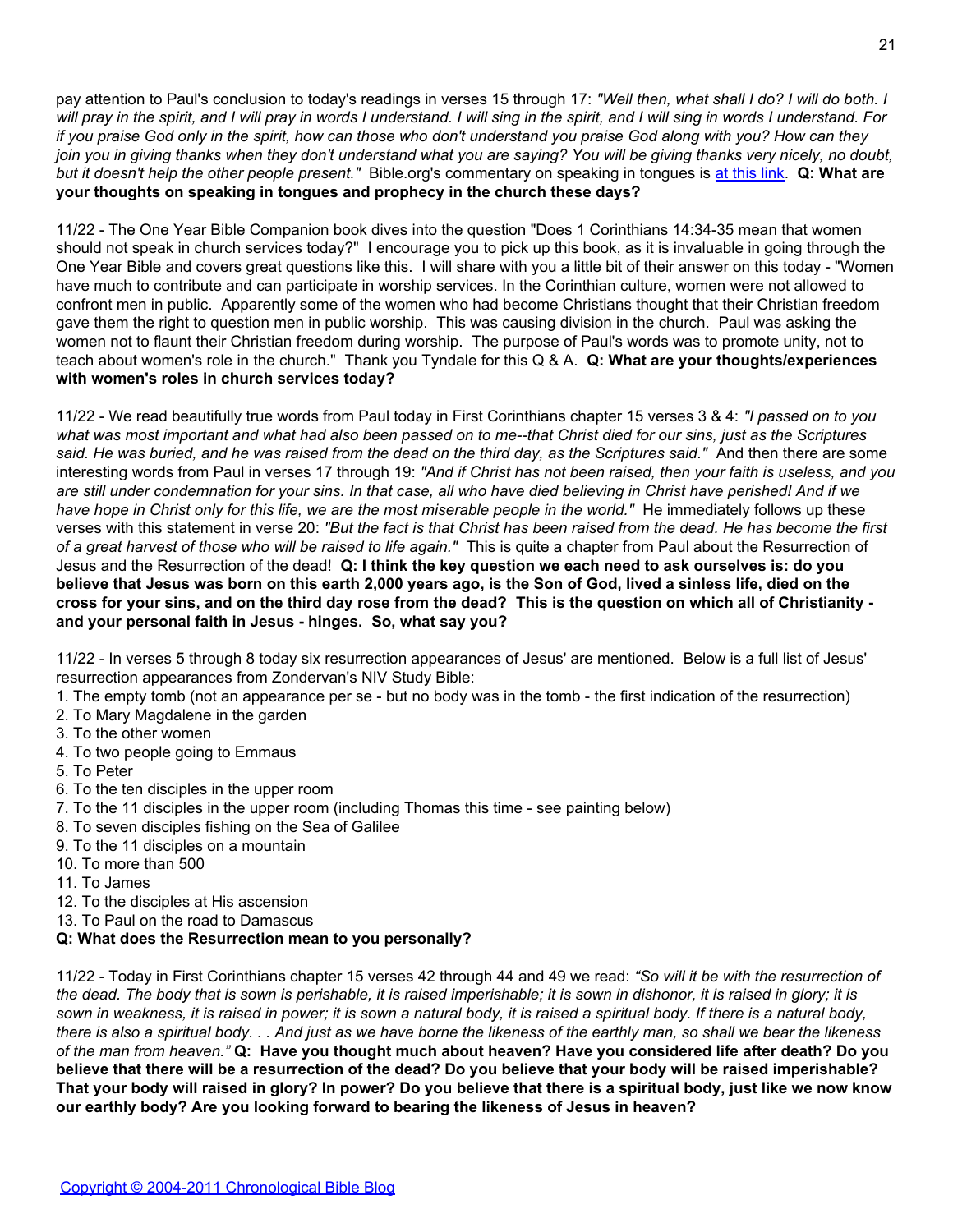pay attention to Paul's conclusion to today's readings in verses 15 through 17: *"Well then, what shall I do? I will do both. I will pray in the spirit, and I will pray in words I understand. I will sing in the spirit, and I will sing in words I understand. For if you praise God only in the spirit, how can those who don't understand you praise God along with you? How can they join you in giving thanks when they don't understand what you are saying? You will be giving thanks very nicely, no doubt, but it doesn't help the other people present."* Bible.org's commentary on speaking in tongues is at this link. **Q: What are your thoughts on speaking in tongues and prophecy in the church these days?**

11/22 - The One Year Bible Companion book dives into the question "Does 1 Corinthians 14:34-35 mean that women should not speak in church services today?" I encourage you to pick up this book, as it is invaluable in going through the One Year Bible and covers great questions like this. I will share with you a little bit of their answer on this today - "Women have much to contribute and can participate in worship services. In the Corinthian culture, women were not allowed to confront men in public. Apparently some of the women who had become Christians thought that their Christian freedom gave them the right to question men in public worship. This was causing division in the church. Paul was asking the women not to flaunt their Christian freedom during worship. The purpose of Paul's words was to promote unity, not to teach about women's role in the church." Thank you Tyndale for this Q & A. **Q: What are your thoughts/experiences with women's roles in church services today?**

11/22 - We read beautifully true words from Paul today in First Corinthians chapter 15 verses 3 & 4: *"I passed on to you what was most important and what had also been passed on to me--that Christ died for our sins, just as the Scriptures said. He was buried, and he was raised from the dead on the third day, as the Scriptures said."* And then there are some interesting words from Paul in verses 17 through 19: *"And if Christ has not been raised, then your faith is useless, and you are still under condemnation for your sins. In that case, all who have died believing in Christ have perished! And if we have hope in Christ only for this life, we are the most miserable people in the world."* He immediately follows up these verses with this statement in verse 20: *"But the fact is that Christ has been raised from the dead. He has become the first of a great harvest of those who will be raised to life again."* This is quite a chapter from Paul about the Resurrection of Jesus and the Resurrection of the dead! **Q: I think the key question we each need to ask ourselves is: do you believe that Jesus was born on this earth 2,000 years ago, is the Son of God, lived a sinless life, died on the cross for your sins, and on the third day rose from the dead? This is the question on which all of Christianity - and your personal faith in Jesus - hinges. So, what say you?**

11/22 - In verses 5 through 8 today six resurrection appearances of Jesus' are mentioned. Below is a full list of Jesus' resurrection appearances from Zondervan's NIV Study Bible:

1. The empty tomb (not an appearance per se - but no body was in the tomb - the first indication of the resurrection)
2. To Mary Magdalene in the garden
3. To the other women
4. To two people going to Emmaus
5. To Peter
6. To the ten disciples in the upper room
7. To the 11 disciples in the upper room (including Thomas this time - see painting below)
8. To seven disciples fishing on the Sea of Galilee
9. To the 11 disciples on a mountain
10. To more than 500
11. To James
12. To the disciples at His ascension
13. To Paul on the road to Damascus

**Q: What does the Resurrection mean to you personally?**

11/22 - Today in First Corinthians chapter 15 verses 42 through 44 and 49 we read: *"So will it be with the resurrection of the dead. The body that is sown is perishable, it is raised imperishable; it is sown in dishonor, it is raised in glory; it is sown in weakness, it is raised in power; it is sown a natural body, it is raised a spiritual body. If there is a natural body, there is also a spiritual body. . . And just as we have borne the likeness of the earthly man, so shall we bear the likeness of the man from heaven."* **Q: Have you thought much about heaven? Have you considered life after death? Do you believe that there will be a resurrection of the dead? Do you believe that your body will be raised imperishable? That your body will raised in glory? In power? Do you believe that there is a spiritual body, just like we now know our earthly body? Are you looking forward to bearing the likeness of Jesus in heaven?**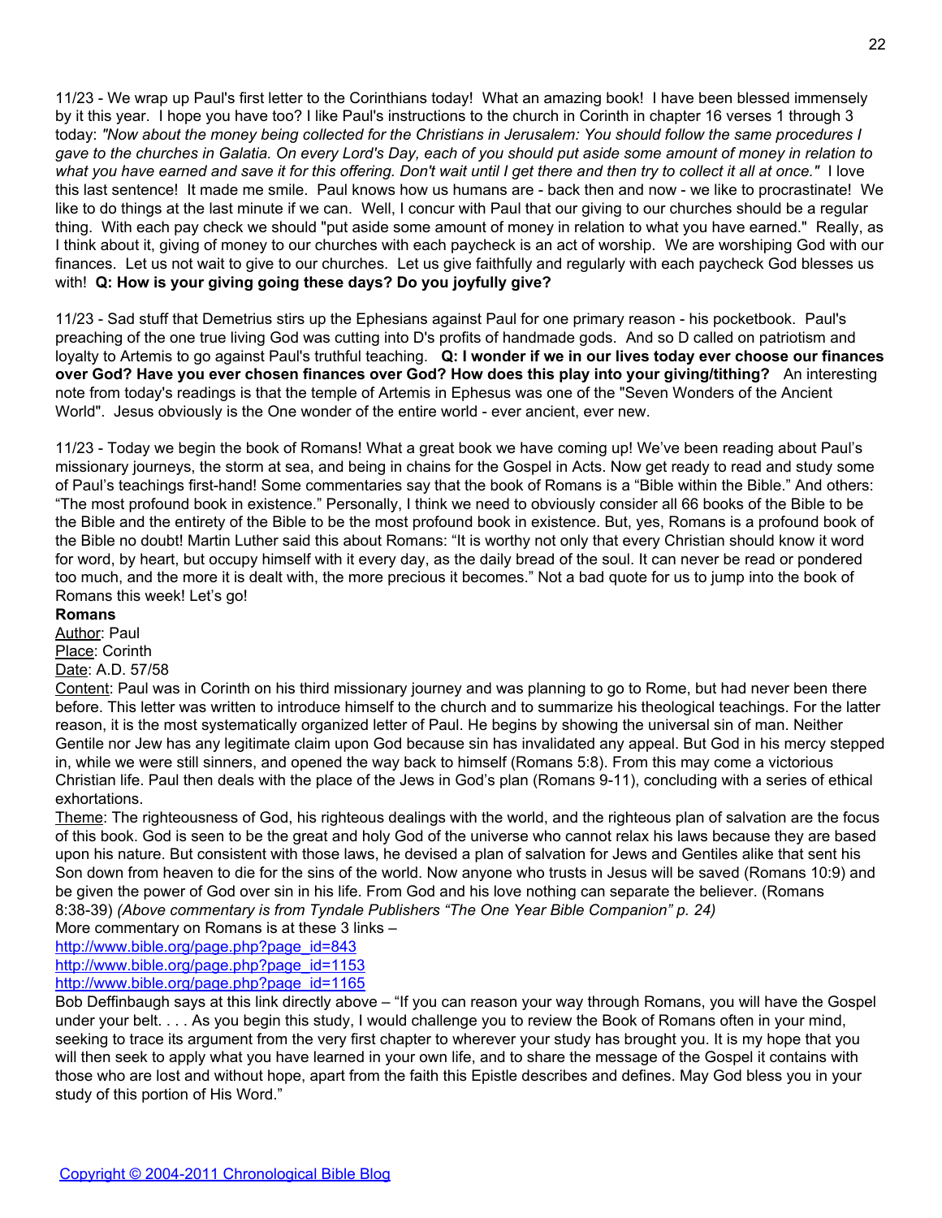11/23 - We wrap up Paul's first letter to the Corinthians today! What an amazing book! I have been blessed immensely by it this year. I hope you have too? I like Paul's instructions to the church in Corinth in chapter 16 verses 1 through 3 today: *"Now about the money being collected for the Christians in Jerusalem: You should follow the same procedures I gave to the churches in Galatia. On every Lord's Day, each of you should put aside some amount of money in relation to what you have earned and save it for this offering. Don't wait until I get there and then try to collect it all at once."* I love this last sentence! It made me smile. Paul knows how us humans are - back then and now - we like to procrastinate! We like to do things at the last minute if we can. Well, I concur with Paul that our giving to our churches should be a regular thing. With each pay check we should "put aside some amount of money in relation to what you have earned." Really, as I think about it, giving of money to our churches with each paycheck is an act of worship. We are worshiping God with our finances. Let us not wait to give to our churches. Let us give faithfully and regularly with each paycheck God blesses us with! **Q: How is your giving going these days? Do you joyfully give?**

11/23 - Sad stuff that Demetrius stirs up the Ephesians against Paul for one primary reason - his pocketbook. Paul's preaching of the one true living God was cutting into D's profits of handmade gods. And so D called on patriotism and loyalty to Artemis to go against Paul's truthful teaching. **Q: I wonder if we in our lives today ever choose our finances over God? Have you ever chosen finances over God? How does this play into your giving/tithing?** An interesting note from today's readings is that the temple of Artemis in Ephesus was one of the "Seven Wonders of the Ancient World". Jesus obviously is the One wonder of the entire world - ever ancient, ever new.

11/23 - Today we begin the book of Romans! What a great book we have coming up! We've been reading about Paul's missionary journeys, the storm at sea, and being in chains for the Gospel in Acts. Now get ready to read and study some of Paul's teachings first-hand! Some commentaries say that the book of Romans is a "Bible within the Bible." And others: "The most profound book in existence." Personally, I think we need to obviously consider all 66 books of the Bible to be the Bible and the entirety of the Bible to be the most profound book in existence. But, yes, Romans is a profound book of the Bible no doubt! Martin Luther said this about Romans: "It is worthy not only that every Christian should know it word for word, by heart, but occupy himself with it every day, as the daily bread of the soul. It can never be read or pondered too much, and the more it is dealt with, the more precious it becomes." Not a bad quote for us to jump into the book of Romans this week! Let's go!

**Romans**

Author: Paul

Place: Corinth

Date: A.D. 57/58

Content: Paul was in Corinth on his third missionary journey and was planning to go to Rome, but had never been there before. This letter was written to introduce himself to the church and to summarize his theological teachings. For the latter reason, it is the most systematically organized letter of Paul. He begins by showing the universal sin of man. Neither Gentile nor Jew has any legitimate claim upon God because sin has invalidated any appeal. But God in his mercy stepped in, while we were still sinners, and opened the way back to himself (Romans 5:8). From this may come a victorious Christian life. Paul then deals with the place of the Jews in God's plan (Romans 9-11), concluding with a series of ethical exhortations.

Theme: The righteousness of God, his righteous dealings with the world, and the righteous plan of salvation are the focus of this book. God is seen to be the great and holy God of the universe who cannot relax his laws because they are based upon his nature. But consistent with those laws, he devised a plan of salvation for Jews and Gentiles alike that sent his Son down from heaven to die for the sins of the world. Now anyone who trusts in Jesus will be saved (Romans 10:9) and be given the power of God over sin in his life. From God and his love nothing can separate the believer. (Romans 8:38-39) *(Above commentary is from Tyndale Publishers "The One Year Bible Companion" p. 24)*

More commentary on Romans is at these 3 links –

http://www.bible.org/page.php?page_id=843

http://www.bible.org/page.php?page_id=1153

http://www.bible.org/page.php?page_id=1165

Bob Deffinbaugh says at this link directly above – "If you can reason your way through Romans, you will have the Gospel under your belt. . . . As you begin this study, I would challenge you to review the Book of Romans often in your mind, seeking to trace its argument from the very first chapter to wherever your study has brought you. It is my hope that you will then seek to apply what you have learned in your own life, and to share the message of the Gospel it contains with those who are lost and without hope, apart from the faith this Epistle describes and defines. May God bless you in your study of this portion of His Word."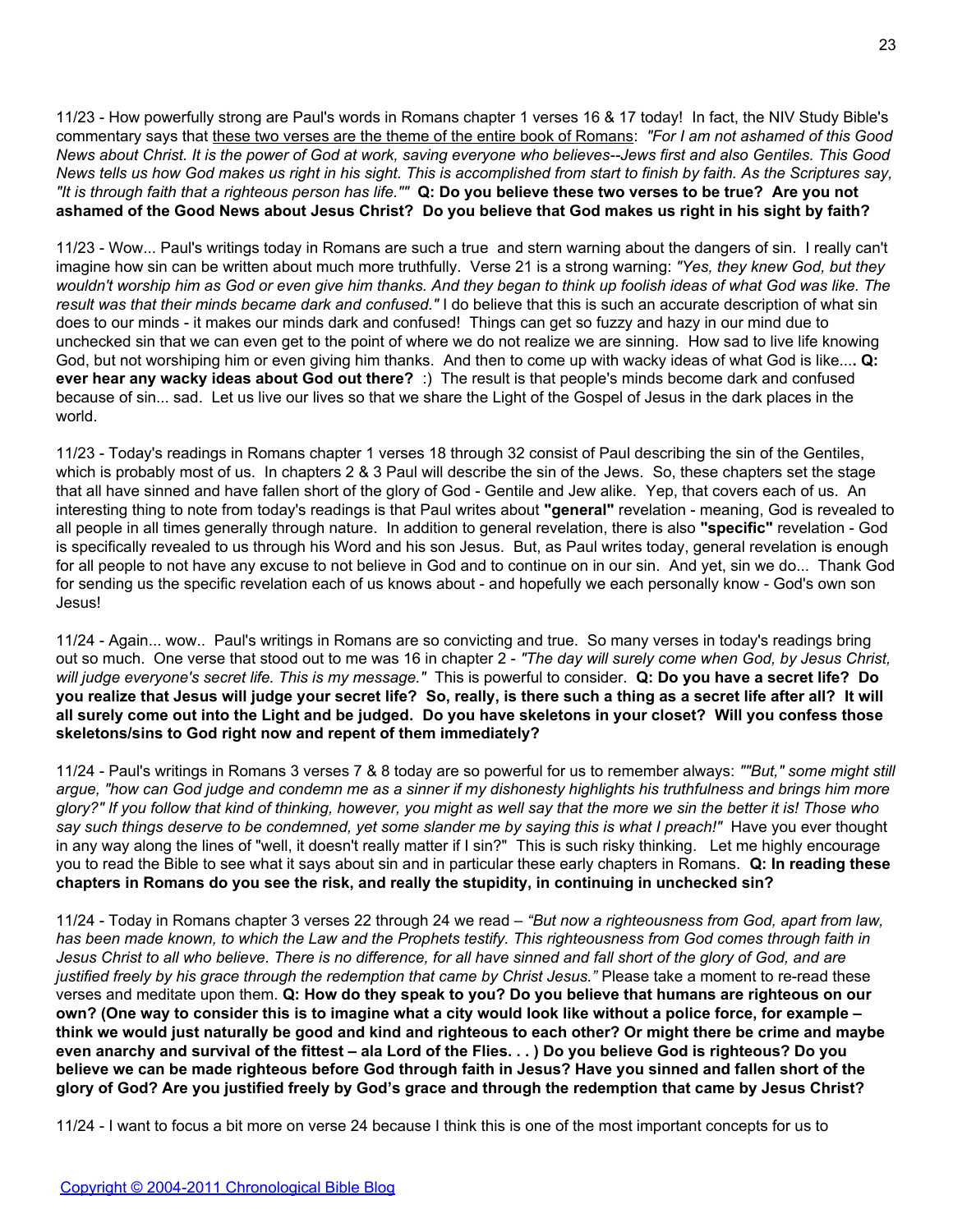11/23 - How powerfully strong are Paul's words in Romans chapter 1 verses 16 & 17 today! In fact, the NIV Study Bible's commentary says that <u>these two verses are the theme of the entire book of Romans</u>: *"For I am not ashamed of this Good News about Christ. It is the power of God at work, saving everyone who believes--Jews first and also Gentiles. This Good News tells us how God makes us right in his sight. This is accomplished from start to finish by faith. As the Scriptures say, "It is through faith that a righteous person has life.""* **Q: Do you believe these two verses to be true? Are you not ashamed of the Good News about Jesus Christ? Do you believe that God makes us right in his sight by faith?**

11/23 - Wow... Paul's writings today in Romans are such a true and stern warning about the dangers of sin. I really can't imagine how sin can be written about much more truthfully. Verse 21 is a strong warning: *"Yes, they knew God, but they wouldn't worship him as God or even give him thanks. And they began to think up foolish ideas of what God was like. The result was that their minds became dark and confused."* I do believe that this is such an accurate description of what sin does to our minds - it makes our minds dark and confused! Things can get so fuzzy and hazy in our mind due to unchecked sin that we can even get to the point of where we do not realize we are sinning. How sad to live life knowing God, but not worshiping him or even giving him thanks. And then to come up with wacky ideas of what God is like.... **Q: ever hear any wacky ideas about God out there?** :) The result is that people's minds become dark and confused because of sin... sad. Let us live our lives so that we share the Light of the Gospel of Jesus in the dark places in the world.

11/23 - Today's readings in Romans chapter 1 verses 18 through 32 consist of Paul describing the sin of the Gentiles, which is probably most of us. In chapters 2 & 3 Paul will describe the sin of the Jews. So, these chapters set the stage that all have sinned and have fallen short of the glory of God - Gentile and Jew alike. Yep, that covers each of us. An interesting thing to note from today's readings is that Paul writes about **"general"** revelation - meaning, God is revealed to all people in all times generally through nature. In addition to general revelation, there is also **"specific"** revelation - God is specifically revealed to us through his Word and his son Jesus. But, as Paul writes today, general revelation is enough for all people to not have any excuse to not believe in God and to continue on in our sin. And yet, sin we do... Thank God for sending us the specific revelation each of us knows about - and hopefully we each personally know - God's own son Jesus!

11/24 - Again... wow.. Paul's writings in Romans are so convicting and true. So many verses in today's readings bring out so much. One verse that stood out to me was 16 in chapter 2 - *"The day will surely come when God, by Jesus Christ, will judge everyone's secret life. This is my message."* This is powerful to consider. **Q: Do you have a secret life? Do you realize that Jesus will judge your secret life? So, really, is there such a thing as a secret life after all? It will all surely come out into the Light and be judged. Do you have skeletons in your closet? Will you confess those skeletons/sins to God right now and repent of them immediately?**

11/24 - Paul's writings in Romans 3 verses 7 & 8 today are so powerful for us to remember always: *""But," some might still argue, "how can God judge and condemn me as a sinner if my dishonesty highlights his truthfulness and brings him more glory?" If you follow that kind of thinking, however, you might as well say that the more we sin the better it is! Those who say such things deserve to be condemned, yet some slander me by saying this is what I preach!"* Have you ever thought in any way along the lines of "well, it doesn't really matter if I sin?" This is such risky thinking. Let me highly encourage you to read the Bible to see what it says about sin and in particular these early chapters in Romans. **Q: In reading these chapters in Romans do you see the risk, and really the stupidity, in continuing in unchecked sin?**

11/24 - Today in Romans chapter 3 verses 22 through 24 we read – *"But now a righteousness from God, apart from law, has been made known, to which the Law and the Prophets testify. This righteousness from God comes through faith in Jesus Christ to all who believe. There is no difference, for all have sinned and fall short of the glory of God, and are justified freely by his grace through the redemption that came by Christ Jesus."* Please take a moment to re-read these verses and meditate upon them. **Q: How do they speak to you? Do you believe that humans are righteous on our own? (One way to consider this is to imagine what a city would look like without a police force, for example – think we would just naturally be good and kind and righteous to each other? Or might there be crime and maybe even anarchy and survival of the fittest – ala Lord of the Flies. . . ) Do you believe God is righteous? Do you believe we can be made righteous before God through faith in Jesus? Have you sinned and fallen short of the glory of God? Are you justified freely by God's grace and through the redemption that came by Jesus Christ?**

11/24 - I want to focus a bit more on verse 24 because I think this is one of the most important concepts for us to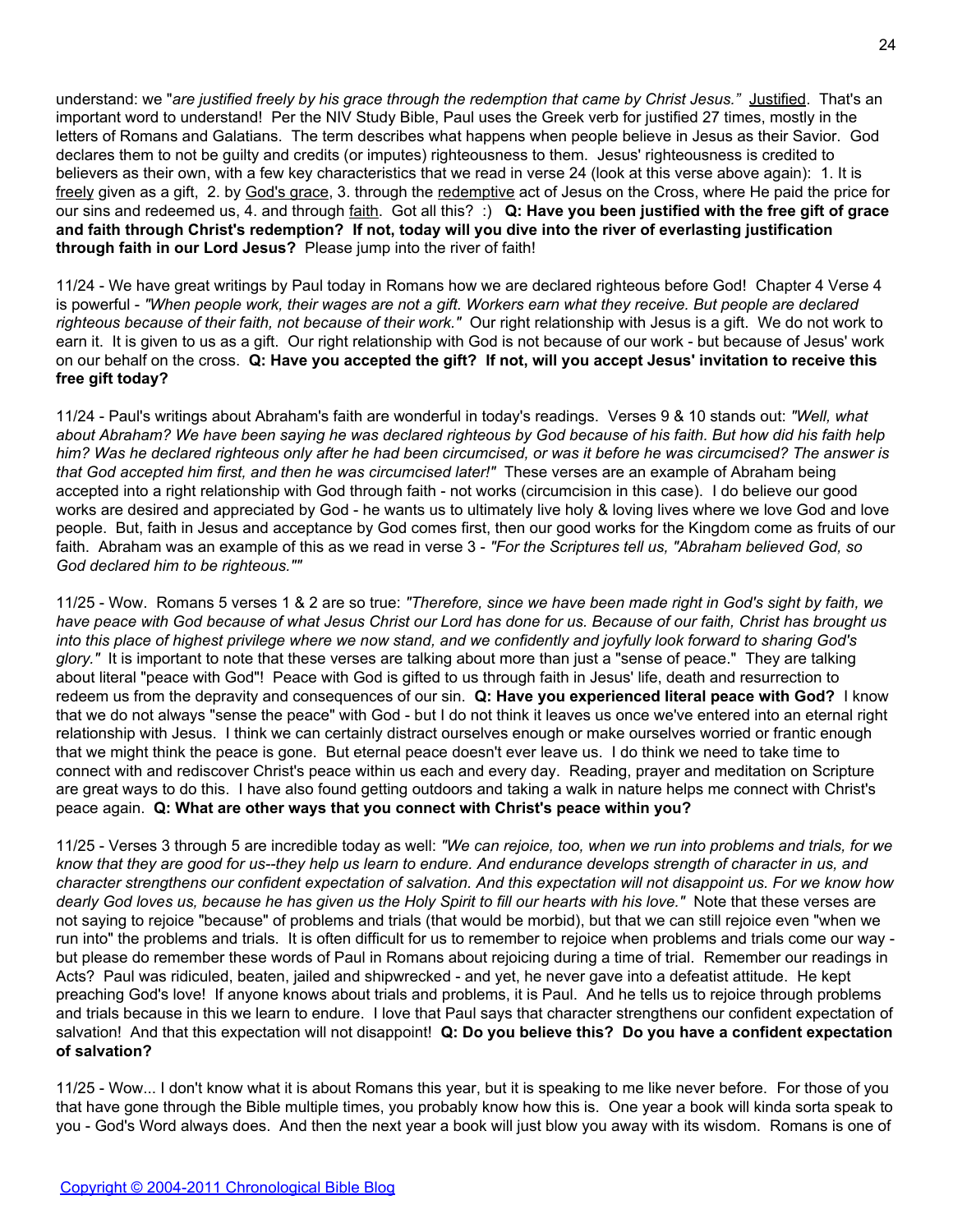understand: we "*are justified freely by his grace through the redemption that came by Christ Jesus."* Justified. That's an important word to understand! Per the NIV Study Bible, Paul uses the Greek verb for justified 27 times, mostly in the letters of Romans and Galatians. The term describes what happens when people believe in Jesus as their Savior. God declares them to not be guilty and credits (or imputes) righteousness to them. Jesus' righteousness is credited to believers as their own, with a few key characteristics that we read in verse 24 (look at this verse above again): 1. It is freely given as a gift, 2. by God's grace, 3. through the redemptive act of Jesus on the Cross, where He paid the price for our sins and redeemed us, 4. and through faith. Got all this? :) **Q: Have you been justified with the free gift of grace and faith through Christ's redemption? If not, today will you dive into the river of everlasting justification through faith in our Lord Jesus?** Please jump into the river of faith!

11/24 - We have great writings by Paul today in Romans how we are declared righteous before God! Chapter 4 Verse 4 is powerful - *"When people work, their wages are not a gift. Workers earn what they receive. But people are declared righteous because of their faith, not because of their work."* Our right relationship with Jesus is a gift. We do not work to earn it. It is given to us as a gift. Our right relationship with God is not because of our work - but because of Jesus' work on our behalf on the cross. **Q: Have you accepted the gift? If not, will you accept Jesus' invitation to receive this free gift today?**

11/24 - Paul's writings about Abraham's faith are wonderful in today's readings. Verses 9 & 10 stands out: *"Well, what about Abraham? We have been saying he was declared righteous by God because of his faith. But how did his faith help him? Was he declared righteous only after he had been circumcised, or was it before he was circumcised? The answer is that God accepted him first, and then he was circumcised later!"* These verses are an example of Abraham being accepted into a right relationship with God through faith - not works (circumcision in this case). I do believe our good works are desired and appreciated by God - he wants us to ultimately live holy & loving lives where we love God and love people. But, faith in Jesus and acceptance by God comes first, then our good works for the Kingdom come as fruits of our faith. Abraham was an example of this as we read in verse 3 - *"For the Scriptures tell us, "Abraham believed God, so God declared him to be righteous.""*

11/25 - Wow. Romans 5 verses 1 & 2 are so true: *"Therefore, since we have been made right in God's sight by faith, we have peace with God because of what Jesus Christ our Lord has done for us. Because of our faith, Christ has brought us into this place of highest privilege where we now stand, and we confidently and joyfully look forward to sharing God's glory."* It is important to note that these verses are talking about more than just a "sense of peace." They are talking about literal "peace with God"! Peace with God is gifted to us through faith in Jesus' life, death and resurrection to redeem us from the depravity and consequences of our sin. **Q: Have you experienced literal peace with God?** I know that we do not always "sense the peace" with God - but I do not think it leaves us once we've entered into an eternal right relationship with Jesus. I think we can certainly distract ourselves enough or make ourselves worried or frantic enough that we might think the peace is gone. But eternal peace doesn't ever leave us. I do think we need to take time to connect with and rediscover Christ's peace within us each and every day. Reading, prayer and meditation on Scripture are great ways to do this. I have also found getting outdoors and taking a walk in nature helps me connect with Christ's peace again. **Q: What are other ways that you connect with Christ's peace within you?**

11/25 - Verses 3 through 5 are incredible today as well: *"We can rejoice, too, when we run into problems and trials, for we know that they are good for us--they help us learn to endure. And endurance develops strength of character in us, and character strengthens our confident expectation of salvation. And this expectation will not disappoint us. For we know how dearly God loves us, because he has given us the Holy Spirit to fill our hearts with his love."* Note that these verses are not saying to rejoice "because" of problems and trials (that would be morbid), but that we can still rejoice even "when we run into" the problems and trials. It is often difficult for us to remember to rejoice when problems and trials come our way - but please do remember these words of Paul in Romans about rejoicing during a time of trial. Remember our readings in Acts? Paul was ridiculed, beaten, jailed and shipwrecked - and yet, he never gave into a defeatist attitude. He kept preaching God's love! If anyone knows about trials and problems, it is Paul. And he tells us to rejoice through problems and trials because in this we learn to endure. I love that Paul says that character strengthens our confident expectation of salvation! And that this expectation will not disappoint! **Q: Do you believe this? Do you have a confident expectation of salvation?**

11/25 - Wow... I don't know what it is about Romans this year, but it is speaking to me like never before. For those of you that have gone through the Bible multiple times, you probably know how this is. One year a book will kinda sorta speak to you - God's Word always does. And then the next year a book will just blow you away with its wisdom. Romans is one of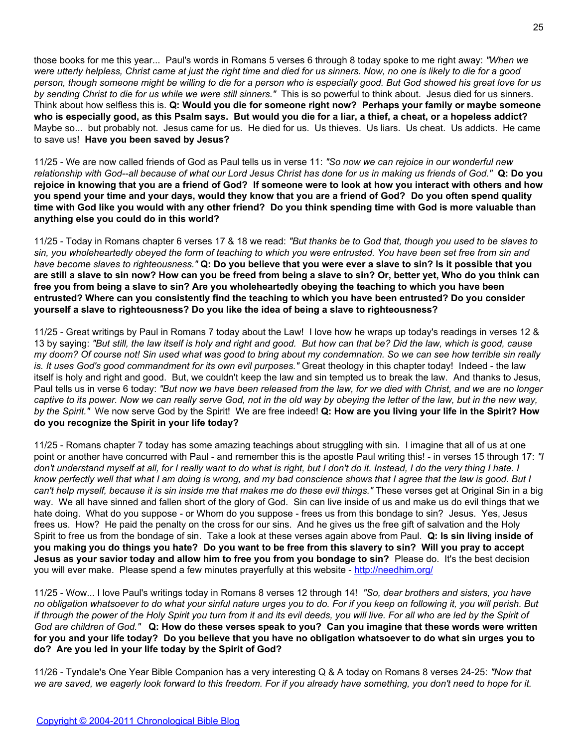those books for me this year... Paul's words in Romans 5 verses 6 through 8 today spoke to me right away: *"When we were utterly helpless, Christ came at just the right time and died for us sinners. Now, no one is likely to die for a good person, though someone might be willing to die for a person who is especially good. But God showed his great love for us by sending Christ to die for us while we were still sinners."* This is so powerful to think about. Jesus died for us sinners. Think about how selfless this is. **Q: Would you die for someone right now? Perhaps your family or maybe someone who is especially good, as this Psalm says. But would you die for a liar, a thief, a cheat, or a hopeless addict?** Maybe so... but probably not. Jesus came for us. He died for us. Us thieves. Us liars. Us cheat. Us addicts. He came to save us! **Have you been saved by Jesus?**

11/25 - We are now called friends of God as Paul tells us in verse 11: *"So now we can rejoice in our wonderful new relationship with God--all because of what our Lord Jesus Christ has done for us in making us friends of God."* **Q: Do you rejoice in knowing that you are a friend of God? If someone were to look at how you interact with others and how you spend your time and your days, would they know that you are a friend of God? Do you often spend quality time with God like you would with any other friend? Do you think spending time with God is more valuable than anything else you could do in this world?**

11/25 - Today in Romans chapter 6 verses 17 & 18 we read: *"But thanks be to God that, though you used to be slaves to sin, you wholeheartedly obeyed the form of teaching to which you were entrusted. You have been set free from sin and have become slaves to righteousness."* **Q: Do you believe that you were ever a slave to sin? Is it possible that you are still a slave to sin now? How can you be freed from being a slave to sin? Or, better yet, Who do you think can free you from being a slave to sin? Are you wholeheartedly obeying the teaching to which you have been entrusted? Where can you consistently find the teaching to which you have been entrusted? Do you consider yourself a slave to righteousness? Do you like the idea of being a slave to righteousness?**

11/25 - Great writings by Paul in Romans 7 today about the Law! I love how he wraps up today's readings in verses 12 & 13 by saying: *"But still, the law itself is holy and right and good. But how can that be? Did the law, which is good, cause my doom? Of course not! Sin used what was good to bring about my condemnation. So we can see how terrible sin really is. It uses God's good commandment for its own evil purposes."* Great theology in this chapter today! Indeed - the law itself is holy and right and good. But, we couldn't keep the law and sin tempted us to break the law. And thanks to Jesus, Paul tells us in verse 6 today: *"But now we have been released from the law, for we died with Christ, and we are no longer captive to its power. Now we can really serve God, not in the old way by obeying the letter of the law, but in the new way, by the Spirit."* We now serve God by the Spirit! We are free indeed! **Q: How are you living your life in the Spirit? How do you recognize the Spirit in your life today?**

11/25 - Romans chapter 7 today has some amazing teachings about struggling with sin. I imagine that all of us at one point or another have concurred with Paul - and remember this is the apostle Paul writing this! - in verses 15 through 17: *"I don't understand myself at all, for I really want to do what is right, but I don't do it. Instead, I do the very thing I hate. I know perfectly well that what I am doing is wrong, and my bad conscience shows that I agree that the law is good. But I can't help myself, because it is sin inside me that makes me do these evil things."* These verses get at Original Sin in a big way. We all have sinned and fallen short of the glory of God. Sin can live inside of us and make us do evil things that we hate doing. What do you suppose - or Whom do you suppose - frees us from this bondage to sin? Jesus. Yes, Jesus frees us. How? He paid the penalty on the cross for our sins. And he gives us the free gift of salvation and the Holy Spirit to free us from the bondage of sin. Take a look at these verses again above from Paul. **Q: Is sin living inside of you making you do things you hate? Do you want to be free from this slavery to sin? Will you pray to accept Jesus as your savior today and allow him to free you from you bondage to sin?** Please do. It's the best decision you will ever make. Please spend a few minutes prayerfully at this website - [http://needhim.org/](http://needhim.org/)

11/25 - Wow... I love Paul's writings today in Romans 8 verses 12 through 14! *"So, dear brothers and sisters, you have no obligation whatsoever to do what your sinful nature urges you to do. For if you keep on following it, you will perish. But if through the power of the Holy Spirit you turn from it and its evil deeds, you will live. For all who are led by the Spirit of God are children of God."* **Q: How do these verses speak to you? Can you imagine that these words were written for you and your life today? Do you believe that you have no obligation whatsoever to do what sin urges you to do? Are you led in your life today by the Spirit of God?**

11/26 - Tyndale's One Year Bible Companion has a very interesting Q & A today on Romans 8 verses 24-25: *"Now that we are saved, we eagerly look forward to this freedom. For if you already have something, you don't need to hope for it.*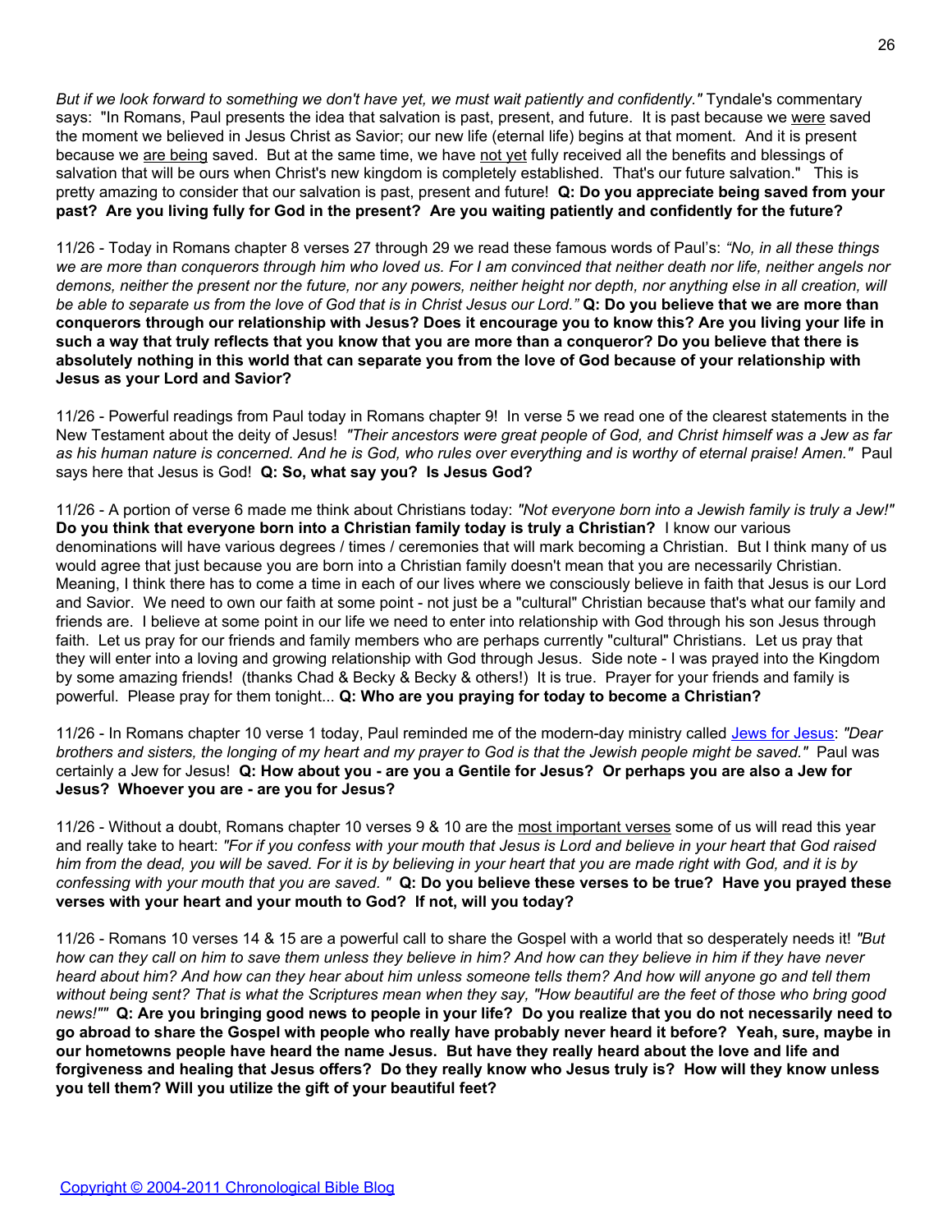*But if we look forward to something we don't have yet, we must wait patiently and confidently."* Tyndale's commentary says: "In Romans, Paul presents the idea that salvation is past, present, and future. It is past because we <u>were</u> saved the moment we believed in Jesus Christ as Savior; our new life (eternal life) begins at that moment. And it is present because we <u>are being</u> saved. But at the same time, we have <u>not yet</u> fully received all the benefits and blessings of salvation that will be ours when Christ's new kingdom is completely established. That's our future salvation." This is pretty amazing to consider that our salvation is past, present and future! **Q: Do you appreciate being saved from your past? Are you living fully for God in the present? Are you waiting patiently and confidently for the future?**

11/26 - Today in Romans chapter 8 verses 27 through 29 we read these famous words of Paul's: *"No, in all these things we are more than conquerors through him who loved us. For I am convinced that neither death nor life, neither angels nor demons, neither the present nor the future, nor any powers, neither height nor depth, nor anything else in all creation, will be able to separate us from the love of God that is in Christ Jesus our Lord."* **Q: Do you believe that we are more than conquerors through our relationship with Jesus? Does it encourage you to know this? Are you living your life in such a way that truly reflects that you know that you are more than a conqueror? Do you believe that there is absolutely nothing in this world that can separate you from the love of God because of your relationship with Jesus as your Lord and Savior?**

11/26 - Powerful readings from Paul today in Romans chapter 9! In verse 5 we read one of the clearest statements in the New Testament about the deity of Jesus! *"Their ancestors were great people of God, and Christ himself was a Jew as far as his human nature is concerned. And he is God, who rules over everything and is worthy of eternal praise! Amen."* Paul says here that Jesus is God! **Q: So, what say you? Is Jesus God?**

11/26 - A portion of verse 6 made me think about Christians today: *"Not everyone born into a Jewish family is truly a Jew!"* **Do you think that everyone born into a Christian family today is truly a Christian?** I know our various denominations will have various degrees / times / ceremonies that will mark becoming a Christian. But I think many of us would agree that just because you are born into a Christian family doesn't mean that you are necessarily Christian. Meaning, I think there has to come a time in each of our lives where we consciously believe in faith that Jesus is our Lord and Savior. We need to own our faith at some point - not just be a "cultural" Christian because that's what our family and friends are. I believe at some point in our life we need to enter into relationship with God through his son Jesus through faith. Let us pray for our friends and family members who are perhaps currently "cultural" Christians. Let us pray that they will enter into a loving and growing relationship with God through Jesus. Side note - I was prayed into the Kingdom by some amazing friends! (thanks Chad & Becky & Becky & others!) It is true. Prayer for your friends and family is powerful. Please pray for them tonight... **Q: Who are you praying for today to become a Christian?**

11/26 - In Romans chapter 10 verse 1 today, Paul reminded me of the modern-day ministry called Jews for Jesus: *"Dear brothers and sisters, the longing of my heart and my prayer to God is that the Jewish people might be saved."* Paul was certainly a Jew for Jesus! **Q: How about you - are you a Gentile for Jesus? Or perhaps you are also a Jew for Jesus? Whoever you are - are you for Jesus?**

11/26 - Without a doubt, Romans chapter 10 verses 9 & 10 are the <u>most important verses</u> some of us will read this year and really take to heart: *"For if you confess with your mouth that Jesus is Lord and believe in your heart that God raised him from the dead, you will be saved. For it is by believing in your heart that you are made right with God, and it is by confessing with your mouth that you are saved. "* **Q: Do you believe these verses to be true? Have you prayed these verses with your heart and your mouth to God? If not, will you today?**

11/26 - Romans 10 verses 14 & 15 are a powerful call to share the Gospel with a world that so desperately needs it! *"But how can they call on him to save them unless they believe in him? And how can they believe in him if they have never heard about him? And how can they hear about him unless someone tells them? And how will anyone go and tell them without being sent? That is what the Scriptures mean when they say, "How beautiful are the feet of those who bring good news!""* **Q: Are you bringing good news to people in your life? Do you realize that you do not necessarily need to go abroad to share the Gospel with people who really have probably never heard it before? Yeah, sure, maybe in our hometowns people have heard the name Jesus. But have they really heard about the love and life and forgiveness and healing that Jesus offers? Do they really know who Jesus truly is? How will they know unless you tell them? Will you utilize the gift of your beautiful feet?**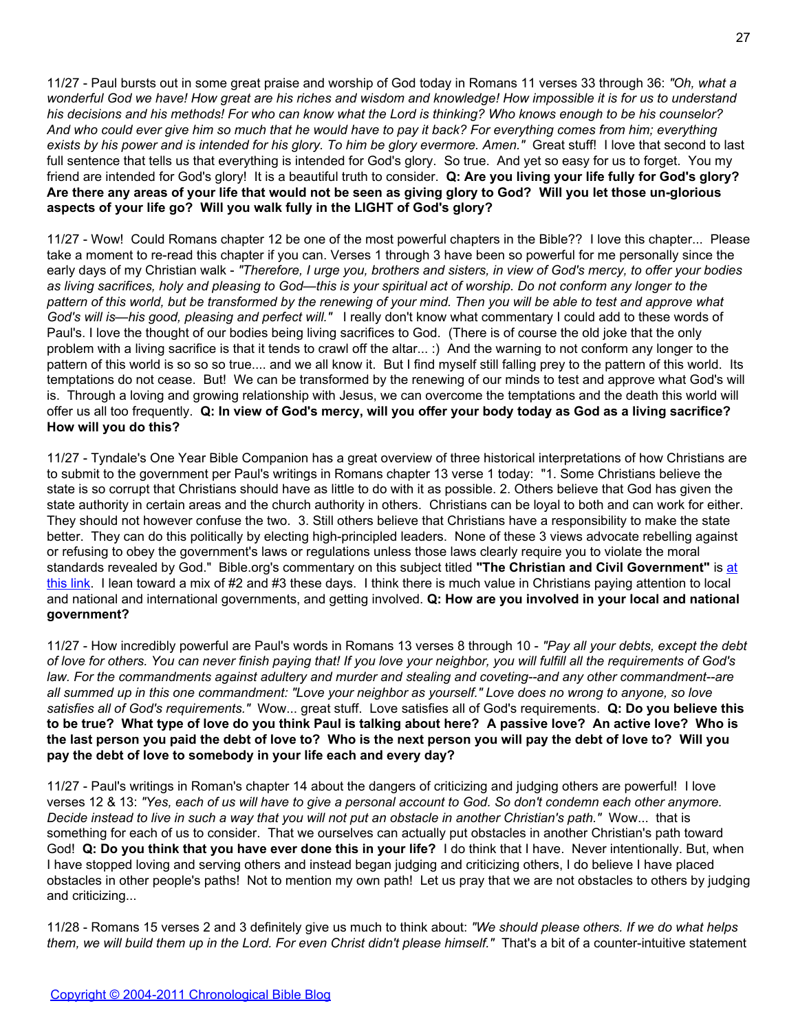11/27 - Paul bursts out in some great praise and worship of God today in Romans 11 verses 33 through 36: *"Oh, what a wonderful God we have! How great are his riches and wisdom and knowledge! How impossible it is for us to understand his decisions and his methods! For who can know what the Lord is thinking? Who knows enough to be his counselor? And who could ever give him so much that he would have to pay it back? For everything comes from him; everything exists by his power and is intended for his glory. To him be glory evermore. Amen."* Great stuff! I love that second to last full sentence that tells us that everything is intended for God's glory. So true. And yet so easy for us to forget. You my friend are intended for God's glory! It is a beautiful truth to consider. **Q: Are you living your life fully for God's glory? Are there any areas of your life that would not be seen as giving glory to God? Will you let those un-glorious aspects of your life go? Will you walk fully in the LIGHT of God's glory?**

11/27 - Wow! Could Romans chapter 12 be one of the most powerful chapters in the Bible?? I love this chapter... Please take a moment to re-read this chapter if you can. Verses 1 through 3 have been so powerful for me personally since the early days of my Christian walk - *"Therefore, I urge you, brothers and sisters, in view of God's mercy, to offer your bodies as living sacrifices, holy and pleasing to God—this is your spiritual act of worship. Do not conform any longer to the pattern of this world, but be transformed by the renewing of your mind. Then you will be able to test and approve what God's will is—his good, pleasing and perfect will."* I really don't know what commentary I could add to these words of Paul's. I love the thought of our bodies being living sacrifices to God. (There is of course the old joke that the only problem with a living sacrifice is that it tends to crawl off the altar... :) And the warning to not conform any longer to the pattern of this world is so so so true.... and we all know it. But I find myself still falling prey to the pattern of this world. Its temptations do not cease. But! We can be transformed by the renewing of our minds to test and approve what God's will is. Through a loving and growing relationship with Jesus, we can overcome the temptations and the death this world will offer us all too frequently. **Q: In view of God's mercy, will you offer your body today as God as a living sacrifice? How will you do this?**

11/27 - Tyndale's One Year Bible Companion has a great overview of three historical interpretations of how Christians are to submit to the government per Paul's writings in Romans chapter 13 verse 1 today: "1. Some Christians believe the state is so corrupt that Christians should have as little to do with it as possible. 2. Others believe that God has given the state authority in certain areas and the church authority in others. Christians can be loyal to both and can work for either. They should not however confuse the two. 3. Still others believe that Christians have a responsibility to make the state better. They can do this politically by electing high-principled leaders. None of these 3 views advocate rebelling against or refusing to obey the government's laws or regulations unless those laws clearly require you to violate the moral standards revealed by God." Bible.org's commentary on this subject titled **"The Christian and Civil Government"** is at this link. I lean toward a mix of #2 and #3 these days. I think there is much value in Christians paying attention to local and national and international governments, and getting involved. **Q: How are you involved in your local and national government?**

11/27 - How incredibly powerful are Paul's words in Romans 13 verses 8 through 10 - *"Pay all your debts, except the debt of love for others. You can never finish paying that! If you love your neighbor, you will fulfill all the requirements of God's law. For the commandments against adultery and murder and stealing and coveting--and any other commandment--are all summed up in this one commandment: "Love your neighbor as yourself." Love does no wrong to anyone, so love satisfies all of God's requirements."* Wow... great stuff. Love satisfies all of God's requirements. **Q: Do you believe this to be true? What type of love do you think Paul is talking about here? A passive love? An active love? Who is the last person you paid the debt of love to? Who is the next person you will pay the debt of love to? Will you pay the debt of love to somebody in your life each and every day?**

11/27 - Paul's writings in Roman's chapter 14 about the dangers of criticizing and judging others are powerful! I love verses 12 & 13: *"Yes, each of us will have to give a personal account to God. So don't condemn each other anymore. Decide instead to live in such a way that you will not put an obstacle in another Christian's path."* Wow... that is something for each of us to consider. That we ourselves can actually put obstacles in another Christian's path toward God! **Q: Do you think that you have ever done this in your life?** I do think that I have. Never intentionally. But, when I have stopped loving and serving others and instead began judging and criticizing others, I do believe I have placed obstacles in other people's paths! Not to mention my own path! Let us pray that we are not obstacles to others by judging and criticizing...

11/28 - Romans 15 verses 2 and 3 definitely give us much to think about: *"We should please others. If we do what helps them, we will build them up in the Lord. For even Christ didn't please himself."* That's a bit of a counter-intuitive statement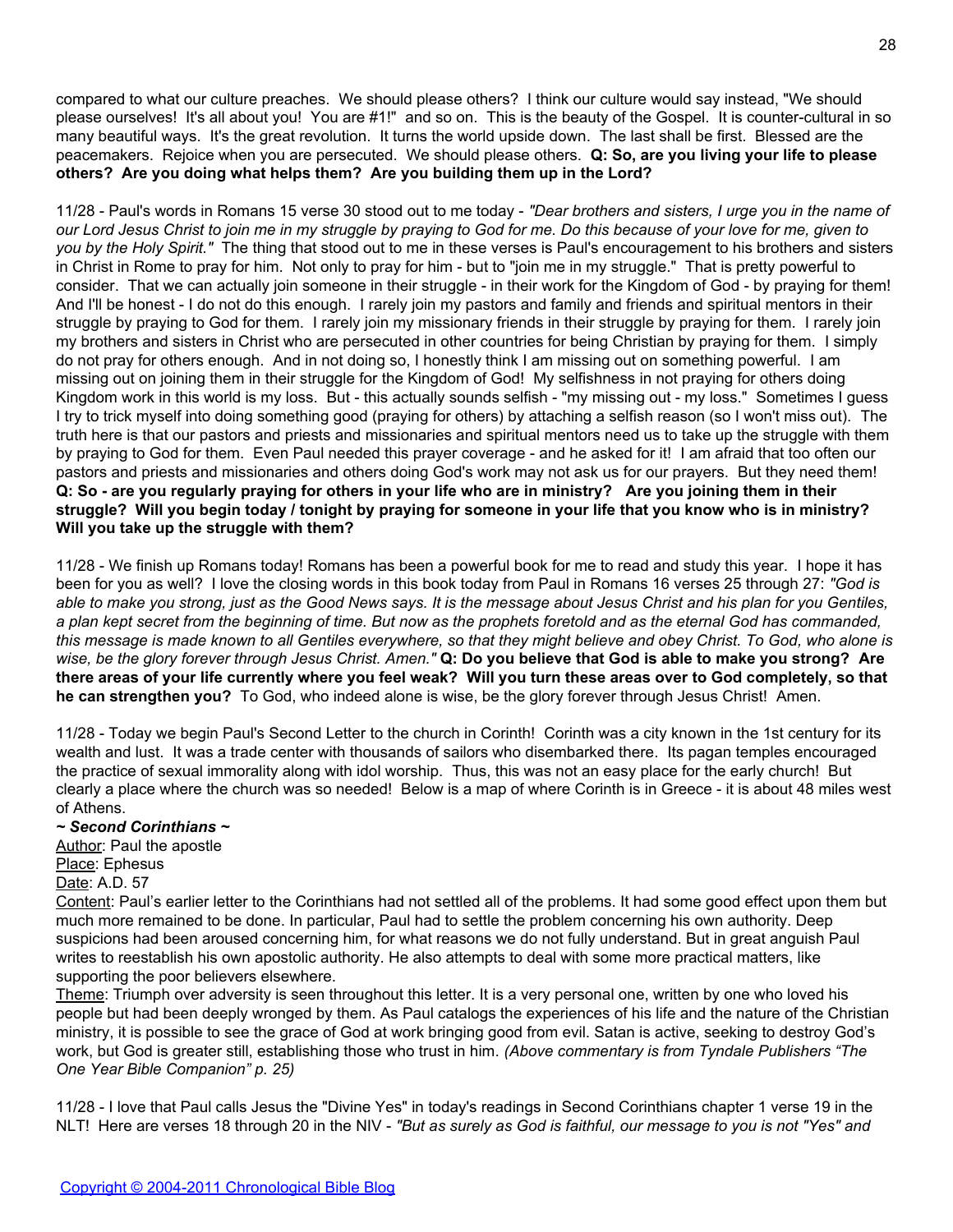compared to what our culture preaches. We should please others? I think our culture would say instead, "We should please ourselves! It's all about you! You are #1!" and so on. This is the beauty of the Gospel. It is counter-cultural in so many beautiful ways. It's the great revolution. It turns the world upside down. The last shall be first. Blessed are the peacemakers. Rejoice when you are persecuted. We should please others. **Q: So, are you living your life to please others? Are you doing what helps them? Are you building them up in the Lord?**

11/28 - Paul's words in Romans 15 verse 30 stood out to me today - *"Dear brothers and sisters, I urge you in the name of our Lord Jesus Christ to join me in my struggle by praying to God for me. Do this because of your love for me, given to you by the Holy Spirit."* The thing that stood out to me in these verses is Paul's encouragement to his brothers and sisters in Christ in Rome to pray for him. Not only to pray for him - but to "join me in my struggle." That is pretty powerful to consider. That we can actually join someone in their struggle - in their work for the Kingdom of God - by praying for them! And I'll be honest - I do not do this enough. I rarely join my pastors and family and friends and spiritual mentors in their struggle by praying to God for them. I rarely join my missionary friends in their struggle by praying for them. I rarely join my brothers and sisters in Christ who are persecuted in other countries for being Christian by praying for them. I simply do not pray for others enough. And in not doing so, I honestly think I am missing out on something powerful. I am missing out on joining them in their struggle for the Kingdom of God! My selfishness in not praying for others doing Kingdom work in this world is my loss. But - this actually sounds selfish - "my missing out - my loss." Sometimes I guess I try to trick myself into doing something good (praying for others) by attaching a selfish reason (so I won't miss out). The truth here is that our pastors and priests and missionaries and spiritual mentors need us to take up the struggle with them by praying to God for them. Even Paul needed this prayer coverage - and he asked for it! I am afraid that too often our pastors and priests and missionaries and others doing God's work may not ask us for our prayers. But they need them! **Q: So - are you regularly praying for others in your life who are in ministry? Are you joining them in their struggle? Will you begin today / tonight by praying for someone in your life that you know who is in ministry? Will you take up the struggle with them?**

11/28 - We finish up Romans today! Romans has been a powerful book for me to read and study this year. I hope it has been for you as well? I love the closing words in this book today from Paul in Romans 16 verses 25 through 27: *"God is able to make you strong, just as the Good News says. It is the message about Jesus Christ and his plan for you Gentiles, a plan kept secret from the beginning of time. But now as the prophets foretold and as the eternal God has commanded, this message is made known to all Gentiles everywhere, so that they might believe and obey Christ. To God, who alone is wise, be the glory forever through Jesus Christ. Amen."* **Q: Do you believe that God is able to make you strong? Are there areas of your life currently where you feel weak? Will you turn these areas over to God completely, so that he can strengthen you?** To God, who indeed alone is wise, be the glory forever through Jesus Christ! Amen.

11/28 - Today we begin Paul's Second Letter to the church in Corinth! Corinth was a city known in the 1st century for its wealth and lust. It was a trade center with thousands of sailors who disembarked there. Its pagan temples encouraged the practice of sexual immorality along with idol worship. Thus, this was not an easy place for the early church! But clearly a place where the church was so needed! Below is a map of where Corinth is in Greece - it is about 48 miles west of Athens.

***~ Second Corinthians ~***

Author: Paul the apostle
Place: Ephesus
Date: A.D. 57
Content: Paul's earlier letter to the Corinthians had not settled all of the problems. It had some good effect upon them but much more remained to be done. In particular, Paul had to settle the problem concerning his own authority. Deep suspicions had been aroused concerning him, for what reasons we do not fully understand. But in great anguish Paul writes to reestablish his own apostolic authority. He also attempts to deal with some more practical matters, like supporting the poor believers elsewhere.
Theme: Triumph over adversity is seen throughout this letter. It is a very personal one, written by one who loved his people but had been deeply wronged by them. As Paul catalogs the experiences of his life and the nature of the Christian ministry, it is possible to see the grace of God at work bringing good from evil. Satan is active, seeking to destroy God's work, but God is greater still, establishing those who trust in him. *(Above commentary is from Tyndale Publishers "The One Year Bible Companion" p. 25)*

11/28 - I love that Paul calls Jesus the "Divine Yes" in today's readings in Second Corinthians chapter 1 verse 19 in the NLT! Here are verses 18 through 20 in the NIV - *"But as surely as God is faithful, our message to you is not "Yes" and*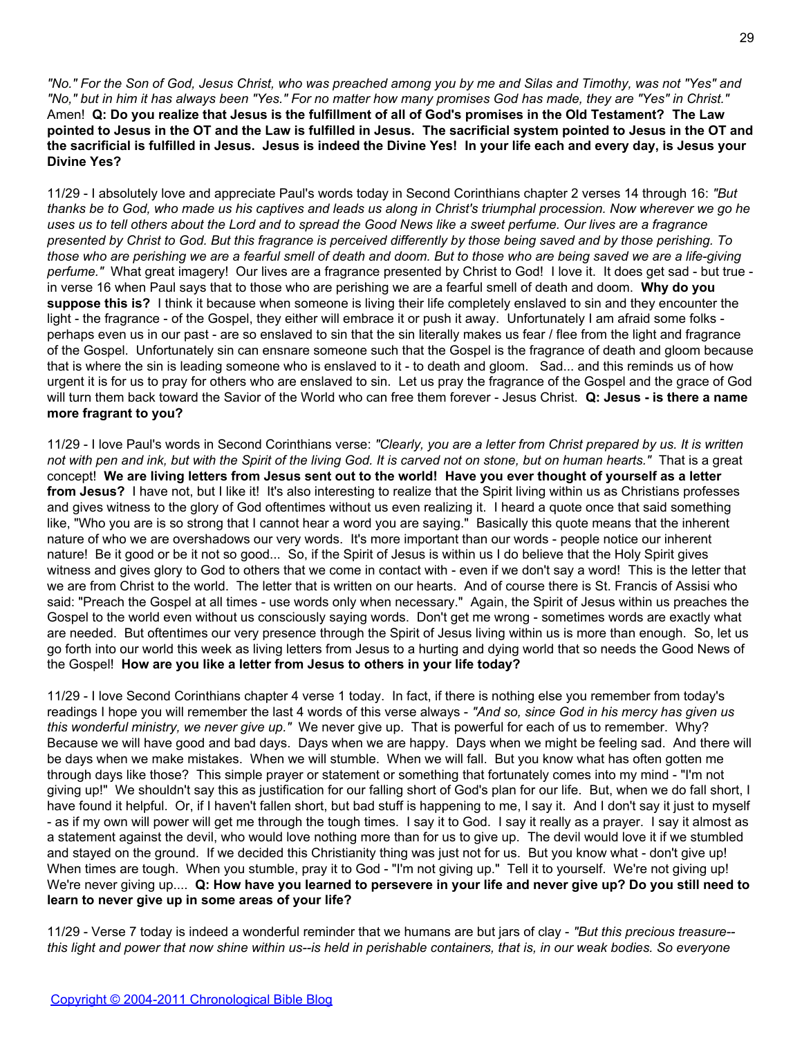*"No." For the Son of God, Jesus Christ, who was preached among you by me and Silas and Timothy, was not "Yes" and "No," but in him it has always been "Yes." For no matter how many promises God has made, they are "Yes" in Christ."* Amen! **Q: Do you realize that Jesus is the fulfillment of all of God's promises in the Old Testament? The Law pointed to Jesus in the OT and the Law is fulfilled in Jesus. The sacrificial system pointed to Jesus in the OT and the sacrificial is fulfilled in Jesus. Jesus is indeed the Divine Yes! In your life each and every day, is Jesus your Divine Yes?**

11/29 - I absolutely love and appreciate Paul's words today in Second Corinthians chapter 2 verses 14 through 16: *"But thanks be to God, who made us his captives and leads us along in Christ's triumphal procession. Now wherever we go he uses us to tell others about the Lord and to spread the Good News like a sweet perfume. Our lives are a fragrance presented by Christ to God. But this fragrance is perceived differently by those being saved and by those perishing. To those who are perishing we are a fearful smell of death and doom. But to those who are being saved we are a life-giving perfume."* What great imagery! Our lives are a fragrance presented by Christ to God! I love it. It does get sad - but true - in verse 16 when Paul says that to those who are perishing we are a fearful smell of death and doom. **Why do you suppose this is?** I think it because when someone is living their life completely enslaved to sin and they encounter the light - the fragrance - of the Gospel, they either will embrace it or push it away. Unfortunately I am afraid some folks - perhaps even us in our past - are so enslaved to sin that the sin literally makes us fear / flee from the light and fragrance of the Gospel. Unfortunately sin can ensnare someone such that the Gospel is the fragrance of death and gloom because that is where the sin is leading someone who is enslaved to it - to death and gloom. Sad... and this reminds us of how urgent it is for us to pray for others who are enslaved to sin. Let us pray the fragrance of the Gospel and the grace of God will turn them back toward the Savior of the World who can free them forever - Jesus Christ. **Q: Jesus - is there a name more fragrant to you?**

11/29 - I love Paul's words in Second Corinthians verse: *"Clearly, you are a letter from Christ prepared by us. It is written not with pen and ink, but with the Spirit of the living God. It is carved not on stone, but on human hearts."* That is a great concept! **We are living letters from Jesus sent out to the world! Have you ever thought of yourself as a letter from Jesus?** I have not, but I like it! It's also interesting to realize that the Spirit living within us as Christians professes and gives witness to the glory of God oftentimes without us even realizing it. I heard a quote once that said something like, "Who you are is so strong that I cannot hear a word you are saying." Basically this quote means that the inherent nature of who we are overshadows our very words. It's more important than our words - people notice our inherent nature! Be it good or be it not so good... So, if the Spirit of Jesus is within us I do believe that the Holy Spirit gives witness and gives glory to God to others that we come in contact with - even if we don't say a word! This is the letter that we are from Christ to the world. The letter that is written on our hearts. And of course there is St. Francis of Assisi who said: "Preach the Gospel at all times - use words only when necessary." Again, the Spirit of Jesus within us preaches the Gospel to the world even without us consciously saying words. Don't get me wrong - sometimes words are exactly what are needed. But oftentimes our very presence through the Spirit of Jesus living within us is more than enough. So, let us go forth into our world this week as living letters from Jesus to a hurting and dying world that so needs the Good News of the Gospel! **How are you like a letter from Jesus to others in your life today?**

11/29 - I love Second Corinthians chapter 4 verse 1 today. In fact, if there is nothing else you remember from today's readings I hope you will remember the last 4 words of this verse always - *"And so, since God in his mercy has given us this wonderful ministry, we never give up."* We never give up. That is powerful for each of us to remember. Why? Because we will have good and bad days. Days when we are happy. Days when we might be feeling sad. And there will be days when we make mistakes. When we will stumble. When we will fall. But you know what has often gotten me through days like those? This simple prayer or statement or something that fortunately comes into my mind - "I'm not giving up!" We shouldn't say this as justification for our falling short of God's plan for our life. But, when we do fall short, I have found it helpful. Or, if I haven't fallen short, but bad stuff is happening to me, I say it. And I don't say it just to myself - as if my own will power will get me through the tough times. I say it to God. I say it really as a prayer. I say it almost as a statement against the devil, who would love nothing more than for us to give up. The devil would love it if we stumbled and stayed on the ground. If we decided this Christianity thing was just not for us. But you know what - don't give up! When times are tough. When you stumble, pray it to God - "I'm not giving up." Tell it to yourself. We're not giving up! We're never giving up.... **Q: How have you learned to persevere in your life and never give up? Do you still need to learn to never give up in some areas of your life?**

11/29 - Verse 7 today is indeed a wonderful reminder that we humans are but jars of clay - *"But this precious treasure--this light and power that now shine within us--is held in perishable containers, that is, in our weak bodies. So everyone*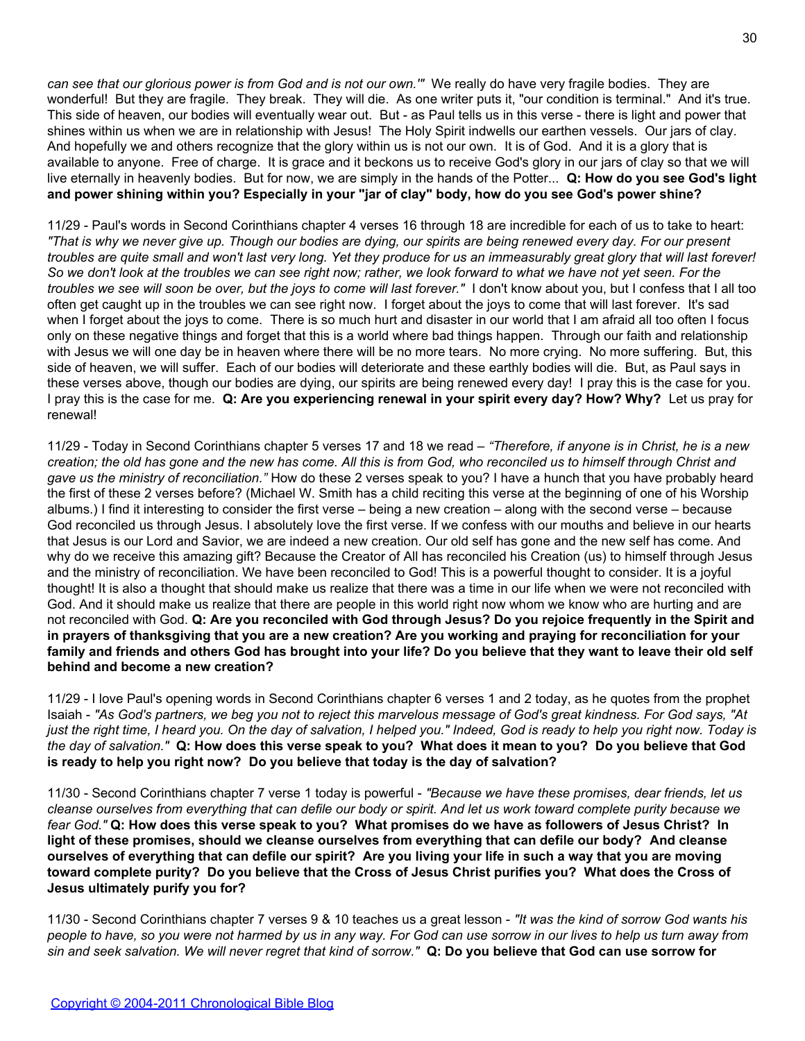*can see that our glorious power is from God and is not our own.'"* We really do have very fragile bodies. They are wonderful! But they are fragile. They break. They will die. As one writer puts it, "our condition is terminal." And it's true. This side of heaven, our bodies will eventually wear out. But - as Paul tells us in this verse - there is light and power that shines within us when we are in relationship with Jesus! The Holy Spirit indwells our earthen vessels. Our jars of clay. And hopefully we and others recognize that the glory within us is not our own. It is of God. And it is a glory that is available to anyone. Free of charge. It is grace and it beckons us to receive God's glory in our jars of clay so that we will live eternally in heavenly bodies. But for now, we are simply in the hands of the Potter... **Q: How do you see God's light and power shining within you? Especially in your "jar of clay" body, how do you see God's power shine?**

11/29 - Paul's words in Second Corinthians chapter 4 verses 16 through 18 are incredible for each of us to take to heart: *"That is why we never give up. Though our bodies are dying, our spirits are being renewed every day. For our present troubles are quite small and won't last very long. Yet they produce for us an immeasurably great glory that will last forever! So we don't look at the troubles we can see right now; rather, we look forward to what we have not yet seen. For the troubles we see will soon be over, but the joys to come will last forever."* I don't know about you, but I confess that I all too often get caught up in the troubles we can see right now. I forget about the joys to come that will last forever. It's sad when I forget about the joys to come. There is so much hurt and disaster in our world that I am afraid all too often I focus only on these negative things and forget that this is a world where bad things happen. Through our faith and relationship with Jesus we will one day be in heaven where there will be no more tears. No more crying. No more suffering. But, this side of heaven, we will suffer. Each of our bodies will deteriorate and these earthly bodies will die. But, as Paul says in these verses above, though our bodies are dying, our spirits are being renewed every day! I pray this is the case for you. I pray this is the case for me. **Q: Are you experiencing renewal in your spirit every day? How? Why?** Let us pray for renewal!

11/29 - Today in Second Corinthians chapter 5 verses 17 and 18 we read – *"Therefore, if anyone is in Christ, he is a new creation; the old has gone and the new has come. All this is from God, who reconciled us to himself through Christ and gave us the ministry of reconciliation."* How do these 2 verses speak to you? I have a hunch that you have probably heard the first of these 2 verses before? (Michael W. Smith has a child reciting this verse at the beginning of one of his Worship albums.) I find it interesting to consider the first verse – being a new creation – along with the second verse – because God reconciled us through Jesus. I absolutely love the first verse. If we confess with our mouths and believe in our hearts that Jesus is our Lord and Savior, we are indeed a new creation. Our old self has gone and the new self has come. And why do we receive this amazing gift? Because the Creator of All has reconciled his Creation (us) to himself through Jesus and the ministry of reconciliation. We have been reconciled to God! This is a powerful thought to consider. It is a joyful thought! It is also a thought that should make us realize that there was a time in our life when we were not reconciled with God. And it should make us realize that there are people in this world right now whom we know who are hurting and are not reconciled with God. **Q: Are you reconciled with God through Jesus? Do you rejoice frequently in the Spirit and in prayers of thanksgiving that you are a new creation? Are you working and praying for reconciliation for your family and friends and others God has brought into your life? Do you believe that they want to leave their old self behind and become a new creation?**

11/29 - I love Paul's opening words in Second Corinthians chapter 6 verses 1 and 2 today, as he quotes from the prophet Isaiah - *"As God's partners, we beg you not to reject this marvelous message of God's great kindness. For God says, "At just the right time, I heard you. On the day of salvation, I helped you." Indeed, God is ready to help you right now. Today is the day of salvation."* **Q: How does this verse speak to you? What does it mean to you? Do you believe that God is ready to help you right now? Do you believe that today is the day of salvation?**

11/30 - Second Corinthians chapter 7 verse 1 today is powerful - *"Because we have these promises, dear friends, let us cleanse ourselves from everything that can defile our body or spirit. And let us work toward complete purity because we fear God."* **Q: How does this verse speak to you? What promises do we have as followers of Jesus Christ? In light of these promises, should we cleanse ourselves from everything that can defile our body? And cleanse ourselves of everything that can defile our spirit? Are you living your life in such a way that you are moving toward complete purity? Do you believe that the Cross of Jesus Christ purifies you? What does the Cross of Jesus ultimately purify you for?**

11/30 - Second Corinthians chapter 7 verses 9 & 10 teaches us a great lesson - *"It was the kind of sorrow God wants his people to have, so you were not harmed by us in any way. For God can use sorrow in our lives to help us turn away from sin and seek salvation. We will never regret that kind of sorrow."* **Q: Do you believe that God can use sorrow for**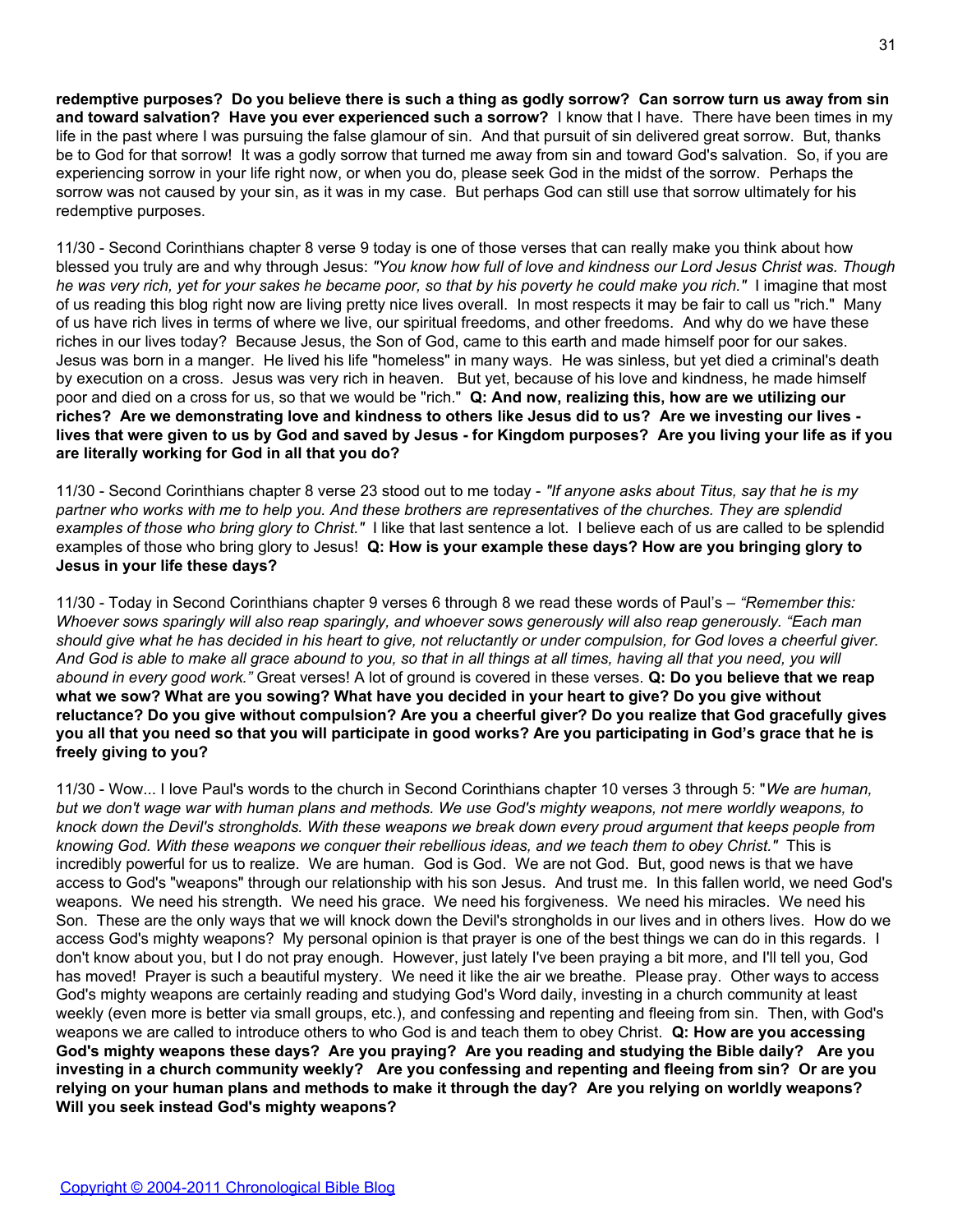**redemptive purposes? Do you believe there is such a thing as godly sorrow? Can sorrow turn us away from sin and toward salvation? Have you ever experienced such a sorrow?** I know that I have. There have been times in my life in the past where I was pursuing the false glamour of sin. And that pursuit of sin delivered great sorrow. But, thanks be to God for that sorrow! It was a godly sorrow that turned me away from sin and toward God's salvation. So, if you are experiencing sorrow in your life right now, or when you do, please seek God in the midst of the sorrow. Perhaps the sorrow was not caused by your sin, as it was in my case. But perhaps God can still use that sorrow ultimately for his redemptive purposes.

11/30 - Second Corinthians chapter 8 verse 9 today is one of those verses that can really make you think about how blessed you truly are and why through Jesus: *"You know how full of love and kindness our Lord Jesus Christ was. Though he was very rich, yet for your sakes he became poor, so that by his poverty he could make you rich."* I imagine that most of us reading this blog right now are living pretty nice lives overall. In most respects it may be fair to call us "rich." Many of us have rich lives in terms of where we live, our spiritual freedoms, and other freedoms. And why do we have these riches in our lives today? Because Jesus, the Son of God, came to this earth and made himself poor for our sakes. Jesus was born in a manger. He lived his life "homeless" in many ways. He was sinless, but yet died a criminal's death by execution on a cross. Jesus was very rich in heaven. But yet, because of his love and kindness, he made himself poor and died on a cross for us, so that we would be "rich." **Q: And now, realizing this, how are we utilizing our riches? Are we demonstrating love and kindness to others like Jesus did to us? Are we investing our lives - lives that were given to us by God and saved by Jesus - for Kingdom purposes? Are you living your life as if you are literally working for God in all that you do?**

11/30 - Second Corinthians chapter 8 verse 23 stood out to me today - *"If anyone asks about Titus, say that he is my partner who works with me to help you. And these brothers are representatives of the churches. They are splendid examples of those who bring glory to Christ."* I like that last sentence a lot. I believe each of us are called to be splendid examples of those who bring glory to Jesus! **Q: How is your example these days? How are you bringing glory to Jesus in your life these days?**

11/30 - Today in Second Corinthians chapter 9 verses 6 through 8 we read these words of Paul's – *"Remember this: Whoever sows sparingly will also reap sparingly, and whoever sows generously will also reap generously. "Each man should give what he has decided in his heart to give, not reluctantly or under compulsion, for God loves a cheerful giver. And God is able to make all grace abound to you, so that in all things at all times, having all that you need, you will abound in every good work."* Great verses! A lot of ground is covered in these verses. **Q: Do you believe that we reap what we sow? What are you sowing? What have you decided in your heart to give? Do you give without reluctance? Do you give without compulsion? Are you a cheerful giver? Do you realize that God gracefully gives you all that you need so that you will participate in good works? Are you participating in God's grace that he is freely giving to you?**

11/30 - Wow... I love Paul's words to the church in Second Corinthians chapter 10 verses 3 through 5: "*We are human, but we don't wage war with human plans and methods. We use God's mighty weapons, not mere worldly weapons, to knock down the Devil's strongholds. With these weapons we break down every proud argument that keeps people from knowing God. With these weapons we conquer their rebellious ideas, and we teach them to obey Christ."* This is incredibly powerful for us to realize. We are human. God is God. We are not God. But, good news is that we have access to God's "weapons" through our relationship with his son Jesus. And trust me. In this fallen world, we need God's weapons. We need his strength. We need his grace. We need his forgiveness. We need his miracles. We need his Son. These are the only ways that we will knock down the Devil's strongholds in our lives and in others lives. How do we access God's mighty weapons? My personal opinion is that prayer is one of the best things we can do in this regards. I don't know about you, but I do not pray enough. However, just lately I've been praying a bit more, and I'll tell you, God has moved! Prayer is such a beautiful mystery. We need it like the air we breathe. Please pray. Other ways to access God's mighty weapons are certainly reading and studying God's Word daily, investing in a church community at least weekly (even more is better via small groups, etc.), and confessing and repenting and fleeing from sin. Then, with God's weapons we are called to introduce others to who God is and teach them to obey Christ. **Q: How are you accessing God's mighty weapons these days? Are you praying? Are you reading and studying the Bible daily? Are you investing in a church community weekly? Are you confessing and repenting and fleeing from sin? Or are you relying on your human plans and methods to make it through the day? Are you relying on worldly weapons? Will you seek instead God's mighty weapons?**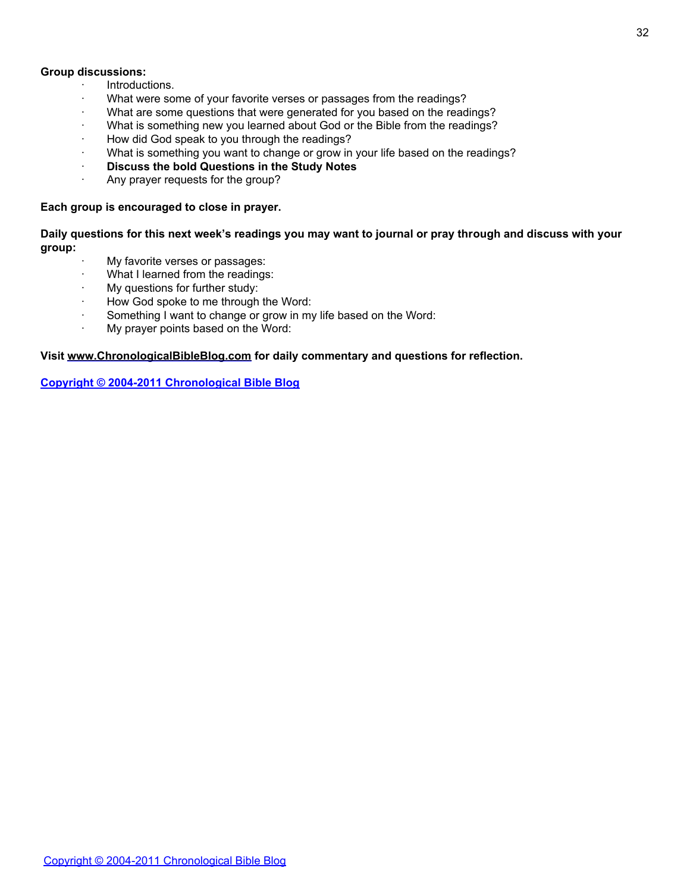**Group discussions:**

- Introductions.
- What were some of your favorite verses or passages from the readings?
- What are some questions that were generated for you based on the readings?
- What is something new you learned about God or the Bible from the readings?
- How did God speak to you through the readings?
- What is something you want to change or grow in your life based on the readings?
- **Discuss the bold Questions in the Study Notes**
- Any prayer requests for the group?

**Each group is encouraged to close in prayer.**

**Daily questions for this next week's readings you may want to journal or pray through and discuss with your group:**

- My favorite verses or passages:
- What I learned from the readings:
- My questions for further study:
- How God spoke to me through the Word:
- Something I want to change or grow in my life based on the Word:
- My prayer points based on the Word:

**Visit www.ChronologicalBibleBlog.com for daily commentary and questions for reflection.**

**Copyright © 2004-2011 Chronological Bible Blog**